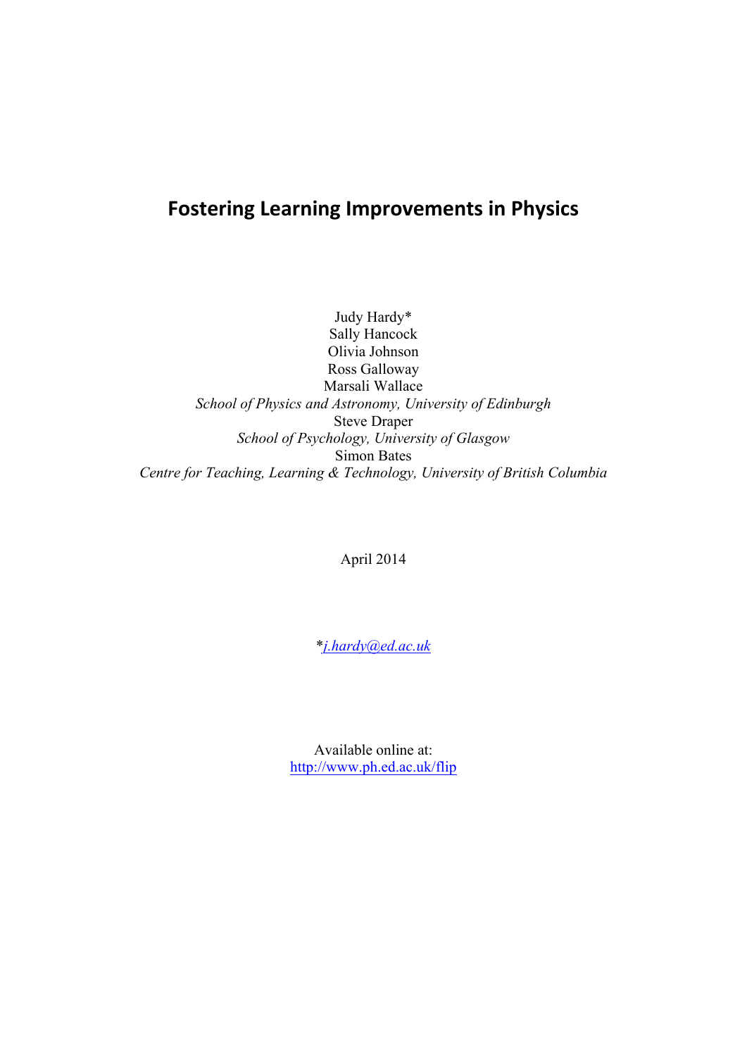# Fostering Learning Improvements in Physics

Judy Hardy*
Sally Hancock
Olivia Johnson
Ross Galloway
Marsali Wallace
*School of Physics and Astronomy, University of Edinburgh*
Steve Draper
*School of Psychology, University of Glasgow*
Simon Bates
*Centre for Teaching, Learning & Technology, University of British Columbia*

April 2014

**j.hardy@ed.ac.uk*

Available online at:
http://www.ph.ed.ac.uk/flip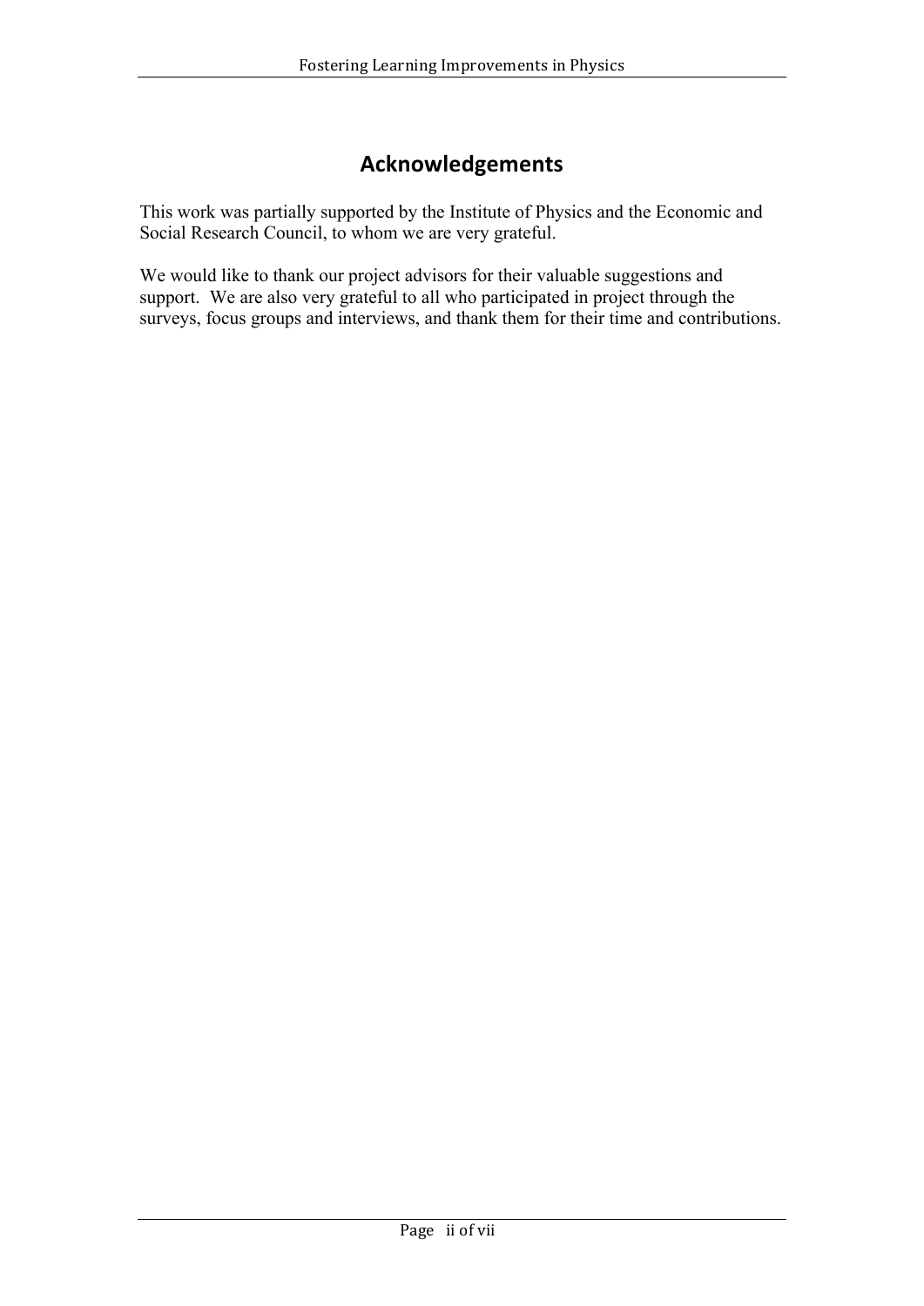# Acknowledgements

This work was partially supported by the Institute of Physics and the Economic and Social Research Council, to whom we are very grateful.

We would like to thank our project advisors for their valuable suggestions and support. We are also very grateful to all who participated in project through the surveys, focus groups and interviews, and thank them for their time and contributions.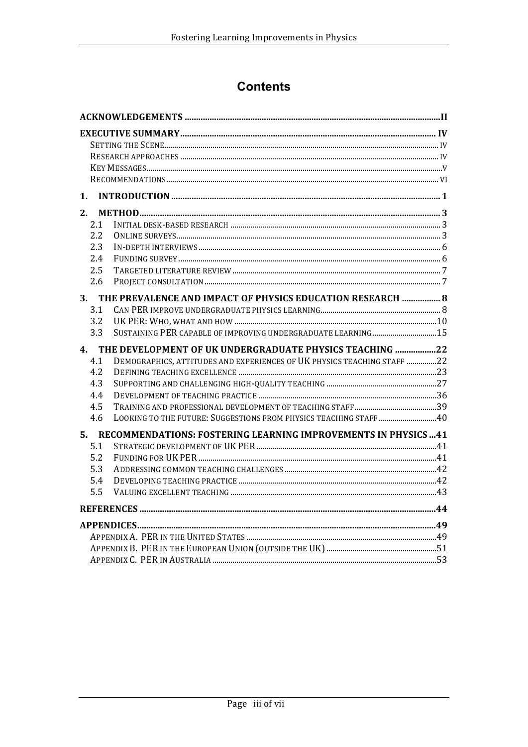# Contents

- **ACKNOWLEDGEMENTS** ..... **II**
- **EXECUTIVE SUMMARY** ..... **IV**
  - SETTING THE SCENE ..... IV
  - RESEARCH APPROACHES ..... IV
  - KEY MESSAGES ..... V
  - RECOMMENDATIONS ..... VI
- **1. INTRODUCTION** ..... **1**
- **2. METHOD** ..... **3**
  - 2.1 INITIAL DESK-BASED RESEARCH ..... 3
  - 2.2 ONLINE SURVEYS ..... 3
  - 2.3 IN-DEPTH INTERVIEWS ..... 6
  - 2.4 FUNDING SURVEY ..... 6
  - 2.5 TARGETED LITERATURE REVIEW ..... 7
  - 2.6 PROJECT CONSULTATION ..... 7
- **3. THE PREVALENCE AND IMPACT OF PHYSICS EDUCATION RESEARCH** ..... **8**
  - 3.1 CAN PER IMPROVE UNDERGRADUATE PHYSICS LEARNING ..... 8
  - 3.2 UK PER: WHO, WHAT AND HOW ..... 10
  - 3.3 SUSTAINING PER CAPABLE OF IMPROVING UNDERGRADUATE LEARNING ..... 15
- **4. THE DEVELOPMENT OF UK UNDERGRADUATE PHYSICS TEACHING** ..... **22**
  - 4.1 DEMOGRAPHICS, ATTITUDES AND EXPERIENCES OF UK PHYSICS TEACHING STAFF ..... 22
  - 4.2 DEFINING TEACHING EXCELLENCE ..... 23
  - 4.3 SUPPORTING AND CHALLENGING HIGH-QUALITY TEACHING ..... 27
  - 4.4 DEVELOPMENT OF TEACHING PRACTICE ..... 36
  - 4.5 TRAINING AND PROFESSIONAL DEVELOPMENT OF TEACHING STAFF ..... 39
  - 4.6 LOOKING TO THE FUTURE: SUGGESTIONS FROM PHYSICS TEACHING STAFF ..... 40
- **5. RECOMMENDATIONS: FOSTERING LEARNING IMPROVEMENTS IN PHYSICS** ..... **41**
  - 5.1 STRATEGIC DEVELOPMENT OF UK PER ..... 41
  - 5.2 FUNDING FOR UK PER ..... 41
  - 5.3 ADDRESSING COMMON TEACHING CHALLENGES ..... 42
  - 5.4 DEVELOPING TEACHING PRACTICE ..... 42
  - 5.5 VALUING EXCELLENT TEACHING ..... 43
- **REFERENCES** ..... **44**
- **APPENDICES** ..... **49**
  - APPENDIX A. PER IN THE UNITED STATES ..... 49
  - APPENDIX B. PER IN THE EUROPEAN UNION (OUTSIDE THE UK) ..... 51
  - APPENDIX C. PER IN AUSTRALIA ..... 53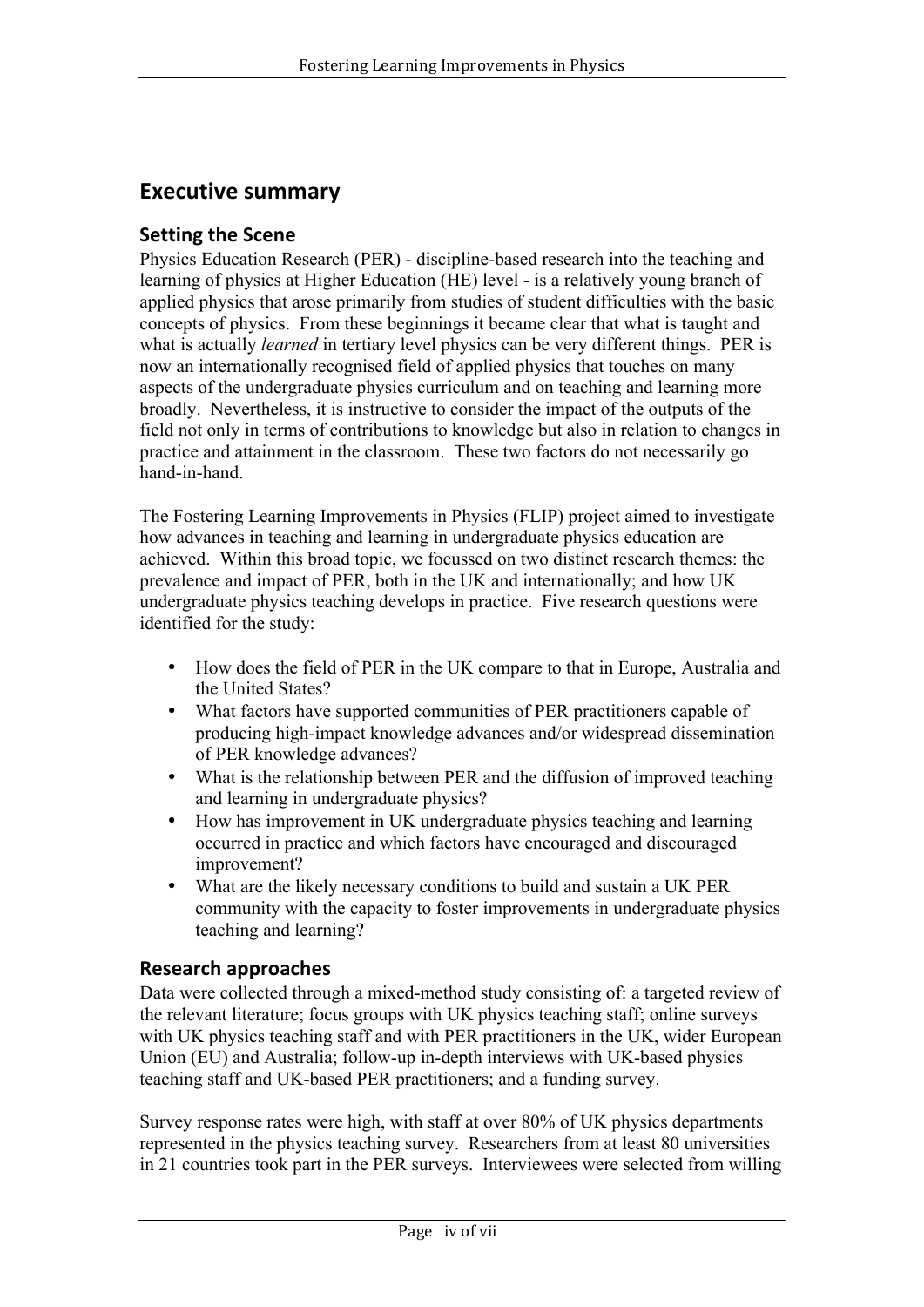## Executive summary

### Setting the Scene

Physics Education Research (PER) - discipline-based research into the teaching and learning of physics at Higher Education (HE) level - is a relatively young branch of applied physics that arose primarily from studies of student difficulties with the basic concepts of physics. From these beginnings it became clear that what is taught and what is actually *learned* in tertiary level physics can be very different things. PER is now an internationally recognised field of applied physics that touches on many aspects of the undergraduate physics curriculum and on teaching and learning more broadly. Nevertheless, it is instructive to consider the impact of the outputs of the field not only in terms of contributions to knowledge but also in relation to changes in practice and attainment in the classroom. These two factors do not necessarily go hand-in-hand.

The Fostering Learning Improvements in Physics (FLIP) project aimed to investigate how advances in teaching and learning in undergraduate physics education are achieved. Within this broad topic, we focussed on two distinct research themes: the prevalence and impact of PER, both in the UK and internationally; and how UK undergraduate physics teaching develops in practice. Five research questions were identified for the study:

- How does the field of PER in the UK compare to that in Europe, Australia and the United States?
- What factors have supported communities of PER practitioners capable of producing high-impact knowledge advances and/or widespread dissemination of PER knowledge advances?
- What is the relationship between PER and the diffusion of improved teaching and learning in undergraduate physics?
- How has improvement in UK undergraduate physics teaching and learning occurred in practice and which factors have encouraged and discouraged improvement?
- What are the likely necessary conditions to build and sustain a UK PER community with the capacity to foster improvements in undergraduate physics teaching and learning?

### Research approaches

Data were collected through a mixed-method study consisting of: a targeted review of the relevant literature; focus groups with UK physics teaching staff; online surveys with UK physics teaching staff and with PER practitioners in the UK, wider European Union (EU) and Australia; follow-up in-depth interviews with UK-based physics teaching staff and UK-based PER practitioners; and a funding survey.

Survey response rates were high, with staff at over 80% of UK physics departments represented in the physics teaching survey. Researchers from at least 80 universities in 21 countries took part in the PER surveys. Interviewees were selected from willing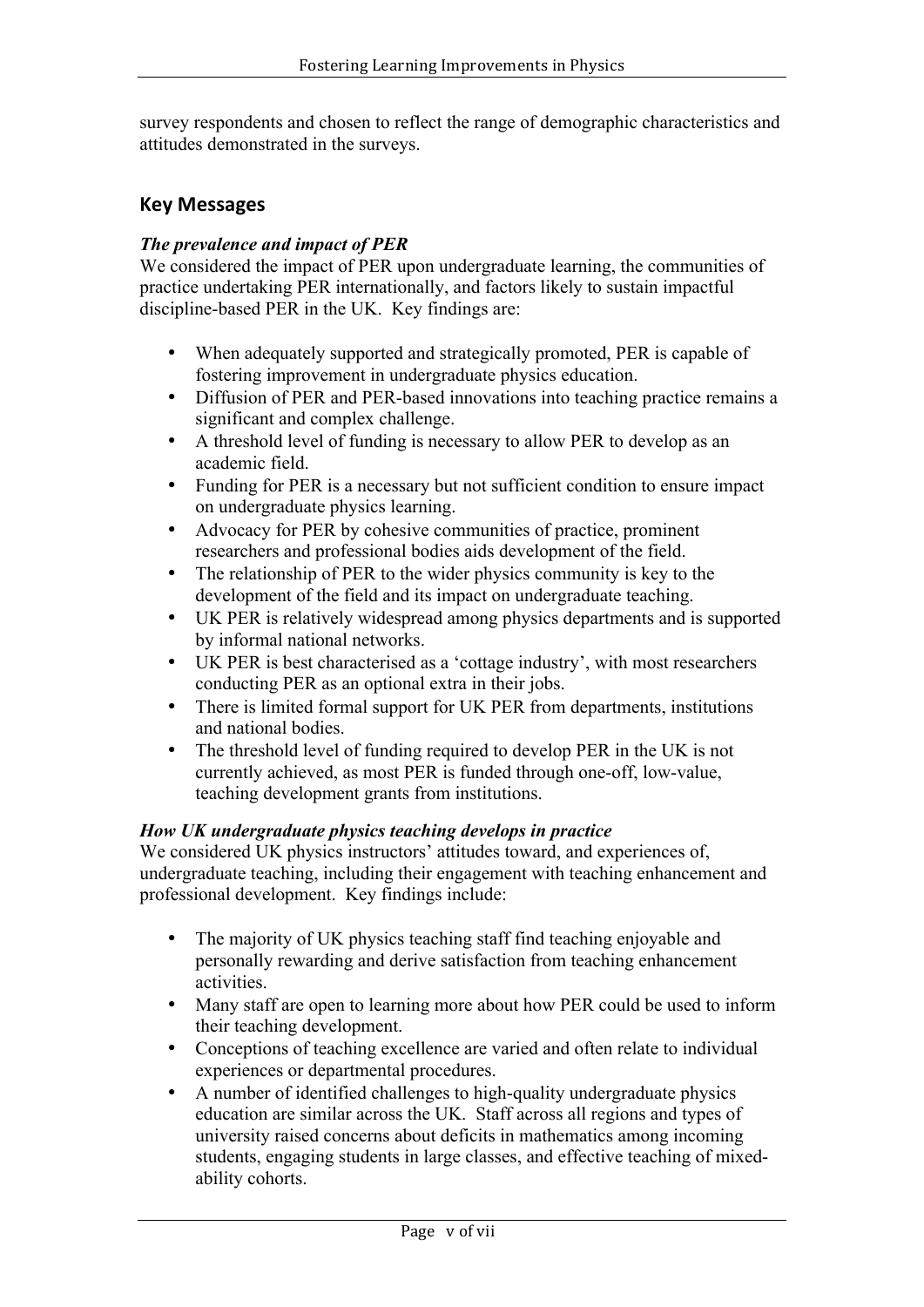survey respondents and chosen to reflect the range of demographic characteristics and attitudes demonstrated in the surveys.

## Key Messages

***The prevalence and impact of PER***

We considered the impact of PER upon undergraduate learning, the communities of practice undertaking PER internationally, and factors likely to sustain impactful discipline-based PER in the UK. Key findings are:

- When adequately supported and strategically promoted, PER is capable of fostering improvement in undergraduate physics education.
- Diffusion of PER and PER-based innovations into teaching practice remains a significant and complex challenge.
- A threshold level of funding is necessary to allow PER to develop as an academic field.
- Funding for PER is a necessary but not sufficient condition to ensure impact on undergraduate physics learning.
- Advocacy for PER by cohesive communities of practice, prominent researchers and professional bodies aids development of the field.
- The relationship of PER to the wider physics community is key to the development of the field and its impact on undergraduate teaching.
- UK PER is relatively widespread among physics departments and is supported by informal national networks.
- UK PER is best characterised as a 'cottage industry', with most researchers conducting PER as an optional extra in their jobs.
- There is limited formal support for UK PER from departments, institutions and national bodies.
- The threshold level of funding required to develop PER in the UK is not currently achieved, as most PER is funded through one-off, low-value, teaching development grants from institutions.

***How UK undergraduate physics teaching develops in practice***

We considered UK physics instructors' attitudes toward, and experiences of, undergraduate teaching, including their engagement with teaching enhancement and professional development. Key findings include:

- The majority of UK physics teaching staff find teaching enjoyable and personally rewarding and derive satisfaction from teaching enhancement activities.
- Many staff are open to learning more about how PER could be used to inform their teaching development.
- Conceptions of teaching excellence are varied and often relate to individual experiences or departmental procedures.
- A number of identified challenges to high-quality undergraduate physics education are similar across the UK. Staff across all regions and types of university raised concerns about deficits in mathematics among incoming students, engaging students in large classes, and effective teaching of mixed-ability cohorts.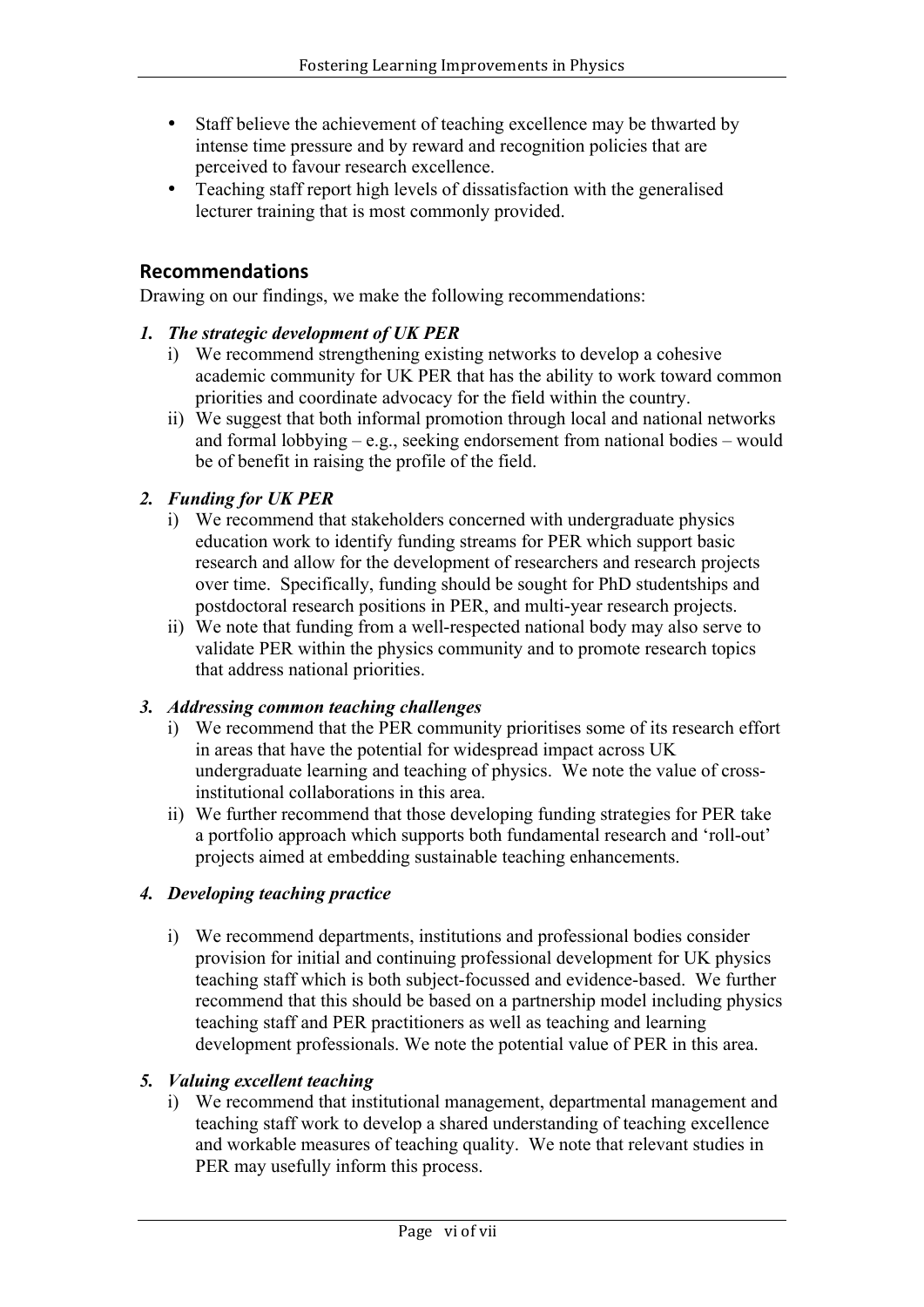- Staff believe the achievement of teaching excellence may be thwarted by intense time pressure and by reward and recognition policies that are perceived to favour research excellence.
- Teaching staff report high levels of dissatisfaction with the generalised lecturer training that is most commonly provided.

## Recommendations

Drawing on our findings, we make the following recommendations:

### *1. The strategic development of UK PER*

i) We recommend strengthening existing networks to develop a cohesive academic community for UK PER that has the ability to work toward common priorities and coordinate advocacy for the field within the country.

ii) We suggest that both informal promotion through local and national networks and formal lobbying – e.g., seeking endorsement from national bodies – would be of benefit in raising the profile of the field.

### *2. Funding for UK PER*

i) We recommend that stakeholders concerned with undergraduate physics education work to identify funding streams for PER which support basic research and allow for the development of researchers and research projects over time. Specifically, funding should be sought for PhD studentships and postdoctoral research positions in PER, and multi-year research projects.

ii) We note that funding from a well-respected national body may also serve to validate PER within the physics community and to promote research topics that address national priorities.

### *3. Addressing common teaching challenges*

i) We recommend that the PER community prioritises some of its research effort in areas that have the potential for widespread impact across UK undergraduate learning and teaching of physics. We note the value of cross-institutional collaborations in this area.

ii) We further recommend that those developing funding strategies for PER take a portfolio approach which supports both fundamental research and 'roll-out' projects aimed at embedding sustainable teaching enhancements.

### *4. Developing teaching practice*

i) We recommend departments, institutions and professional bodies consider provision for initial and continuing professional development for UK physics teaching staff which is both subject-focussed and evidence-based. We further recommend that this should be based on a partnership model including physics teaching staff and PER practitioners as well as teaching and learning development professionals. We note the potential value of PER in this area.

### *5. Valuing excellent teaching*

i) We recommend that institutional management, departmental management and teaching staff work to develop a shared understanding of teaching excellence and workable measures of teaching quality. We note that relevant studies in PER may usefully inform this process.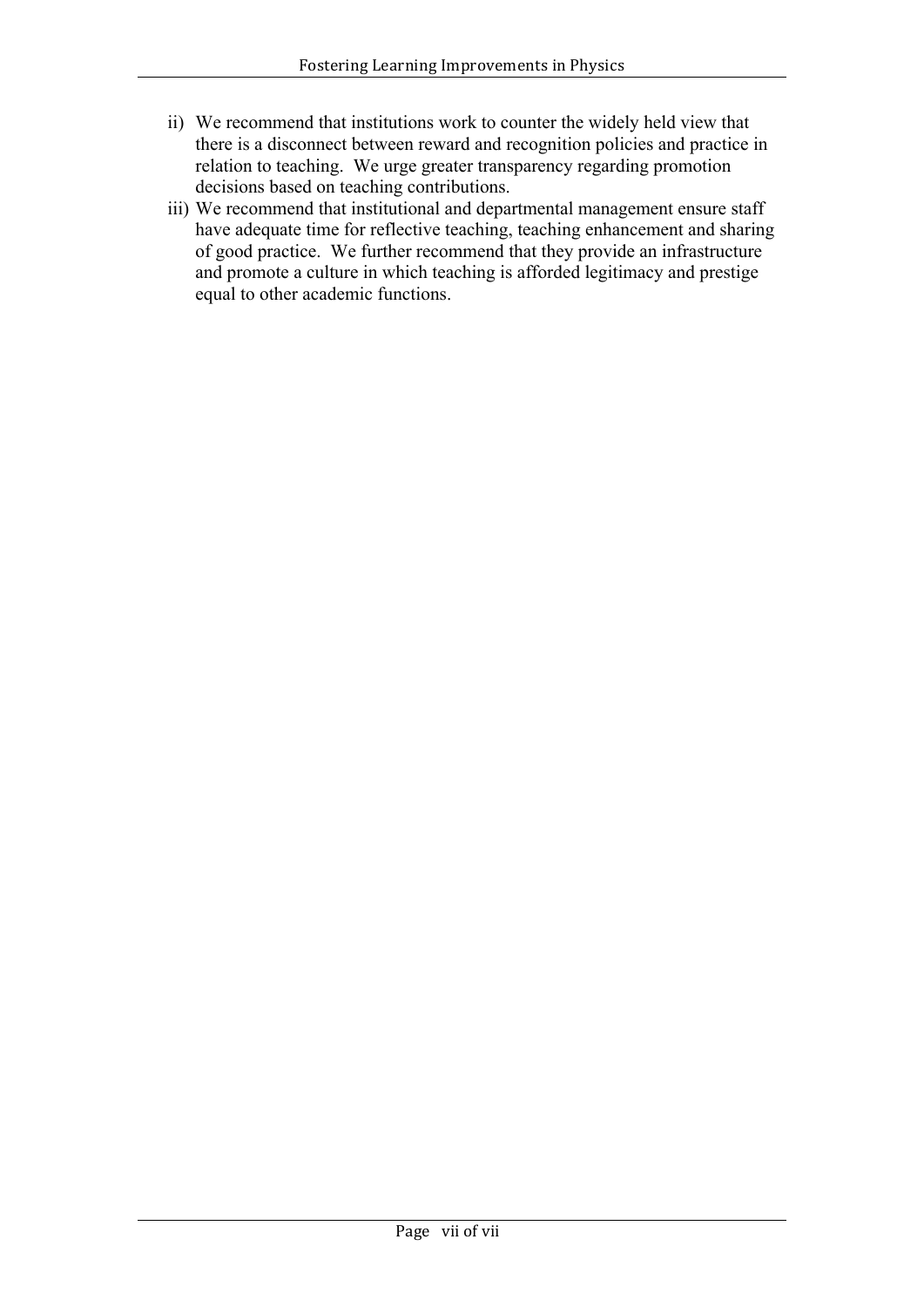ii) We recommend that institutions work to counter the widely held view that there is a disconnect between reward and recognition policies and practice in relation to teaching. We urge greater transparency regarding promotion decisions based on teaching contributions.

iii) We recommend that institutional and departmental management ensure staff have adequate time for reflective teaching, teaching enhancement and sharing of good practice. We further recommend that they provide an infrastructure and promote a culture in which teaching is afforded legitimacy and prestige equal to other academic functions.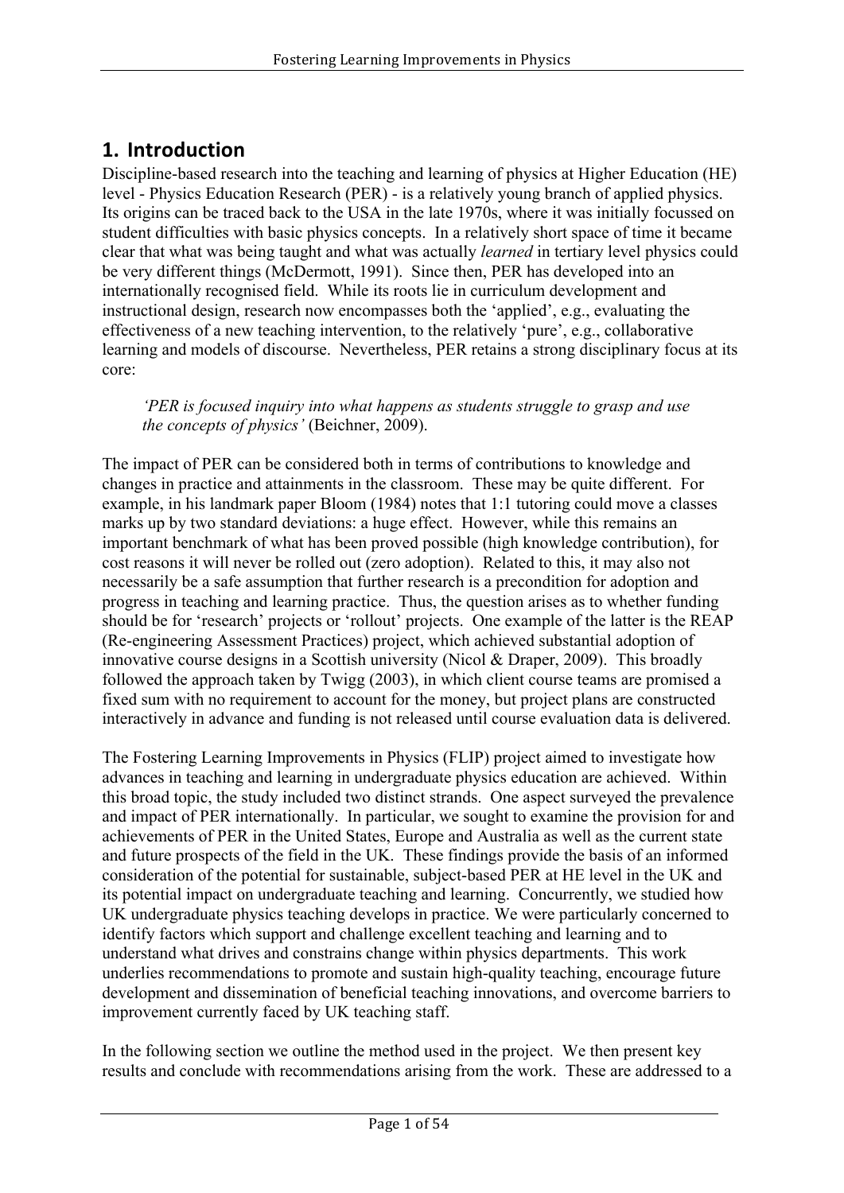# 1. Introduction

Discipline-based research into the teaching and learning of physics at Higher Education (HE) level - Physics Education Research (PER) - is a relatively young branch of applied physics. Its origins can be traced back to the USA in the late 1970s, where it was initially focussed on student difficulties with basic physics concepts. In a relatively short space of time it became clear that what was being taught and what was actually *learned* in tertiary level physics could be very different things (McDermott, 1991). Since then, PER has developed into an internationally recognised field. While its roots lie in curriculum development and instructional design, research now encompasses both the 'applied', e.g., evaluating the effectiveness of a new teaching intervention, to the relatively 'pure', e.g., collaborative learning and models of discourse. Nevertheless, PER retains a strong disciplinary focus at its core:

> *'PER is focused inquiry into what happens as students struggle to grasp and use the concepts of physics'* (Beichner, 2009).

The impact of PER can be considered both in terms of contributions to knowledge and changes in practice and attainments in the classroom. These may be quite different. For example, in his landmark paper Bloom (1984) notes that 1:1 tutoring could move a classes marks up by two standard deviations: a huge effect. However, while this remains an important benchmark of what has been proved possible (high knowledge contribution), for cost reasons it will never be rolled out (zero adoption). Related to this, it may also not necessarily be a safe assumption that further research is a precondition for adoption and progress in teaching and learning practice. Thus, the question arises as to whether funding should be for 'research' projects or 'rollout' projects. One example of the latter is the REAP (Re-engineering Assessment Practices) project, which achieved substantial adoption of innovative course designs in a Scottish university (Nicol & Draper, 2009). This broadly followed the approach taken by Twigg (2003), in which client course teams are promised a fixed sum with no requirement to account for the money, but project plans are constructed interactively in advance and funding is not released until course evaluation data is delivered.

The Fostering Learning Improvements in Physics (FLIP) project aimed to investigate how advances in teaching and learning in undergraduate physics education are achieved. Within this broad topic, the study included two distinct strands. One aspect surveyed the prevalence and impact of PER internationally. In particular, we sought to examine the provision for and achievements of PER in the United States, Europe and Australia as well as the current state and future prospects of the field in the UK. These findings provide the basis of an informed consideration of the potential for sustainable, subject-based PER at HE level in the UK and its potential impact on undergraduate teaching and learning. Concurrently, we studied how UK undergraduate physics teaching develops in practice. We were particularly concerned to identify factors which support and challenge excellent teaching and learning and to understand what drives and constrains change within physics departments. This work underlies recommendations to promote and sustain high-quality teaching, encourage future development and dissemination of beneficial teaching innovations, and overcome barriers to improvement currently faced by UK teaching staff.

In the following section we outline the method used in the project. We then present key results and conclude with recommendations arising from the work. These are addressed to a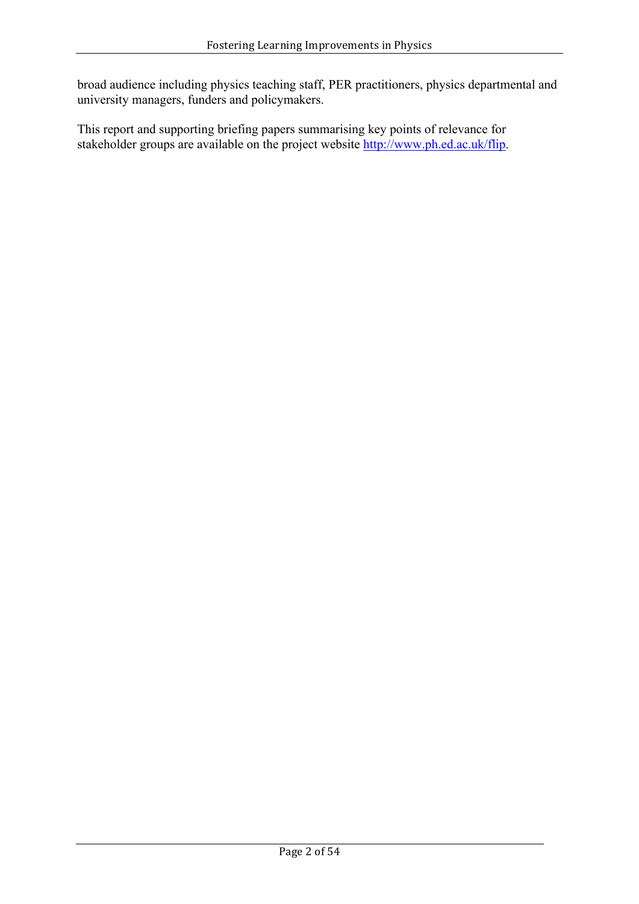broad audience including physics teaching staff, PER practitioners, physics departmental and university managers, funders and policymakers.

This report and supporting briefing papers summarising key points of relevance for stakeholder groups are available on the project website [http://www.ph.ed.ac.uk/flip](http://www.ph.ed.ac.uk/flip).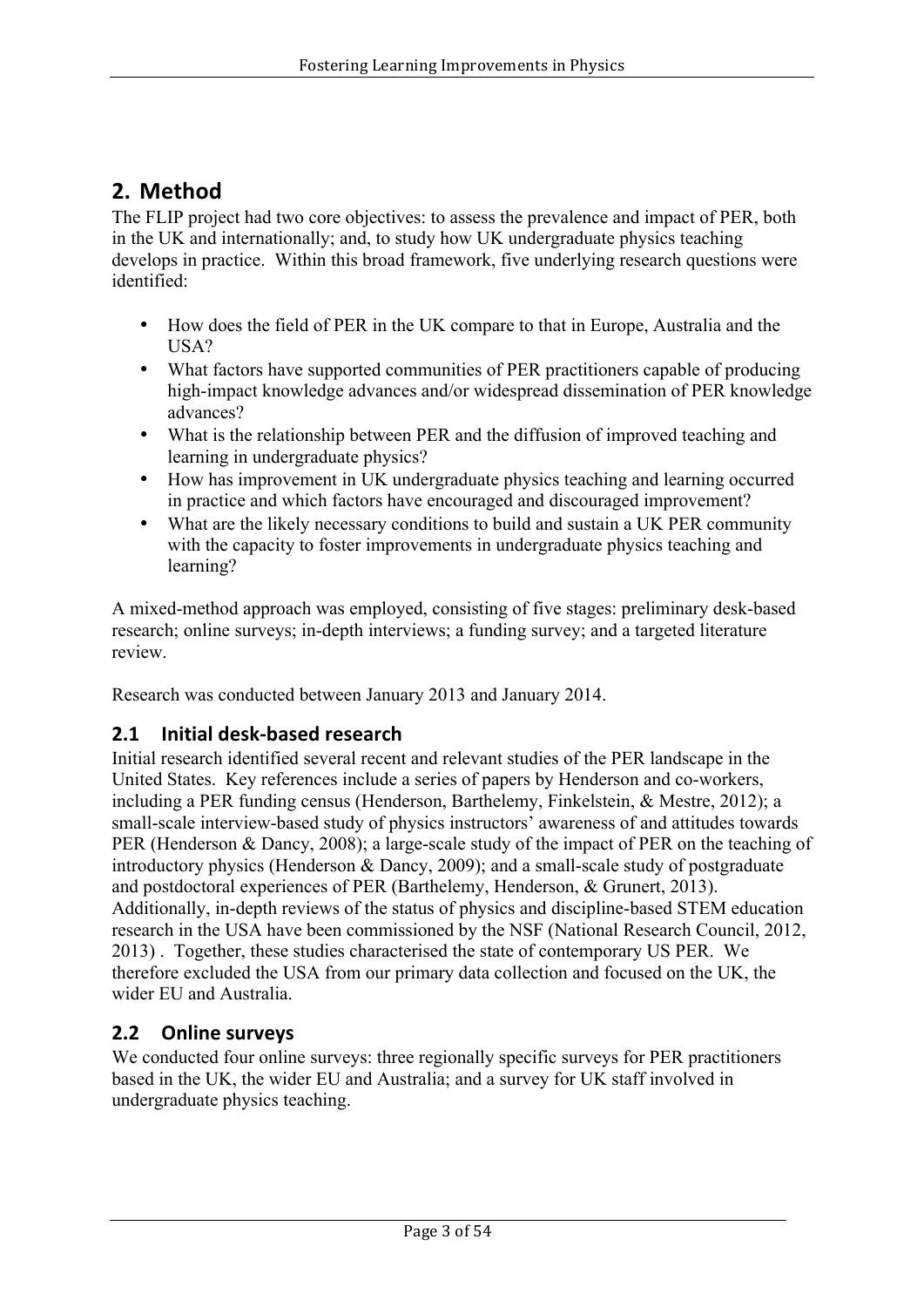## 2. Method

The FLIP project had two core objectives: to assess the prevalence and impact of PER, both in the UK and internationally; and, to study how UK undergraduate physics teaching develops in practice. Within this broad framework, five underlying research questions were identified:

- How does the field of PER in the UK compare to that in Europe, Australia and the USA?
- What factors have supported communities of PER practitioners capable of producing high-impact knowledge advances and/or widespread dissemination of PER knowledge advances?
- What is the relationship between PER and the diffusion of improved teaching and learning in undergraduate physics?
- How has improvement in UK undergraduate physics teaching and learning occurred in practice and which factors have encouraged and discouraged improvement?
- What are the likely necessary conditions to build and sustain a UK PER community with the capacity to foster improvements in undergraduate physics teaching and learning?

A mixed-method approach was employed, consisting of five stages: preliminary desk-based research; online surveys; in-depth interviews; a funding survey; and a targeted literature review.

Research was conducted between January 2013 and January 2014.

### 2.1 Initial desk-based research

Initial research identified several recent and relevant studies of the PER landscape in the United States. Key references include a series of papers by Henderson and co-workers, including a PER funding census (Henderson, Barthelemy, Finkelstein, & Mestre, 2012); a small-scale interview-based study of physics instructors' awareness of and attitudes towards PER (Henderson & Dancy, 2008); a large-scale study of the impact of PER on the teaching of introductory physics (Henderson & Dancy, 2009); and a small-scale study of postgraduate and postdoctoral experiences of PER (Barthelemy, Henderson, & Grunert, 2013). Additionally, in-depth reviews of the status of physics and discipline-based STEM education research in the USA have been commissioned by the NSF (National Research Council, 2012, 2013) . Together, these studies characterised the state of contemporary US PER. We therefore excluded the USA from our primary data collection and focused on the UK, the wider EU and Australia.

### 2.2 Online surveys

We conducted four online surveys: three regionally specific surveys for PER practitioners based in the UK, the wider EU and Australia; and a survey for UK staff involved in undergraduate physics teaching.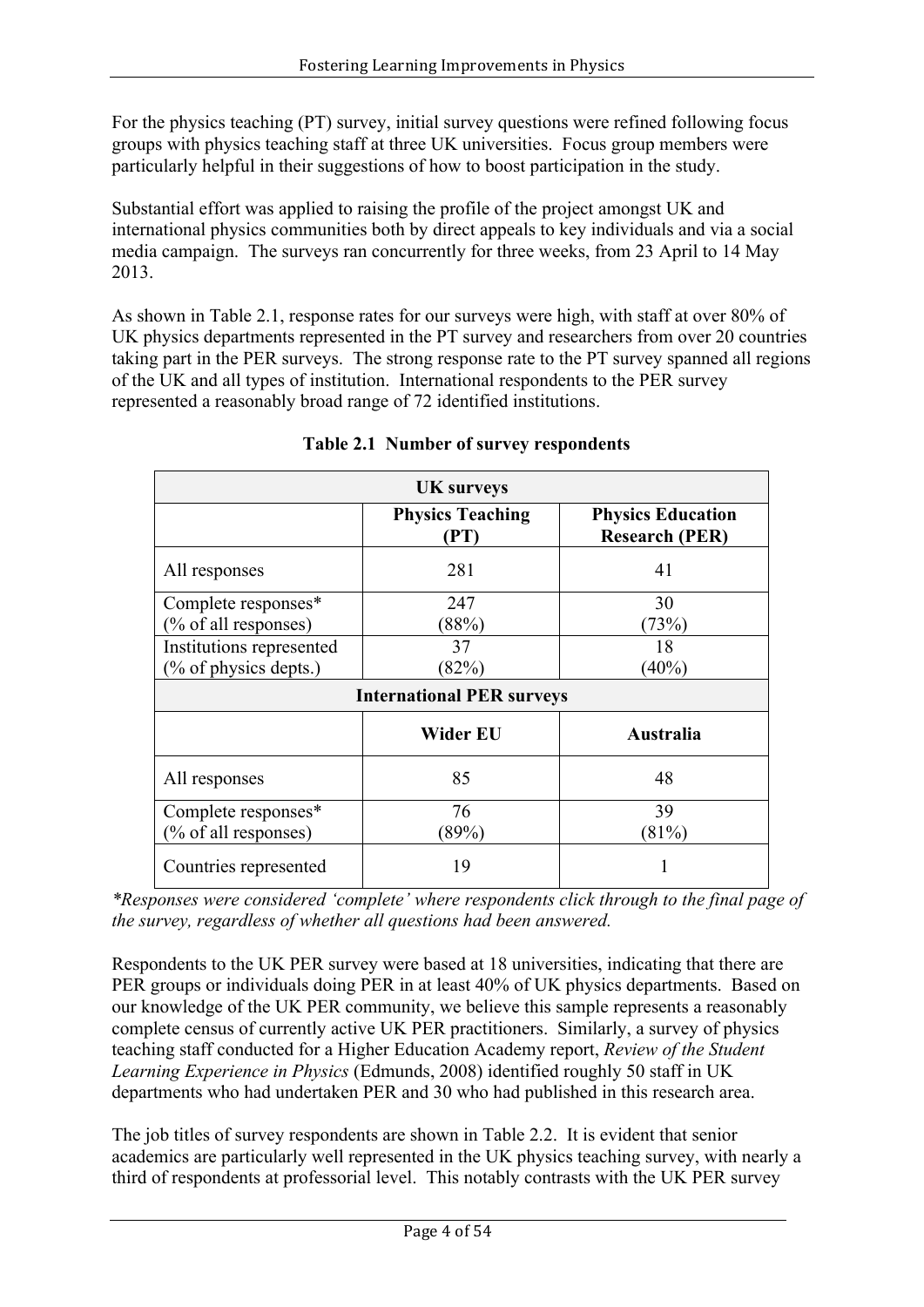For the physics teaching (PT) survey, initial survey questions were refined following focus groups with physics teaching staff at three UK universities. Focus group members were particularly helpful in their suggestions of how to boost participation in the study.

Substantial effort was applied to raising the profile of the project amongst UK and international physics communities both by direct appeals to key individuals and via a social media campaign. The surveys ran concurrently for three weeks, from 23 April to 14 May 2013.

As shown in Table 2.1, response rates for our surveys were high, with staff at over 80% of UK physics departments represented in the PT survey and researchers from over 20 countries taking part in the PER surveys. The strong response rate to the PT survey spanned all regions of the UK and all types of institution. International respondents to the PER survey represented a reasonably broad range of 72 identified institutions.

**Table 2.1 Number of survey respondents**

| **UK surveys** | | |
|---|---|---|
| | **Physics Teaching (PT)** | **Physics Education Research (PER)** |
| All responses | 281 | 41 |
| Complete responses* (% of all responses) | 247 (88%) | 30 (73%) |
| Institutions represented (% of physics depts.) | 37 (82%) | 18 (40%) |
| **International PER surveys** | | |
| | **Wider EU** | **Australia** |
| All responses | 85 | 48 |
| Complete responses* (% of all responses) | 76 (89%) | 39 (81%) |
| Countries represented | 19 | 1 |

*\*Responses were considered 'complete' where respondents click through to the final page of the survey, regardless of whether all questions had been answered.*

Respondents to the UK PER survey were based at 18 universities, indicating that there are PER groups or individuals doing PER in at least 40% of UK physics departments. Based on our knowledge of the UK PER community, we believe this sample represents a reasonably complete census of currently active UK PER practitioners. Similarly, a survey of physics teaching staff conducted for a Higher Education Academy report, *Review of the Student Learning Experience in Physics* (Edmunds, 2008) identified roughly 50 staff in UK departments who had undertaken PER and 30 who had published in this research area.

The job titles of survey respondents are shown in Table 2.2. It is evident that senior academics are particularly well represented in the UK physics teaching survey, with nearly a third of respondents at professorial level. This notably contrasts with the UK PER survey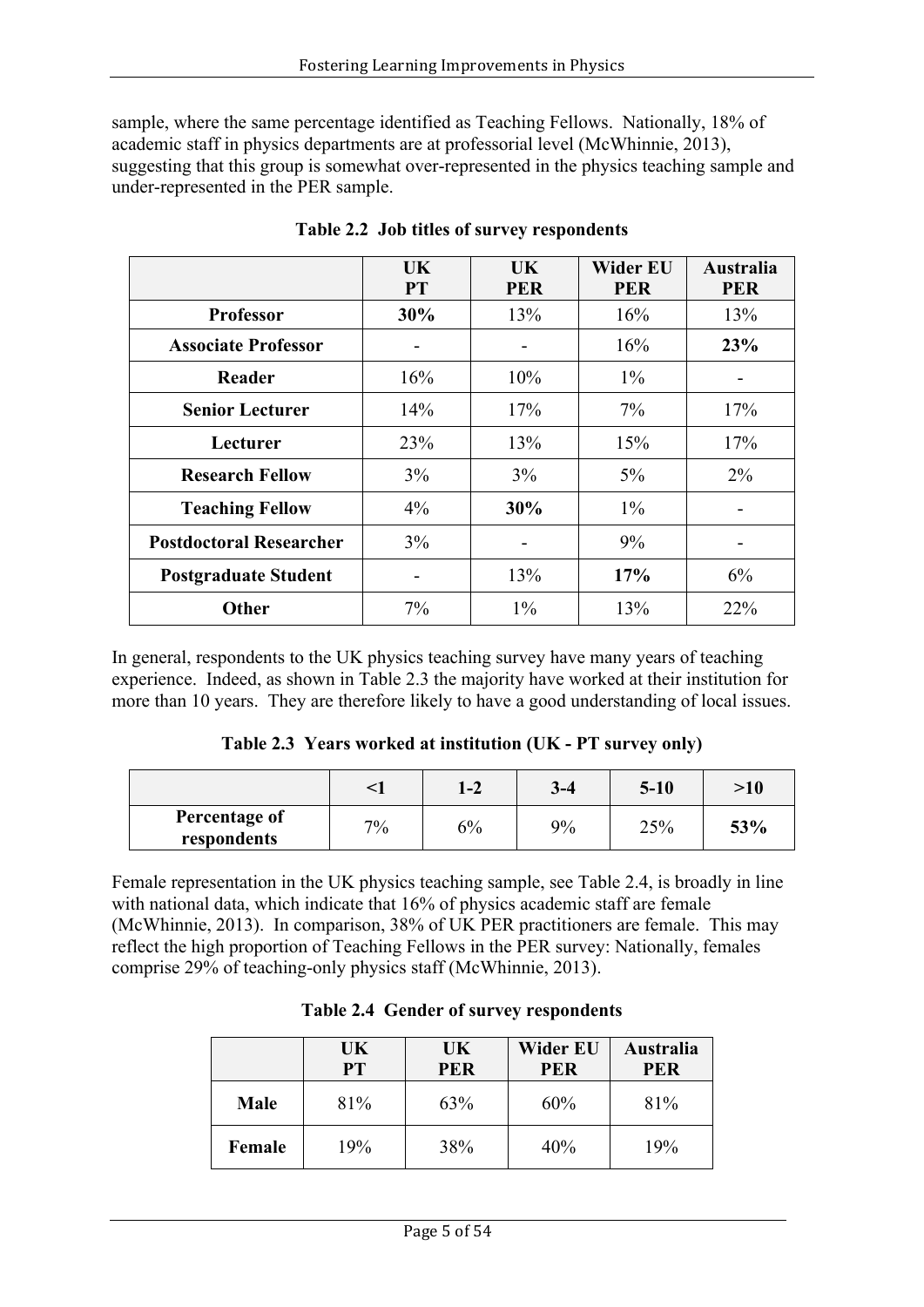sample, where the same percentage identified as Teaching Fellows. Nationally, 18% of academic staff in physics departments are at professorial level (McWhinnie, 2013), suggesting that this group is somewhat over-represented in the physics teaching sample and under-represented in the PER sample.

**Table 2.2 Job titles of survey respondents**

| | UK PT | UK PER | Wider EU PER | Australia PER |
|---|---|---|---|---|
| **Professor** | **30%** | 13% | 16% | 13% |
| **Associate Professor** | - | - | 16% | **23%** |
| **Reader** | 16% | 10% | 1% | - |
| **Senior Lecturer** | 14% | 17% | 7% | 17% |
| **Lecturer** | 23% | 13% | 15% | 17% |
| **Research Fellow** | 3% | 3% | 5% | 2% |
| **Teaching Fellow** | 4% | **30%** | 1% | - |
| **Postdoctoral Researcher** | 3% | - | 9% | - |
| **Postgraduate Student** | - | 13% | **17%** | 6% |
| **Other** | 7% | 1% | 13% | 22% |

In general, respondents to the UK physics teaching survey have many years of teaching experience. Indeed, as shown in Table 2.3 the majority have worked at their institution for more than 10 years. They are therefore likely to have a good understanding of local issues.

**Table 2.3 Years worked at institution (UK - PT survey only)**

| | <1 | 1-2 | 3-4 | 5-10 | >10 |
|---|---|---|---|---|---|
| **Percentage of respondents** | 7% | 6% | 9% | 25% | **53%** |

Female representation in the UK physics teaching sample, see Table 2.4, is broadly in line with national data, which indicate that 16% of physics academic staff are female (McWhinnie, 2013). In comparison, 38% of UK PER practitioners are female. This may reflect the high proportion of Teaching Fellows in the PER survey: Nationally, females comprise 29% of teaching-only physics staff (McWhinnie, 2013).

**Table 2.4 Gender of survey respondents**

| | UK PT | UK PER | Wider EU PER | Australia PER |
|---|---|---|---|---|
| **Male** | 81% | 63% | 60% | 81% |
| **Female** | 19% | 38% | 40% | 19% |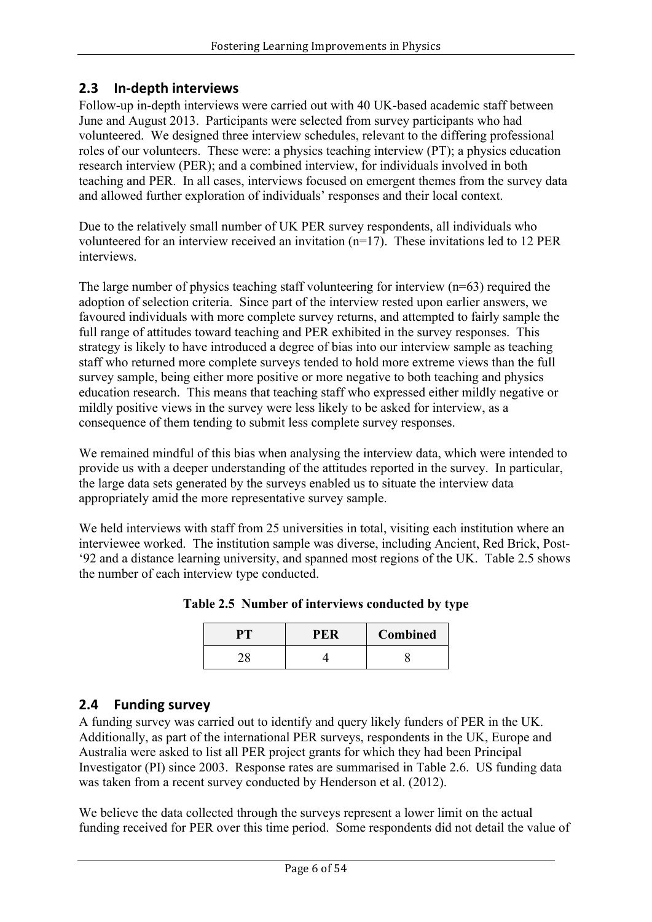## 2.3 In-depth interviews

Follow-up in-depth interviews were carried out with 40 UK-based academic staff between June and August 2013. Participants were selected from survey participants who had volunteered. We designed three interview schedules, relevant to the differing professional roles of our volunteers. These were: a physics teaching interview (PT); a physics education research interview (PER); and a combined interview, for individuals involved in both teaching and PER. In all cases, interviews focused on emergent themes from the survey data and allowed further exploration of individuals' responses and their local context.

Due to the relatively small number of UK PER survey respondents, all individuals who volunteered for an interview received an invitation (n=17). These invitations led to 12 PER interviews.

The large number of physics teaching staff volunteering for interview (n=63) required the adoption of selection criteria. Since part of the interview rested upon earlier answers, we favoured individuals with more complete survey returns, and attempted to fairly sample the full range of attitudes toward teaching and PER exhibited in the survey responses. This strategy is likely to have introduced a degree of bias into our interview sample as teaching staff who returned more complete surveys tended to hold more extreme views than the full survey sample, being either more positive or more negative to both teaching and physics education research. This means that teaching staff who expressed either mildly negative or mildly positive views in the survey were less likely to be asked for interview, as a consequence of them tending to submit less complete survey responses.

We remained mindful of this bias when analysing the interview data, which were intended to provide us with a deeper understanding of the attitudes reported in the survey. In particular, the large data sets generated by the surveys enabled us to situate the interview data appropriately amid the more representative survey sample.

We held interviews with staff from 25 universities in total, visiting each institution where an interviewee worked. The institution sample was diverse, including Ancient, Red Brick, Post-'92 and a distance learning university, and spanned most regions of the UK. Table 2.5 shows the number of each interview type conducted.

**Table 2.5 Number of interviews conducted by type**

| PT | PER | Combined |
|---|---|---|
| 28 | 4 | 8 |

## 2.4 Funding survey

A funding survey was carried out to identify and query likely funders of PER in the UK. Additionally, as part of the international PER surveys, respondents in the UK, Europe and Australia were asked to list all PER project grants for which they had been Principal Investigator (PI) since 2003. Response rates are summarised in Table 2.6. US funding data was taken from a recent survey conducted by Henderson et al. (2012).

We believe the data collected through the surveys represent a lower limit on the actual funding received for PER over this time period. Some respondents did not detail the value of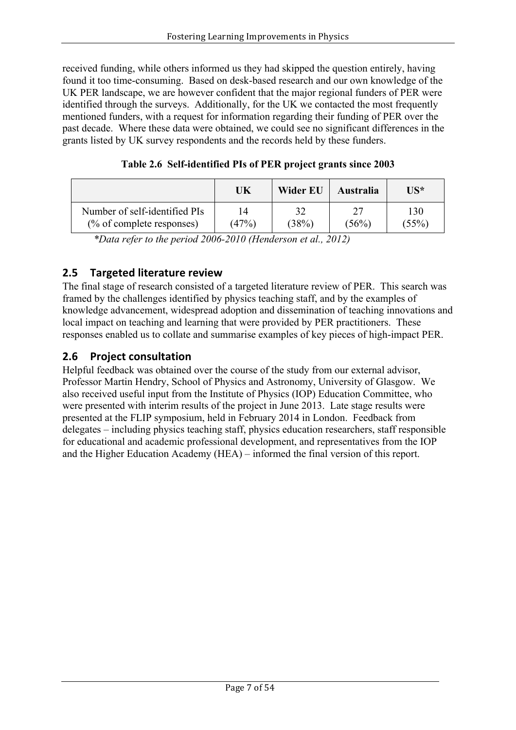received funding, while others informed us they had skipped the question entirely, having found it too time-consuming. Based on desk-based research and our own knowledge of the UK PER landscape, we are however confident that the major regional funders of PER were identified through the surveys. Additionally, for the UK we contacted the most frequently mentioned funders, with a request for information regarding their funding of PER over the past decade. Where these data were obtained, we could see no significant differences in the grants listed by UK survey respondents and the records held by these funders.

**Table 2.6 Self-identified PIs of PER project grants since 2003**

| | UK | Wider EU | Australia | US* |
|---|---|---|---|---|
| Number of self-identified PIs (% of complete responses) | 14 (47%) | 32 (38%) | 27 (56%) | 130 (55%) |

*\*Data refer to the period 2006-2010 (Henderson et al., 2012)*

## 2.5 Targeted literature review

The final stage of research consisted of a targeted literature review of PER. This search was framed by the challenges identified by physics teaching staff, and by the examples of knowledge advancement, widespread adoption and dissemination of teaching innovations and local impact on teaching and learning that were provided by PER practitioners. These responses enabled us to collate and summarise examples of key pieces of high-impact PER.

## 2.6 Project consultation

Helpful feedback was obtained over the course of the study from our external advisor, Professor Martin Hendry, School of Physics and Astronomy, University of Glasgow. We also received useful input from the Institute of Physics (IOP) Education Committee, who were presented with interim results of the project in June 2013. Late stage results were presented at the FLIP symposium, held in February 2014 in London. Feedback from delegates – including physics teaching staff, physics education researchers, staff responsible for educational and academic professional development, and representatives from the IOP and the Higher Education Academy (HEA) – informed the final version of this report.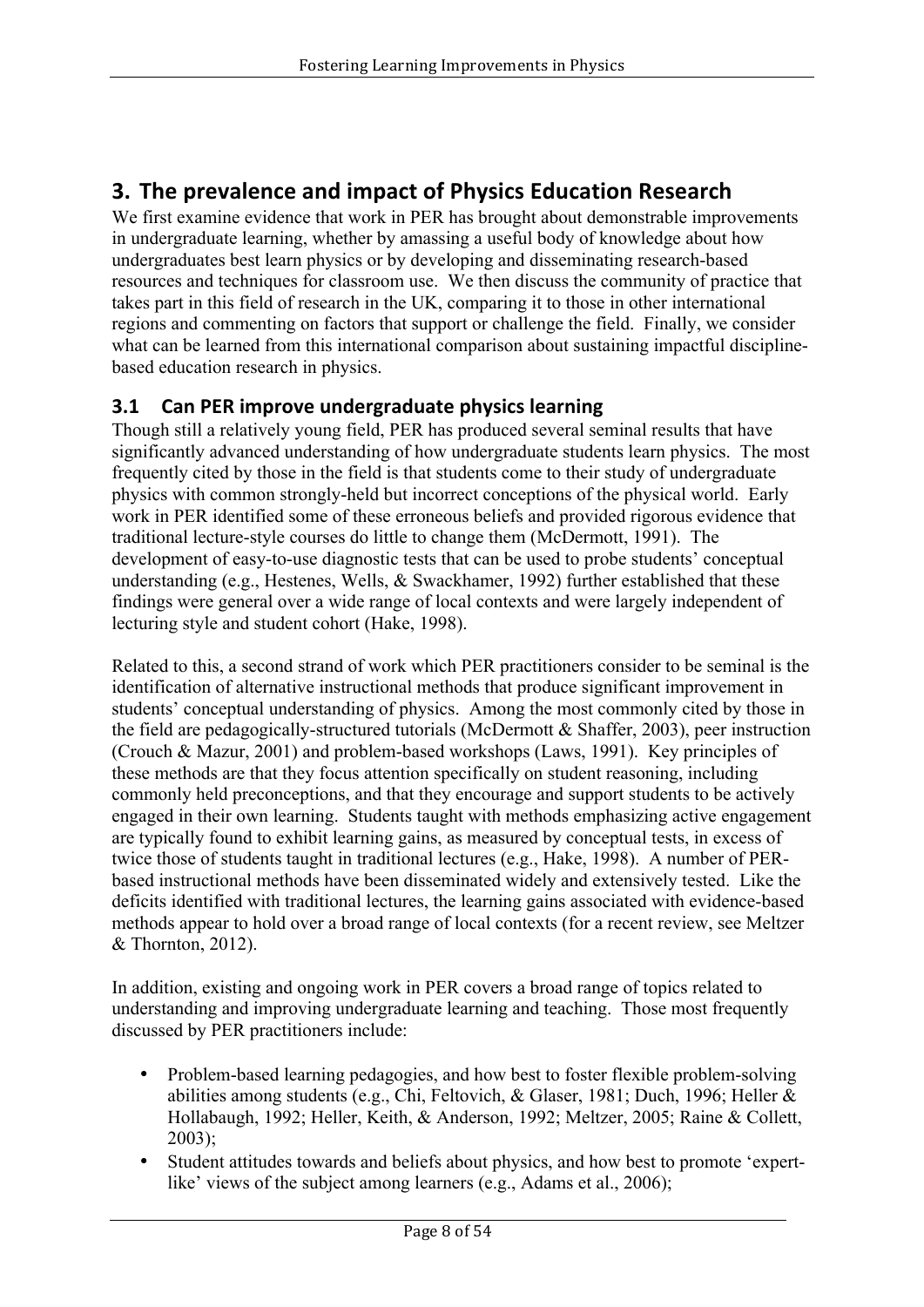# 3. The prevalence and impact of Physics Education Research

We first examine evidence that work in PER has brought about demonstrable improvements in undergraduate learning, whether by amassing a useful body of knowledge about how undergraduates best learn physics or by developing and disseminating research-based resources and techniques for classroom use. We then discuss the community of practice that takes part in this field of research in the UK, comparing it to those in other international regions and commenting on factors that support or challenge the field. Finally, we consider what can be learned from this international comparison about sustaining impactful discipline-based education research in physics.

## 3.1 Can PER improve undergraduate physics learning

Though still a relatively young field, PER has produced several seminal results that have significantly advanced understanding of how undergraduate students learn physics. The most frequently cited by those in the field is that students come to their study of undergraduate physics with common strongly-held but incorrect conceptions of the physical world. Early work in PER identified some of these erroneous beliefs and provided rigorous evidence that traditional lecture-style courses do little to change them (McDermott, 1991). The development of easy-to-use diagnostic tests that can be used to probe students' conceptual understanding (e.g., Hestenes, Wells, & Swackhamer, 1992) further established that these findings were general over a wide range of local contexts and were largely independent of lecturing style and student cohort (Hake, 1998).

Related to this, a second strand of work which PER practitioners consider to be seminal is the identification of alternative instructional methods that produce significant improvement in students' conceptual understanding of physics. Among the most commonly cited by those in the field are pedagogically-structured tutorials (McDermott & Shaffer, 2003), peer instruction (Crouch & Mazur, 2001) and problem-based workshops (Laws, 1991). Key principles of these methods are that they focus attention specifically on student reasoning, including commonly held preconceptions, and that they encourage and support students to be actively engaged in their own learning. Students taught with methods emphasizing active engagement are typically found to exhibit learning gains, as measured by conceptual tests, in excess of twice those of students taught in traditional lectures (e.g., Hake, 1998). A number of PER-based instructional methods have been disseminated widely and extensively tested. Like the deficits identified with traditional lectures, the learning gains associated with evidence-based methods appear to hold over a broad range of local contexts (for a recent review, see Meltzer & Thornton, 2012).

In addition, existing and ongoing work in PER covers a broad range of topics related to understanding and improving undergraduate learning and teaching. Those most frequently discussed by PER practitioners include:

- Problem-based learning pedagogies, and how best to foster flexible problem-solving abilities among students (e.g., Chi, Feltovich, & Glaser, 1981; Duch, 1996; Heller & Hollabaugh, 1992; Heller, Keith, & Anderson, 1992; Meltzer, 2005; Raine & Collett, 2003);
- Student attitudes towards and beliefs about physics, and how best to promote 'expert-like' views of the subject among learners (e.g., Adams et al., 2006);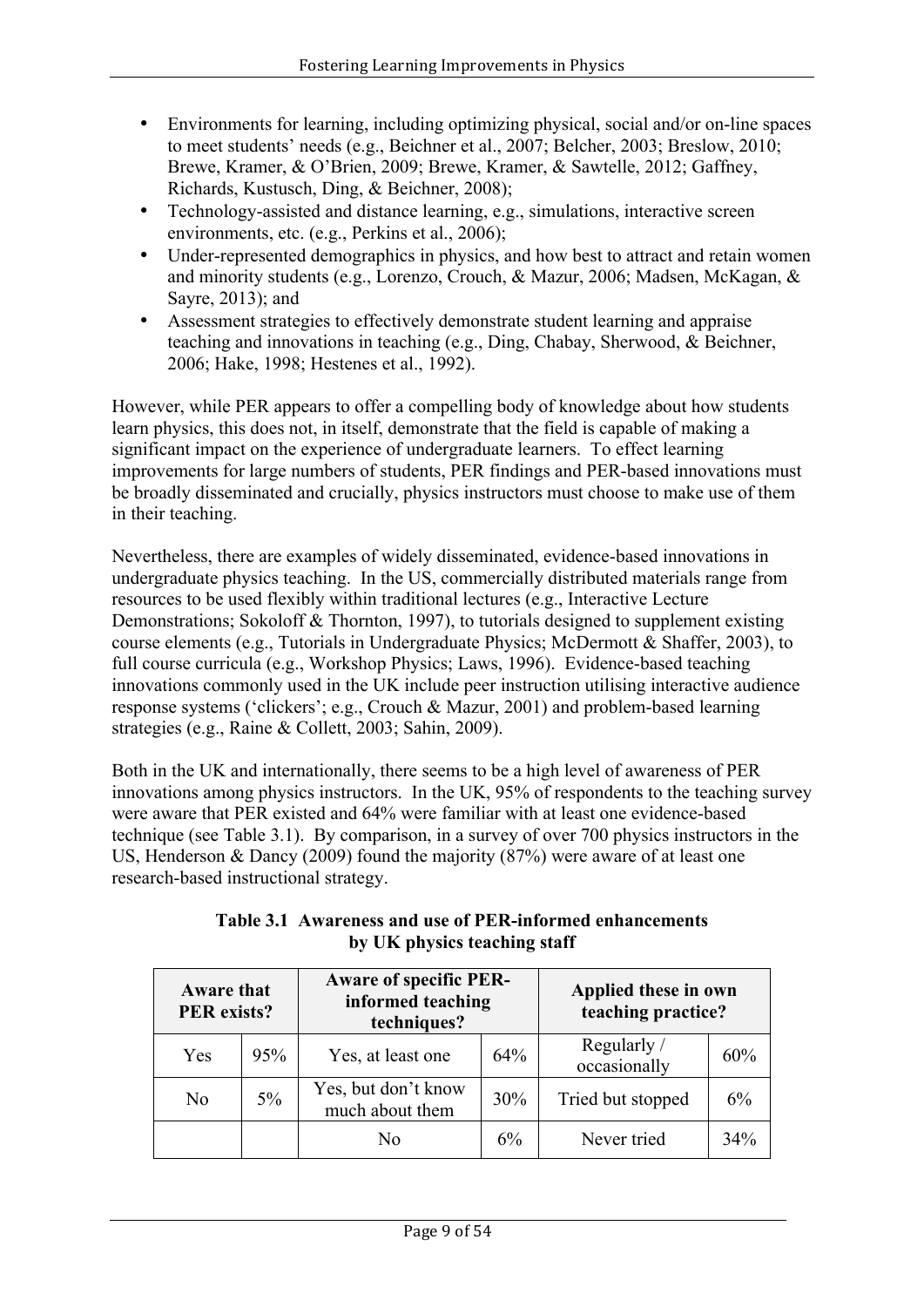- Environments for learning, including optimizing physical, social and/or on-line spaces to meet students' needs (e.g., Beichner et al., 2007; Belcher, 2003; Breslow, 2010; Brewe, Kramer, & O'Brien, 2009; Brewe, Kramer, & Sawtelle, 2012; Gaffney, Richards, Kustusch, Ding, & Beichner, 2008);
- Technology-assisted and distance learning, e.g., simulations, interactive screen environments, etc. (e.g., Perkins et al., 2006);
- Under-represented demographics in physics, and how best to attract and retain women and minority students (e.g., Lorenzo, Crouch, & Mazur, 2006; Madsen, McKagan, & Sayre, 2013); and
- Assessment strategies to effectively demonstrate student learning and appraise teaching and innovations in teaching (e.g., Ding, Chabay, Sherwood, & Beichner, 2006; Hake, 1998; Hestenes et al., 1992).

However, while PER appears to offer a compelling body of knowledge about how students learn physics, this does not, in itself, demonstrate that the field is capable of making a significant impact on the experience of undergraduate learners. To effect learning improvements for large numbers of students, PER findings and PER-based innovations must be broadly disseminated and crucially, physics instructors must choose to make use of them in their teaching.

Nevertheless, there are examples of widely disseminated, evidence-based innovations in undergraduate physics teaching. In the US, commercially distributed materials range from resources to be used flexibly within traditional lectures (e.g., Interactive Lecture Demonstrations; Sokoloff & Thornton, 1997), to tutorials designed to supplement existing course elements (e.g., Tutorials in Undergraduate Physics; McDermott & Shaffer, 2003), to full course curricula (e.g., Workshop Physics; Laws, 1996). Evidence-based teaching innovations commonly used in the UK include peer instruction utilising interactive audience response systems ('clickers'; e.g., Crouch & Mazur, 2001) and problem-based learning strategies (e.g., Raine & Collett, 2003; Sahin, 2009).

Both in the UK and internationally, there seems to be a high level of awareness of PER innovations among physics instructors. In the UK, 95% of respondents to the teaching survey were aware that PER existed and 64% were familiar with at least one evidence-based technique (see Table 3.1). By comparison, in a survey of over 700 physics instructors in the US, Henderson & Dancy (2009) found the majority (87%) were aware of at least one research-based instructional strategy.

**Table 3.1 Awareness and use of PER-informed enhancements by UK physics teaching staff**

| Aware that PER exists? | | Aware of specific PER-informed teaching techniques? | | Applied these in own teaching practice? | |
|---|---|---|---|---|---|
| Yes | 95% | Yes, at least one | 64% | Regularly / occasionally | 60% |
| No | 5% | Yes, but don't know much about them | 30% | Tried but stopped | 6% |
| | | No | 6% | Never tried | 34% |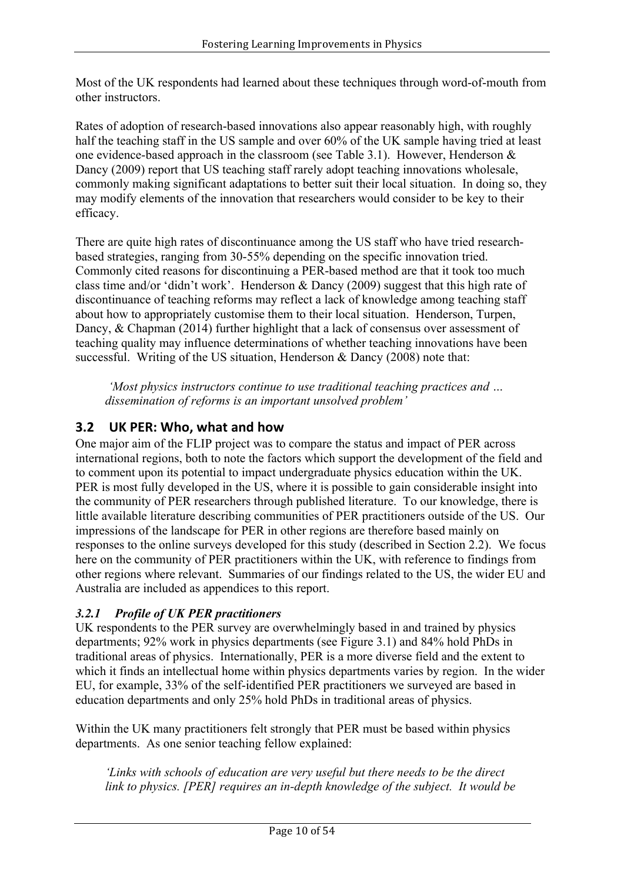Most of the UK respondents had learned about these techniques through word-of-mouth from other instructors.

Rates of adoption of research-based innovations also appear reasonably high, with roughly half the teaching staff in the US sample and over 60% of the UK sample having tried at least one evidence-based approach in the classroom (see Table 3.1). However, Henderson & Dancy (2009) report that US teaching staff rarely adopt teaching innovations wholesale, commonly making significant adaptations to better suit their local situation. In doing so, they may modify elements of the innovation that researchers would consider to be key to their efficacy.

There are quite high rates of discontinuance among the US staff who have tried research-based strategies, ranging from 30-55% depending on the specific innovation tried. Commonly cited reasons for discontinuing a PER-based method are that it took too much class time and/or 'didn't work'. Henderson & Dancy (2009) suggest that this high rate of discontinuance of teaching reforms may reflect a lack of knowledge among teaching staff about how to appropriately customise them to their local situation. Henderson, Turpen, Dancy, & Chapman (2014) further highlight that a lack of consensus over assessment of teaching quality may influence determinations of whether teaching innovations have been successful. Writing of the US situation, Henderson & Dancy (2008) note that:

> *'Most physics instructors continue to use traditional teaching practices and … dissemination of reforms is an important unsolved problem'*

## 3.2 UK PER: Who, what and how

One major aim of the FLIP project was to compare the status and impact of PER across international regions, both to note the factors which support the development of the field and to comment upon its potential to impact undergraduate physics education within the UK. PER is most fully developed in the US, where it is possible to gain considerable insight into the community of PER researchers through published literature. To our knowledge, there is little available literature describing communities of PER practitioners outside of the US. Our impressions of the landscape for PER in other regions are therefore based mainly on responses to the online surveys developed for this study (described in Section 2.2). We focus here on the community of PER practitioners within the UK, with reference to findings from other regions where relevant. Summaries of our findings related to the US, the wider EU and Australia are included as appendices to this report.

### *3.2.1 Profile of UK PER practitioners*

UK respondents to the PER survey are overwhelmingly based in and trained by physics departments; 92% work in physics departments (see Figure 3.1) and 84% hold PhDs in traditional areas of physics. Internationally, PER is a more diverse field and the extent to which it finds an intellectual home within physics departments varies by region. In the wider EU, for example, 33% of the self-identified PER practitioners we surveyed are based in education departments and only 25% hold PhDs in traditional areas of physics.

Within the UK many practitioners felt strongly that PER must be based within physics departments. As one senior teaching fellow explained:

> *'Links with schools of education are very useful but there needs to be the direct link to physics. [PER] requires an in-depth knowledge of the subject. It would be*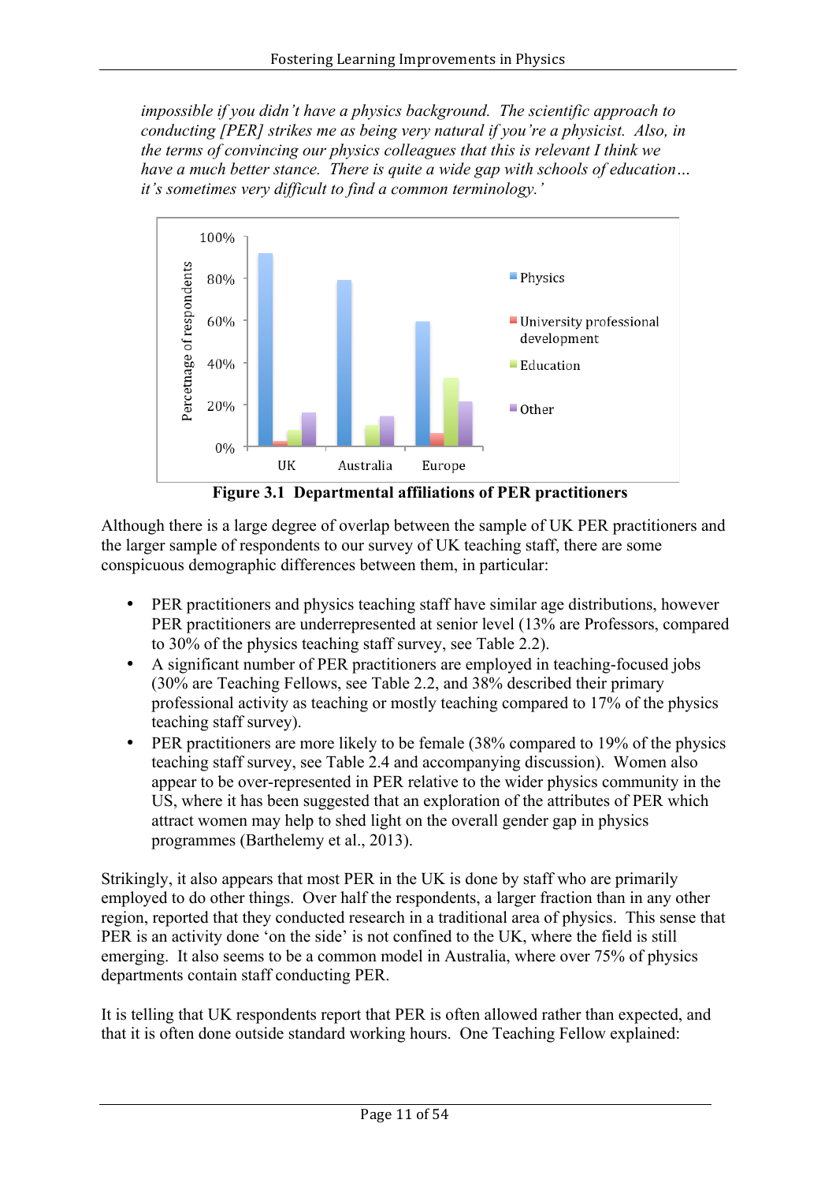*impossible if you didn't have a physics background. The scientific approach to conducting [PER] strikes me as being very natural if you're a physicist. Also, in the terms of convincing our physics colleagues that this is relevant I think we have a much better stance. There is quite a wide gap with schools of education… it's sometimes very difficult to find a common terminology.'*

**Figure 3.1 Departmental affiliations of PER practitioners**

Although there is a large degree of overlap between the sample of UK PER practitioners and the larger sample of respondents to our survey of UK teaching staff, there are some conspicuous demographic differences between them, in particular:

- PER practitioners and physics teaching staff have similar age distributions, however PER practitioners are underrepresented at senior level (13% are Professors, compared to 30% of the physics teaching staff survey, see Table 2.2).
- A significant number of PER practitioners are employed in teaching-focused jobs (30% are Teaching Fellows, see Table 2.2, and 38% described their primary professional activity as teaching or mostly teaching compared to 17% of the physics teaching staff survey).
- PER practitioners are more likely to be female (38% compared to 19% of the physics teaching staff survey, see Table 2.4 and accompanying discussion). Women also appear to be over-represented in PER relative to the wider physics community in the US, where it has been suggested that an exploration of the attributes of PER which attract women may help to shed light on the overall gender gap in physics programmes (Barthelemy et al., 2013).

Strikingly, it also appears that most PER in the UK is done by staff who are primarily employed to do other things. Over half the respondents, a larger fraction than in any other region, reported that they conducted research in a traditional area of physics. This sense that PER is an activity done 'on the side' is not confined to the UK, where the field is still emerging. It also seems to be a common model in Australia, where over 75% of physics departments contain staff conducting PER.

It is telling that UK respondents report that PER is often allowed rather than expected, and that it is often done outside standard working hours. One Teaching Fellow explained: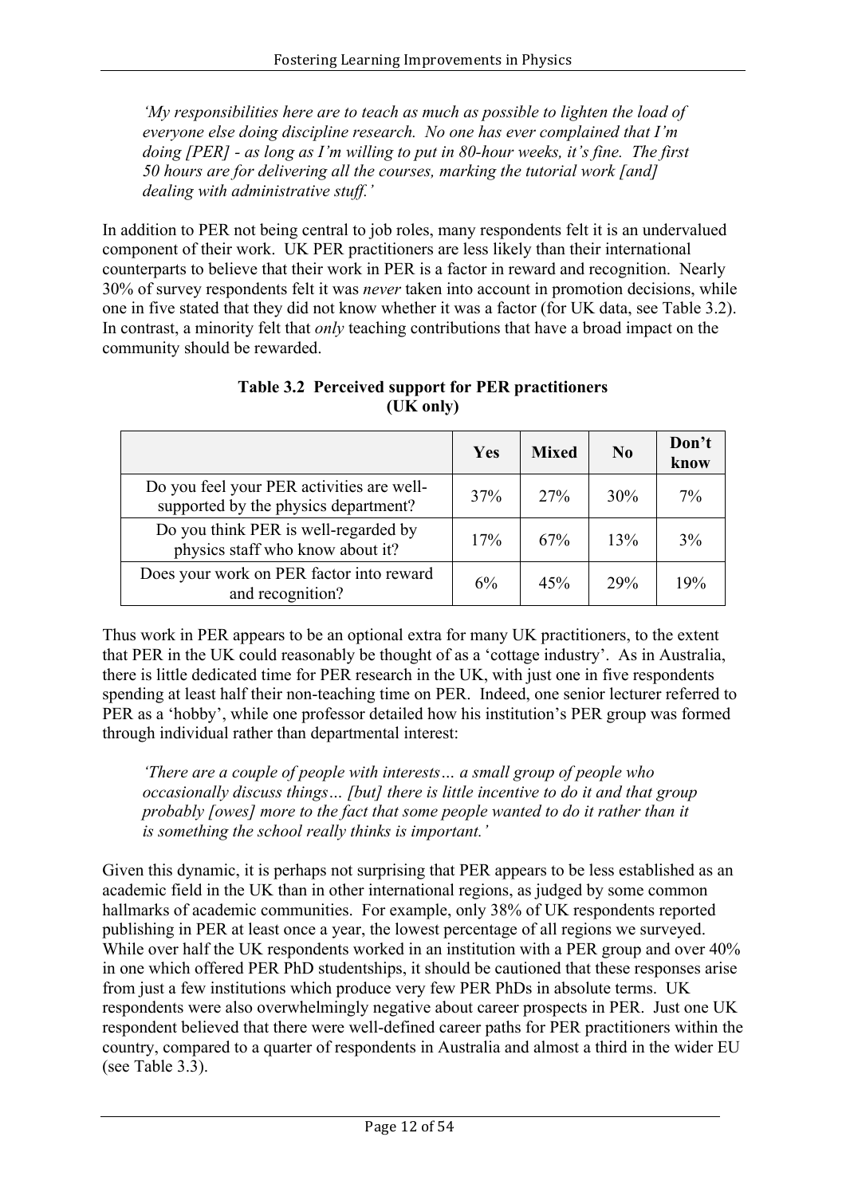*'My responsibilities here are to teach as much as possible to lighten the load of everyone else doing discipline research. No one has ever complained that I'm doing [PER] - as long as I'm willing to put in 80-hour weeks, it's fine. The first 50 hours are for delivering all the courses, marking the tutorial work [and] dealing with administrative stuff.'*

In addition to PER not being central to job roles, many respondents felt it is an undervalued component of their work. UK PER practitioners are less likely than their international counterparts to believe that their work in PER is a factor in reward and recognition. Nearly 30% of survey respondents felt it was *never* taken into account in promotion decisions, while one in five stated that they did not know whether it was a factor (for UK data, see Table 3.2). In contrast, a minority felt that *only* teaching contributions that have a broad impact on the community should be rewarded.

**Table 3.2 Perceived support for PER practitioners (UK only)**

| | Yes | Mixed | No | Don't know |
|---|---|---|---|---|
| Do you feel your PER activities are well-supported by the physics department? | 37% | 27% | 30% | 7% |
| Do you think PER is well-regarded by physics staff who know about it? | 17% | 67% | 13% | 3% |
| Does your work on PER factor into reward and recognition? | 6% | 45% | 29% | 19% |

Thus work in PER appears to be an optional extra for many UK practitioners, to the extent that PER in the UK could reasonably be thought of as a 'cottage industry'. As in Australia, there is little dedicated time for PER research in the UK, with just one in five respondents spending at least half their non-teaching time on PER. Indeed, one senior lecturer referred to PER as a 'hobby', while one professor detailed how his institution's PER group was formed through individual rather than departmental interest:

*'There are a couple of people with interests… a small group of people who occasionally discuss things… [but] there is little incentive to do it and that group probably [owes] more to the fact that some people wanted to do it rather than it is something the school really thinks is important.'*

Given this dynamic, it is perhaps not surprising that PER appears to be less established as an academic field in the UK than in other international regions, as judged by some common hallmarks of academic communities. For example, only 38% of UK respondents reported publishing in PER at least once a year, the lowest percentage of all regions we surveyed. While over half the UK respondents worked in an institution with a PER group and over 40% in one which offered PER PhD studentships, it should be cautioned that these responses arise from just a few institutions which produce very few PER PhDs in absolute terms. UK respondents were also overwhelmingly negative about career prospects in PER. Just one UK respondent believed that there were well-defined career paths for PER practitioners within the country, compared to a quarter of respondents in Australia and almost a third in the wider EU (see Table 3.3).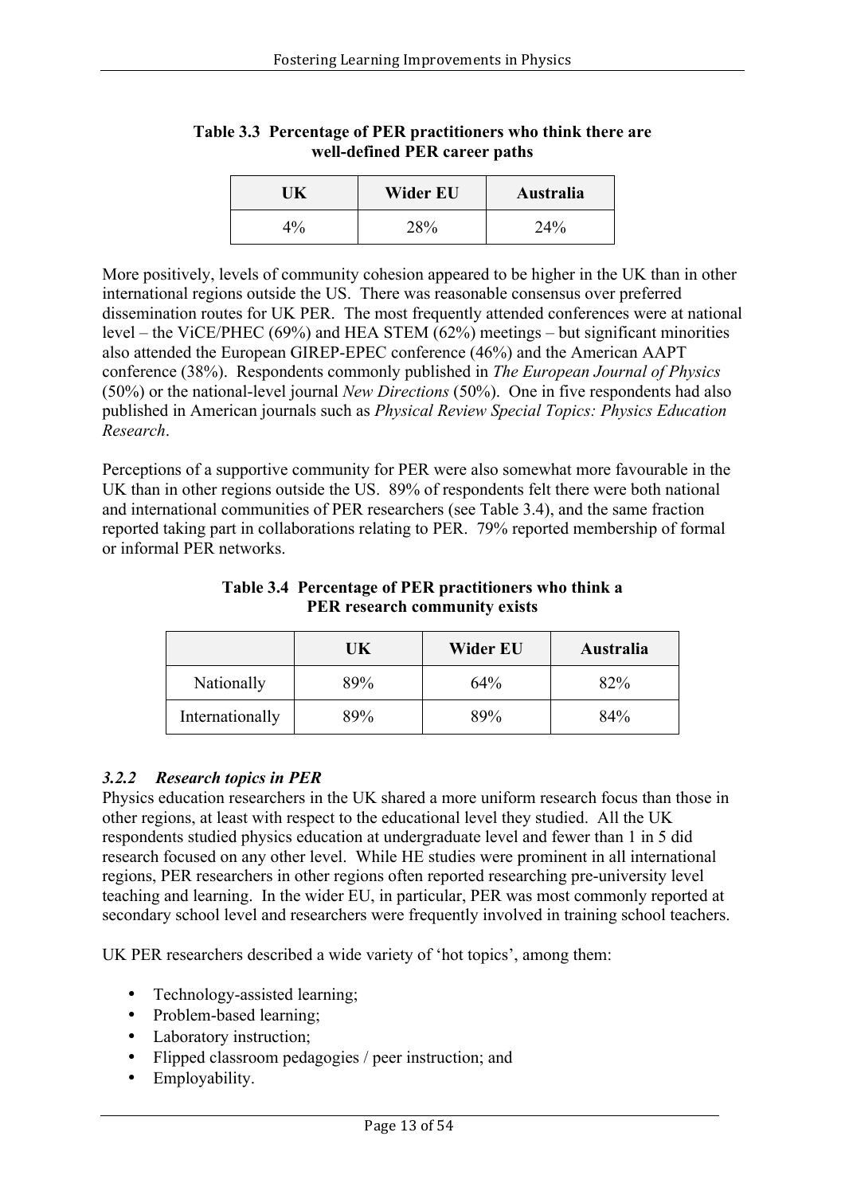**Table 3.3 Percentage of PER practitioners who think there are well-defined PER career paths**

| UK | Wider EU | Australia |
| --- | --- | --- |
| 4% | 28% | 24% |

More positively, levels of community cohesion appeared to be higher in the UK than in other international regions outside the US. There was reasonable consensus over preferred dissemination routes for UK PER. The most frequently attended conferences were at national level – the ViCE/PHEC (69%) and HEA STEM (62%) meetings – but significant minorities also attended the European GIREP-EPEC conference (46%) and the American AAPT conference (38%). Respondents commonly published in *The European Journal of Physics* (50%) or the national-level journal *New Directions* (50%). One in five respondents had also published in American journals such as *Physical Review Special Topics: Physics Education Research*.

Perceptions of a supportive community for PER were also somewhat more favourable in the UK than in other regions outside the US. 89% of respondents felt there were both national and international communities of PER researchers (see Table 3.4), and the same fraction reported taking part in collaborations relating to PER. 79% reported membership of formal or informal PER networks.

**Table 3.4 Percentage of PER practitioners who think a PER research community exists**

| | UK | Wider EU | Australia |
| --- | --- | --- | --- |
| Nationally | 89% | 64% | 82% |
| Internationally | 89% | 89% | 84% |

### *3.2.2 Research topics in PER*

Physics education researchers in the UK shared a more uniform research focus than those in other regions, at least with respect to the educational level they studied. All the UK respondents studied physics education at undergraduate level and fewer than 1 in 5 did research focused on any other level. While HE studies were prominent in all international regions, PER researchers in other regions often reported researching pre-university level teaching and learning. In the wider EU, in particular, PER was most commonly reported at secondary school level and researchers were frequently involved in training school teachers.

UK PER researchers described a wide variety of 'hot topics', among them:

- Technology-assisted learning;
- Problem-based learning;
- Laboratory instruction;
- Flipped classroom pedagogies / peer instruction; and
- Employability.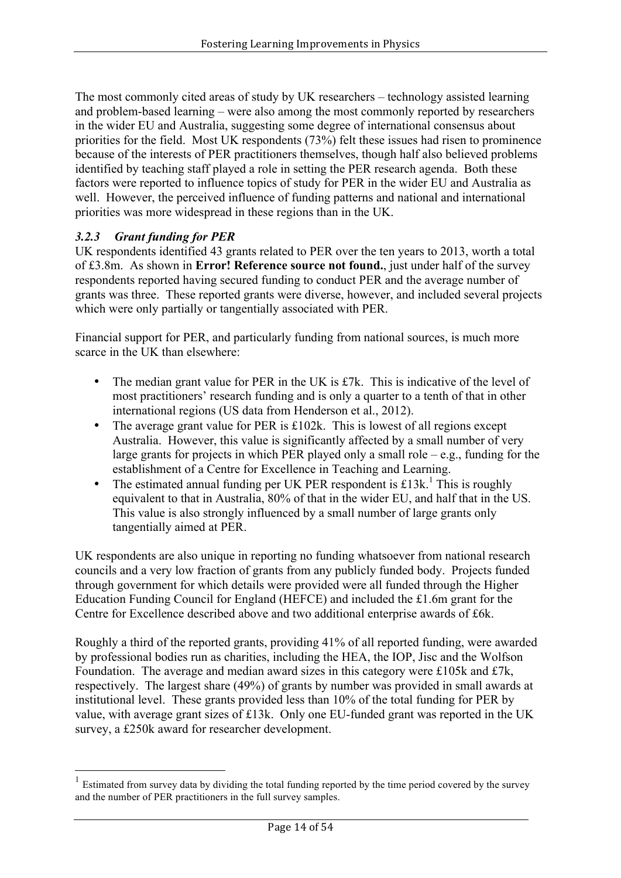The most commonly cited areas of study by UK researchers – technology assisted learning and problem-based learning – were also among the most commonly reported by researchers in the wider EU and Australia, suggesting some degree of international consensus about priorities for the field. Most UK respondents (73%) felt these issues had risen to prominence because of the interests of PER practitioners themselves, though half also believed problems identified by teaching staff played a role in setting the PER research agenda. Both these factors were reported to influence topics of study for PER in the wider EU and Australia as well. However, the perceived influence of funding patterns and national and international priorities was more widespread in these regions than in the UK.

### *3.2.3 Grant funding for PER*

UK respondents identified 43 grants related to PER over the ten years to 2013, worth a total of £3.8m. As shown in **Error! Reference source not found.**, just under half of the survey respondents reported having secured funding to conduct PER and the average number of grants was three. These reported grants were diverse, however, and included several projects which were only partially or tangentially associated with PER.

Financial support for PER, and particularly funding from national sources, is much more scarce in the UK than elsewhere:

- The median grant value for PER in the UK is £7k. This is indicative of the level of most practitioners' research funding and is only a quarter to a tenth of that in other international regions (US data from Henderson et al., 2012).
- The average grant value for PER is £102k. This is lowest of all regions except Australia. However, this value is significantly affected by a small number of very large grants for projects in which PER played only a small role – e.g., funding for the establishment of a Centre for Excellence in Teaching and Learning.
- The estimated annual funding per UK PER respondent is £13k.[1] This is roughly equivalent to that in Australia, 80% of that in the wider EU, and half that in the US. This value is also strongly influenced by a small number of large grants only tangentially aimed at PER.

UK respondents are also unique in reporting no funding whatsoever from national research councils and a very low fraction of grants from any publicly funded body. Projects funded through government for which details were provided were all funded through the Higher Education Funding Council for England (HEFCE) and included the £1.6m grant for the Centre for Excellence described above and two additional enterprise awards of £6k.

Roughly a third of the reported grants, providing 41% of all reported funding, were awarded by professional bodies run as charities, including the HEA, the IOP, Jisc and the Wolfson Foundation. The average and median award sizes in this category were £105k and £7k, respectively. The largest share (49%) of grants by number was provided in small awards at institutional level. These grants provided less than 10% of the total funding for PER by value, with average grant sizes of £13k. Only one EU-funded grant was reported in the UK survey, a £250k award for researcher development.

[1] Estimated from survey data by dividing the total funding reported by the time period covered by the survey and the number of PER practitioners in the full survey samples.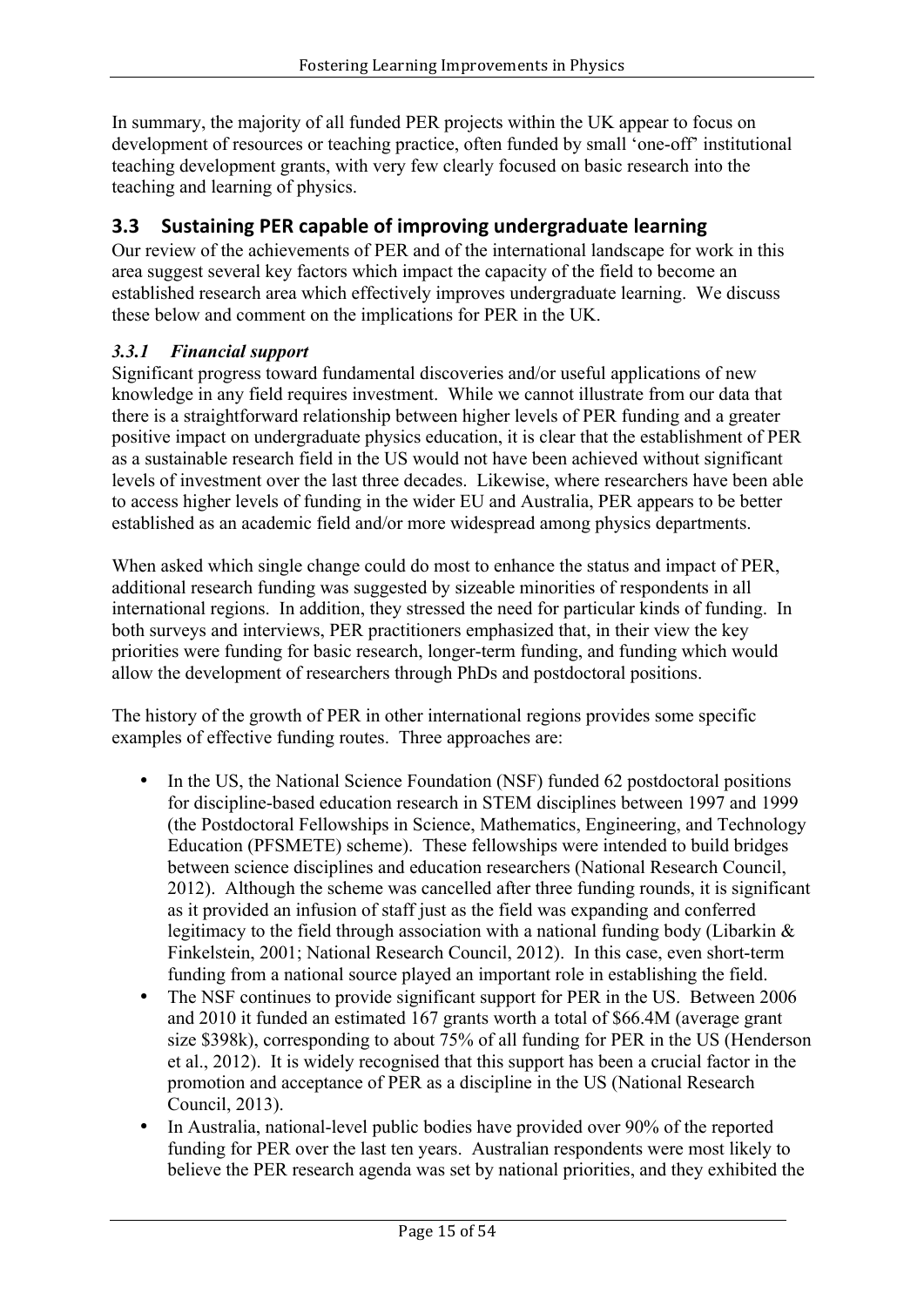In summary, the majority of all funded PER projects within the UK appear to focus on development of resources or teaching practice, often funded by small 'one-off' institutional teaching development grants, with very few clearly focused on basic research into the teaching and learning of physics.

## 3.3 Sustaining PER capable of improving undergraduate learning

Our review of the achievements of PER and of the international landscape for work in this area suggest several key factors which impact the capacity of the field to become an established research area which effectively improves undergraduate learning. We discuss these below and comment on the implications for PER in the UK.

### *3.3.1 Financial support*

Significant progress toward fundamental discoveries and/or useful applications of new knowledge in any field requires investment. While we cannot illustrate from our data that there is a straightforward relationship between higher levels of PER funding and a greater positive impact on undergraduate physics education, it is clear that the establishment of PER as a sustainable research field in the US would not have been achieved without significant levels of investment over the last three decades. Likewise, where researchers have been able to access higher levels of funding in the wider EU and Australia, PER appears to be better established as an academic field and/or more widespread among physics departments.

When asked which single change could do most to enhance the status and impact of PER, additional research funding was suggested by sizeable minorities of respondents in all international regions. In addition, they stressed the need for particular kinds of funding. In both surveys and interviews, PER practitioners emphasized that, in their view the key priorities were funding for basic research, longer-term funding, and funding which would allow the development of researchers through PhDs and postdoctoral positions.

The history of the growth of PER in other international regions provides some specific examples of effective funding routes. Three approaches are:

- In the US, the National Science Foundation (NSF) funded 62 postdoctoral positions for discipline-based education research in STEM disciplines between 1997 and 1999 (the Postdoctoral Fellowships in Science, Mathematics, Engineering, and Technology Education (PFSMETE) scheme). These fellowships were intended to build bridges between science disciplines and education researchers (National Research Council, 2012). Although the scheme was cancelled after three funding rounds, it is significant as it provided an infusion of staff just as the field was expanding and conferred legitimacy to the field through association with a national funding body (Libarkin & Finkelstein, 2001; National Research Council, 2012). In this case, even short-term funding from a national source played an important role in establishing the field.
- The NSF continues to provide significant support for PER in the US. Between 2006 and 2010 it funded an estimated 167 grants worth a total of $66.4M (average grant size $398k), corresponding to about 75% of all funding for PER in the US (Henderson et al., 2012). It is widely recognised that this support has been a crucial factor in the promotion and acceptance of PER as a discipline in the US (National Research Council, 2013).
- In Australia, national-level public bodies have provided over 90% of the reported funding for PER over the last ten years. Australian respondents were most likely to believe the PER research agenda was set by national priorities, and they exhibited the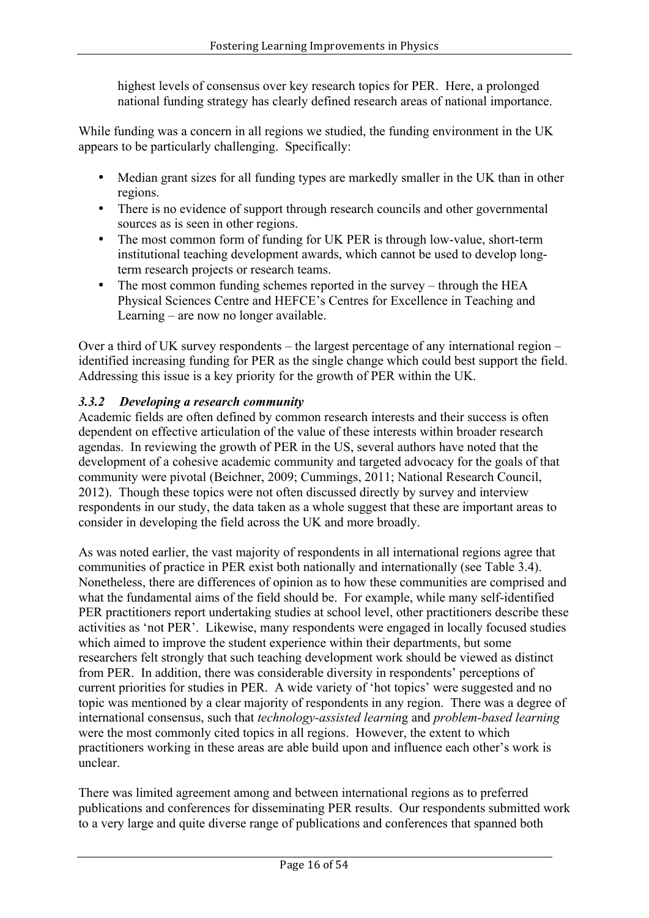highest levels of consensus over key research topics for PER. Here, a prolonged national funding strategy has clearly defined research areas of national importance.

While funding was a concern in all regions we studied, the funding environment in the UK appears to be particularly challenging. Specifically:

- Median grant sizes for all funding types are markedly smaller in the UK than in other regions.
- There is no evidence of support through research councils and other governmental sources as is seen in other regions.
- The most common form of funding for UK PER is through low-value, short-term institutional teaching development awards, which cannot be used to develop long-term research projects or research teams.
- The most common funding schemes reported in the survey – through the HEA Physical Sciences Centre and HEFCE's Centres for Excellence in Teaching and Learning – are now no longer available.

Over a third of UK survey respondents – the largest percentage of any international region – identified increasing funding for PER as the single change which could best support the field. Addressing this issue is a key priority for the growth of PER within the UK.

### *3.3.2 Developing a research community*

Academic fields are often defined by common research interests and their success is often dependent on effective articulation of the value of these interests within broader research agendas. In reviewing the growth of PER in the US, several authors have noted that the development of a cohesive academic community and targeted advocacy for the goals of that community were pivotal (Beichner, 2009; Cummings, 2011; National Research Council, 2012). Though these topics were not often discussed directly by survey and interview respondents in our study, the data taken as a whole suggest that these are important areas to consider in developing the field across the UK and more broadly.

As was noted earlier, the vast majority of respondents in all international regions agree that communities of practice in PER exist both nationally and internationally (see Table 3.4). Nonetheless, there are differences of opinion as to how these communities are comprised and what the fundamental aims of the field should be. For example, while many self-identified PER practitioners report undertaking studies at school level, other practitioners describe these activities as 'not PER'. Likewise, many respondents were engaged in locally focused studies which aimed to improve the student experience within their departments, but some researchers felt strongly that such teaching development work should be viewed as distinct from PER. In addition, there was considerable diversity in respondents' perceptions of current priorities for studies in PER. A wide variety of 'hot topics' were suggested and no topic was mentioned by a clear majority of respondents in any region. There was a degree of international consensus, such that *technology-assisted learning* and *problem-based learning* were the most commonly cited topics in all regions. However, the extent to which practitioners working in these areas are able build upon and influence each other's work is unclear.

There was limited agreement among and between international regions as to preferred publications and conferences for disseminating PER results. Our respondents submitted work to a very large and quite diverse range of publications and conferences that spanned both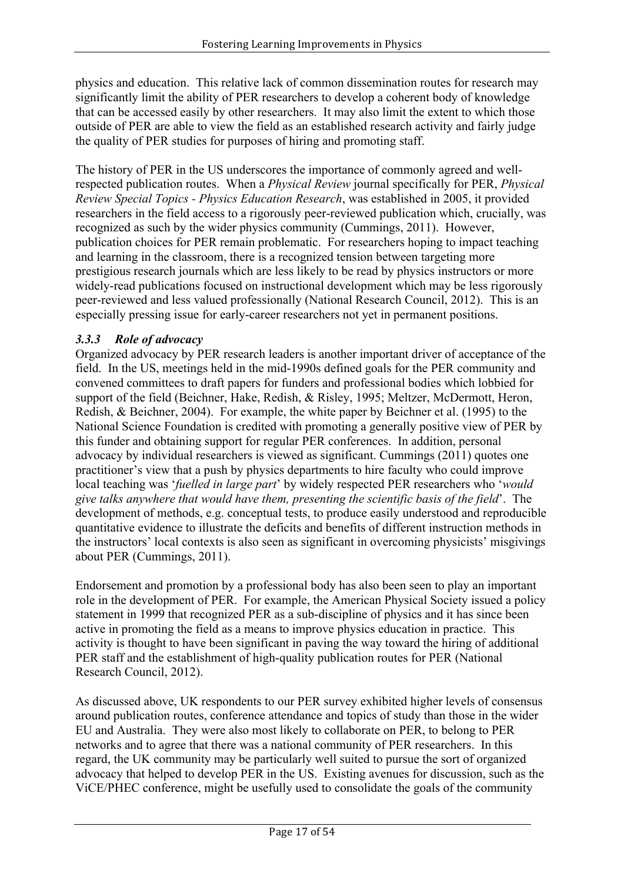physics and education. This relative lack of common dissemination routes for research may significantly limit the ability of PER researchers to develop a coherent body of knowledge that can be accessed easily by other researchers. It may also limit the extent to which those outside of PER are able to view the field as an established research activity and fairly judge the quality of PER studies for purposes of hiring and promoting staff.

The history of PER in the US underscores the importance of commonly agreed and well-respected publication routes. When a *Physical Review* journal specifically for PER, *Physical Review Special Topics - Physics Education Research*, was established in 2005, it provided researchers in the field access to a rigorously peer-reviewed publication which, crucially, was recognized as such by the wider physics community (Cummings, 2011). However, publication choices for PER remain problematic. For researchers hoping to impact teaching and learning in the classroom, there is a recognized tension between targeting more prestigious research journals which are less likely to be read by physics instructors or more widely-read publications focused on instructional development which may be less rigorously peer-reviewed and less valued professionally (National Research Council, 2012). This is an especially pressing issue for early-career researchers not yet in permanent positions.

### *3.3.3 Role of advocacy*

Organized advocacy by PER research leaders is another important driver of acceptance of the field. In the US, meetings held in the mid-1990s defined goals for the PER community and convened committees to draft papers for funders and professional bodies which lobbied for support of the field (Beichner, Hake, Redish, & Risley, 1995; Meltzer, McDermott, Heron, Redish, & Beichner, 2004). For example, the white paper by Beichner et al. (1995) to the National Science Foundation is credited with promoting a generally positive view of PER by this funder and obtaining support for regular PER conferences. In addition, personal advocacy by individual researchers is viewed as significant. Cummings (2011) quotes one practitioner's view that a push by physics departments to hire faculty who could improve local teaching was '*fuelled in large part*' by widely respected PER researchers who '*would give talks anywhere that would have them, presenting the scientific basis of the field*'. The development of methods, e.g. conceptual tests, to produce easily understood and reproducible quantitative evidence to illustrate the deficits and benefits of different instruction methods in the instructors' local contexts is also seen as significant in overcoming physicists' misgivings about PER (Cummings, 2011).

Endorsement and promotion by a professional body has also been seen to play an important role in the development of PER. For example, the American Physical Society issued a policy statement in 1999 that recognized PER as a sub-discipline of physics and it has since been active in promoting the field as a means to improve physics education in practice. This activity is thought to have been significant in paving the way toward the hiring of additional PER staff and the establishment of high-quality publication routes for PER (National Research Council, 2012).

As discussed above, UK respondents to our PER survey exhibited higher levels of consensus around publication routes, conference attendance and topics of study than those in the wider EU and Australia. They were also most likely to collaborate on PER, to belong to PER networks and to agree that there was a national community of PER researchers. In this regard, the UK community may be particularly well suited to pursue the sort of organized advocacy that helped to develop PER in the US. Existing avenues for discussion, such as the ViCE/PHEC conference, might be usefully used to consolidate the goals of the community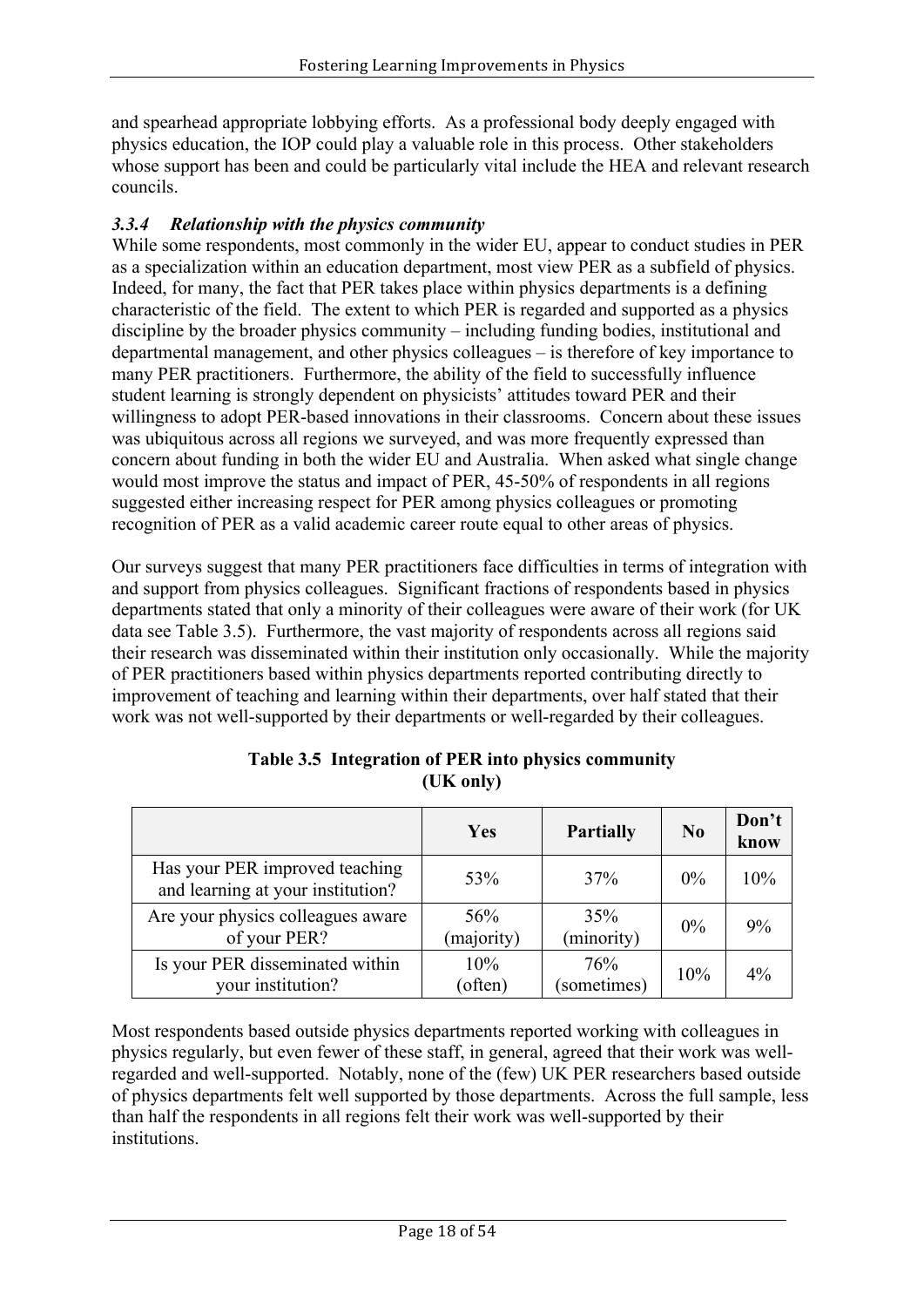and spearhead appropriate lobbying efforts. As a professional body deeply engaged with physics education, the IOP could play a valuable role in this process. Other stakeholders whose support has been and could be particularly vital include the HEA and relevant research councils.

### *3.3.4 Relationship with the physics community*

While some respondents, most commonly in the wider EU, appear to conduct studies in PER as a specialization within an education department, most view PER as a subfield of physics. Indeed, for many, the fact that PER takes place within physics departments is a defining characteristic of the field. The extent to which PER is regarded and supported as a physics discipline by the broader physics community – including funding bodies, institutional and departmental management, and other physics colleagues – is therefore of key importance to many PER practitioners. Furthermore, the ability of the field to successfully influence student learning is strongly dependent on physicists' attitudes toward PER and their willingness to adopt PER-based innovations in their classrooms. Concern about these issues was ubiquitous across all regions we surveyed, and was more frequently expressed than concern about funding in both the wider EU and Australia. When asked what single change would most improve the status and impact of PER, 45-50% of respondents in all regions suggested either increasing respect for PER among physics colleagues or promoting recognition of PER as a valid academic career route equal to other areas of physics.

Our surveys suggest that many PER practitioners face difficulties in terms of integration with and support from physics colleagues. Significant fractions of respondents based in physics departments stated that only a minority of their colleagues were aware of their work (for UK data see Table 3.5). Furthermore, the vast majority of respondents across all regions said their research was disseminated within their institution only occasionally. While the majority of PER practitioners based within physics departments reported contributing directly to improvement of teaching and learning within their departments, over half stated that their work was not well-supported by their departments or well-regarded by their colleagues.

**Table 3.5 Integration of PER into physics community (UK only)**

| | Yes | Partially | No | Don't know |
|---|---|---|---|---|
| Has your PER improved teaching and learning at your institution? | 53% | 37% | 0% | 10% |
| Are your physics colleagues aware of your PER? | 56% (majority) | 35% (minority) | 0% | 9% |
| Is your PER disseminated within your institution? | 10% (often) | 76% (sometimes) | 10% | 4% |

Most respondents based outside physics departments reported working with colleagues in physics regularly, but even fewer of these staff, in general, agreed that their work was well-regarded and well-supported. Notably, none of the (few) UK PER researchers based outside of physics departments felt well supported by those departments. Across the full sample, less than half the respondents in all regions felt their work was well-supported by their institutions.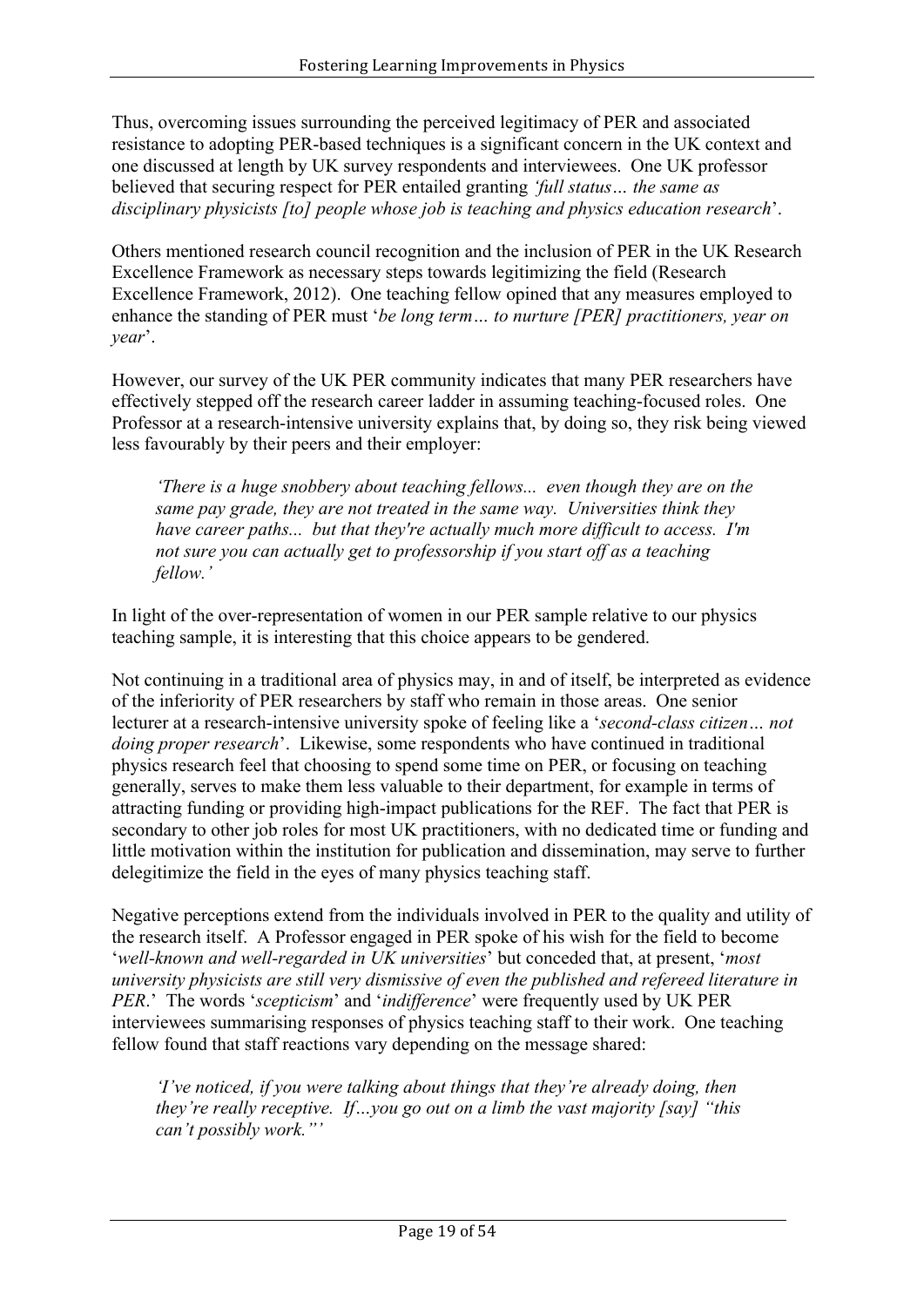Thus, overcoming issues surrounding the perceived legitimacy of PER and associated resistance to adopting PER-based techniques is a significant concern in the UK context and one discussed at length by UK survey respondents and interviewees. One UK professor believed that securing respect for PER entailed granting *'full status… the same as disciplinary physicists [to] people whose job is teaching and physics education research*'.

Others mentioned research council recognition and the inclusion of PER in the UK Research Excellence Framework as necessary steps towards legitimizing the field (Research Excellence Framework, 2012). One teaching fellow opined that any measures employed to enhance the standing of PER must '*be long term… to nurture [PER] practitioners, year on year*'.

However, our survey of the UK PER community indicates that many PER researchers have effectively stepped off the research career ladder in assuming teaching-focused roles. One Professor at a research-intensive university explains that, by doing so, they risk being viewed less favourably by their peers and their employer:

> *'There is a huge snobbery about teaching fellows... even though they are on the same pay grade, they are not treated in the same way. Universities think they have career paths... but that they're actually much more difficult to access. I'm not sure you can actually get to professorship if you start off as a teaching fellow.'*

In light of the over-representation of women in our PER sample relative to our physics teaching sample, it is interesting that this choice appears to be gendered.

Not continuing in a traditional area of physics may, in and of itself, be interpreted as evidence of the inferiority of PER researchers by staff who remain in those areas. One senior lecturer at a research-intensive university spoke of feeling like a '*second-class citizen… not doing proper research*'. Likewise, some respondents who have continued in traditional physics research feel that choosing to spend some time on PER, or focusing on teaching generally, serves to make them less valuable to their department, for example in terms of attracting funding or providing high-impact publications for the REF. The fact that PER is secondary to other job roles for most UK practitioners, with no dedicated time or funding and little motivation within the institution for publication and dissemination, may serve to further delegitimize the field in the eyes of many physics teaching staff.

Negative perceptions extend from the individuals involved in PER to the quality and utility of the research itself. A Professor engaged in PER spoke of his wish for the field to become '*well-known and well-regarded in UK universities*' but conceded that, at present, '*most university physicists are still very dismissive of even the published and refereed literature in PER*.' The words '*scepticism*' and '*indifference*' were frequently used by UK PER interviewees summarising responses of physics teaching staff to their work. One teaching fellow found that staff reactions vary depending on the message shared:

> *'I've noticed, if you were talking about things that they're already doing, then they're really receptive. If…you go out on a limb the vast majority [say] "this can't possibly work."'*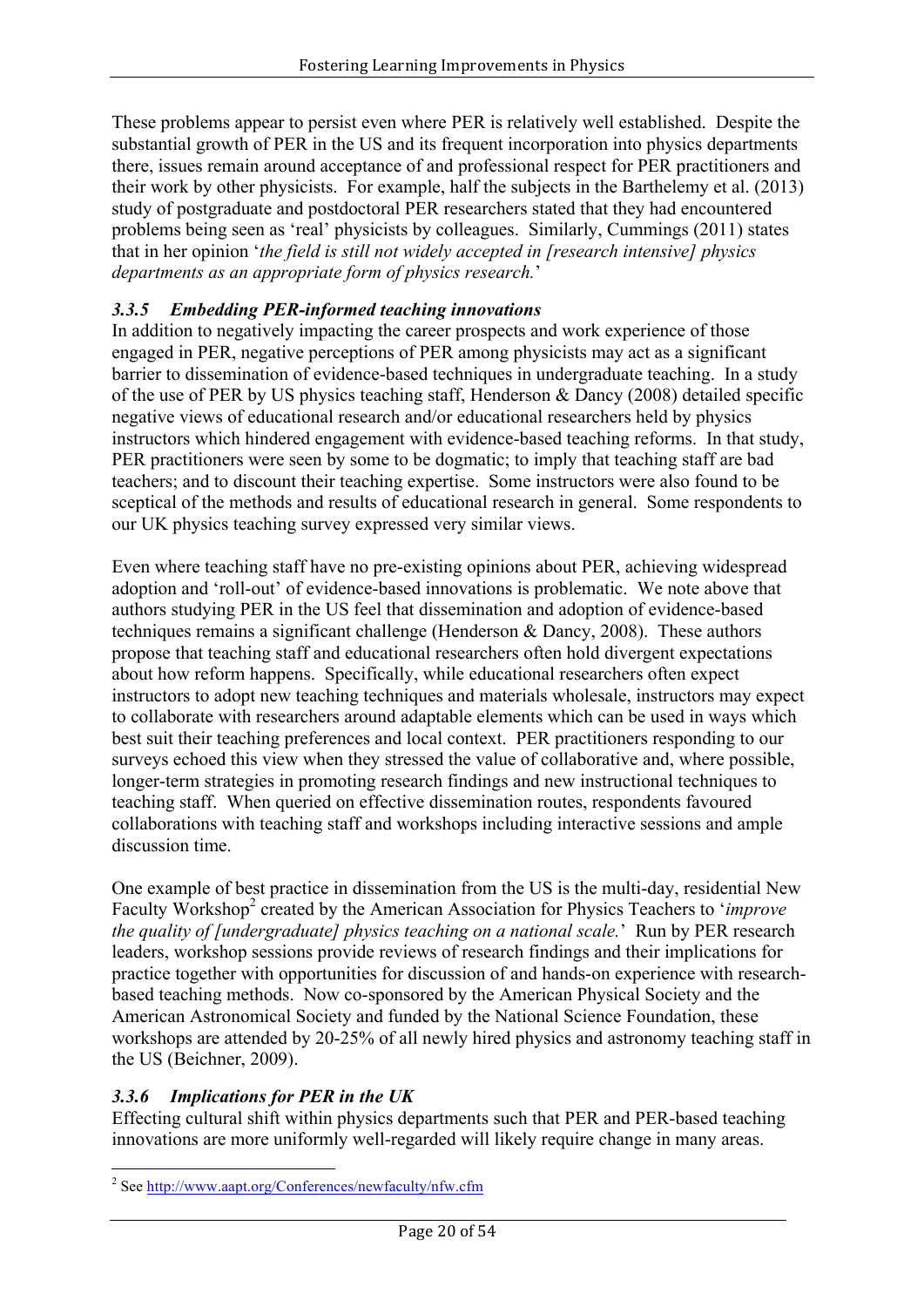These problems appear to persist even where PER is relatively well established. Despite the substantial growth of PER in the US and its frequent incorporation into physics departments there, issues remain around acceptance of and professional respect for PER practitioners and their work by other physicists. For example, half the subjects in the Barthelemy et al. (2013) study of postgraduate and postdoctoral PER researchers stated that they had encountered problems being seen as 'real' physicists by colleagues. Similarly, Cummings (2011) states that in her opinion '*the field is still not widely accepted in [research intensive] physics departments as an appropriate form of physics research.*'

### *3.3.5 Embedding PER-informed teaching innovations*

In addition to negatively impacting the career prospects and work experience of those engaged in PER, negative perceptions of PER among physicists may act as a significant barrier to dissemination of evidence-based techniques in undergraduate teaching. In a study of the use of PER by US physics teaching staff, Henderson & Dancy (2008) detailed specific negative views of educational research and/or educational researchers held by physics instructors which hindered engagement with evidence-based teaching reforms. In that study, PER practitioners were seen by some to be dogmatic; to imply that teaching staff are bad teachers; and to discount their teaching expertise. Some instructors were also found to be sceptical of the methods and results of educational research in general. Some respondents to our UK physics teaching survey expressed very similar views.

Even where teaching staff have no pre-existing opinions about PER, achieving widespread adoption and 'roll-out' of evidence-based innovations is problematic. We note above that authors studying PER in the US feel that dissemination and adoption of evidence-based techniques remains a significant challenge (Henderson & Dancy, 2008). These authors propose that teaching staff and educational researchers often hold divergent expectations about how reform happens. Specifically, while educational researchers often expect instructors to adopt new teaching techniques and materials wholesale, instructors may expect to collaborate with researchers around adaptable elements which can be used in ways which best suit their teaching preferences and local context. PER practitioners responding to our surveys echoed this view when they stressed the value of collaborative and, where possible, longer-term strategies in promoting research findings and new instructional techniques to teaching staff. When queried on effective dissemination routes, respondents favoured collaborations with teaching staff and workshops including interactive sessions and ample discussion time.

One example of best practice in dissemination from the US is the multi-day, residential New Faculty Workshop[2] created by the American Association for Physics Teachers to '*improve the quality of [undergraduate] physics teaching on a national scale.*' Run by PER research leaders, workshop sessions provide reviews of research findings and their implications for practice together with opportunities for discussion of and hands-on experience with research-based teaching methods. Now co-sponsored by the American Physical Society and the American Astronomical Society and funded by the National Science Foundation, these workshops are attended by 20-25% of all newly hired physics and astronomy teaching staff in the US (Beichner, 2009).

### *3.3.6 Implications for PER in the UK*

Effecting cultural shift within physics departments such that PER and PER-based teaching innovations are more uniformly well-regarded will likely require change in many areas.

[2] See http://www.aapt.org/Conferences/newfaculty/nfw.cfm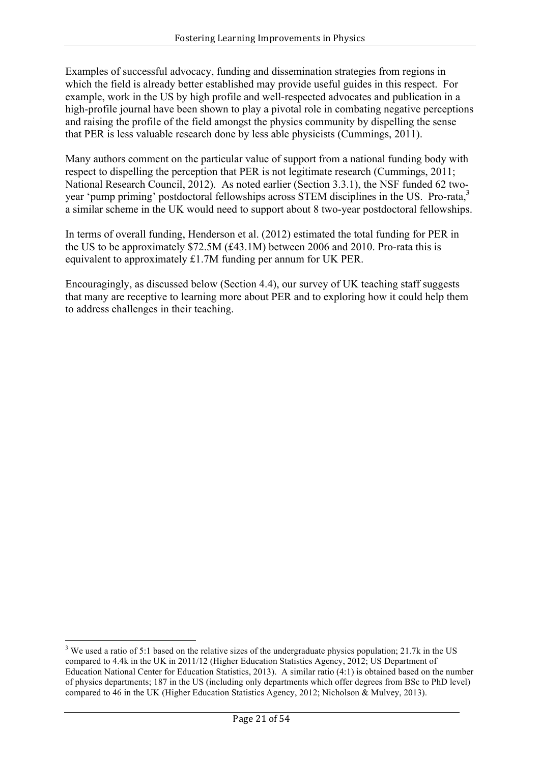Examples of successful advocacy, funding and dissemination strategies from regions in which the field is already better established may provide useful guides in this respect. For example, work in the US by high profile and well-respected advocates and publication in a high-profile journal have been shown to play a pivotal role in combating negative perceptions and raising the profile of the field amongst the physics community by dispelling the sense that PER is less valuable research done by less able physicists (Cummings, 2011).

Many authors comment on the particular value of support from a national funding body with respect to dispelling the perception that PER is not legitimate research (Cummings, 2011; National Research Council, 2012). As noted earlier (Section 3.3.1), the NSF funded 62 two-year 'pump priming' postdoctoral fellowships across STEM disciplines in the US. Pro-rata,[3] a similar scheme in the UK would need to support about 8 two-year postdoctoral fellowships.

In terms of overall funding, Henderson et al. (2012) estimated the total funding for PER in the US to be approximately \$72.5M (£43.1M) between 2006 and 2010. Pro-rata this is equivalent to approximately £1.7M funding per annum for UK PER.

Encouragingly, as discussed below (Section 4.4), our survey of UK teaching staff suggests that many are receptive to learning more about PER and to exploring how it could help them to address challenges in their teaching.

---

[3] We used a ratio of 5:1 based on the relative sizes of the undergraduate physics population; 21.7k in the US compared to 4.4k in the UK in 2011/12 (Higher Education Statistics Agency, 2012; US Department of Education National Center for Education Statistics, 2013). A similar ratio (4:1) is obtained based on the number of physics departments; 187 in the US (including only departments which offer degrees from BSc to PhD level) compared to 46 in the UK (Higher Education Statistics Agency, 2012; Nicholson & Mulvey, 2013).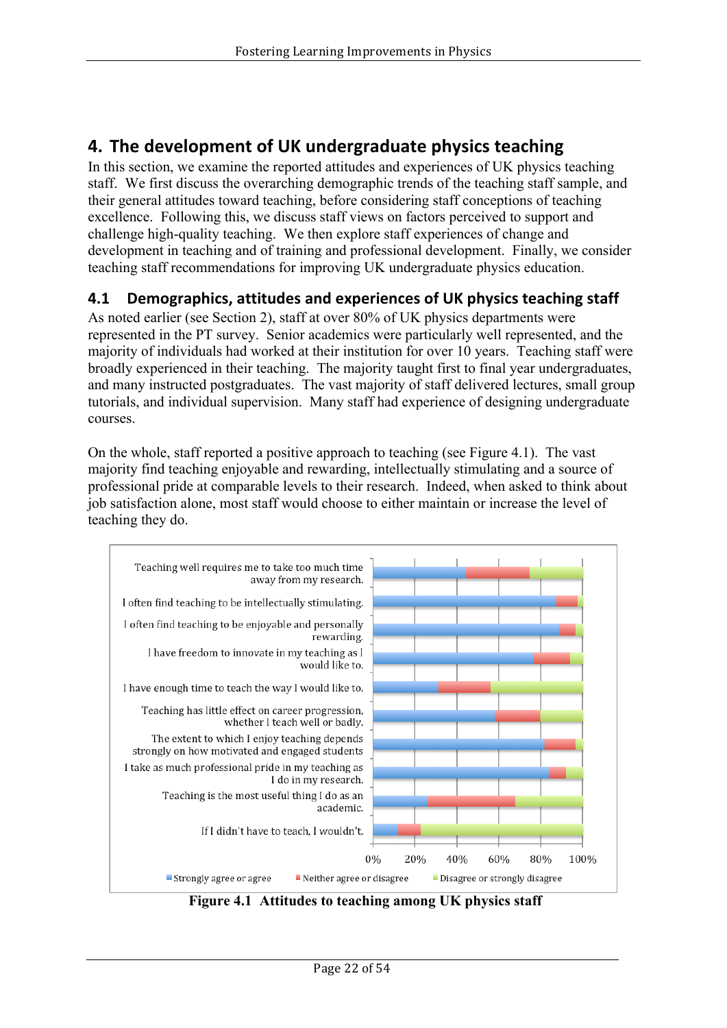# 4. The development of UK undergraduate physics teaching

In this section, we examine the reported attitudes and experiences of UK physics teaching staff. We first discuss the overarching demographic trends of the teaching staff sample, and their general attitudes toward teaching, before considering staff conceptions of teaching excellence. Following this, we discuss staff views on factors perceived to support and challenge high-quality teaching. We then explore staff experiences of change and development in teaching and of training and professional development. Finally, we consider teaching staff recommendations for improving UK undergraduate physics education.

## 4.1 Demographics, attitudes and experiences of UK physics teaching staff

As noted earlier (see Section 2), staff at over 80% of UK physics departments were represented in the PT survey. Senior academics were particularly well represented, and the majority of individuals had worked at their institution for over 10 years. Teaching staff were broadly experienced in their teaching. The majority taught first to final year undergraduates, and many instructed postgraduates. The vast majority of staff delivered lectures, small group tutorials, and individual supervision. Many staff had experience of designing undergraduate courses.

On the whole, staff reported a positive approach to teaching (see Figure 4.1). The vast majority find teaching enjoyable and rewarding, intellectually stimulating and a source of professional pride at comparable levels to their research. Indeed, when asked to think about job satisfaction alone, most staff would choose to either maintain or increase the level of teaching they do.

**Figure 4.1 Attitudes to teaching among UK physics staff**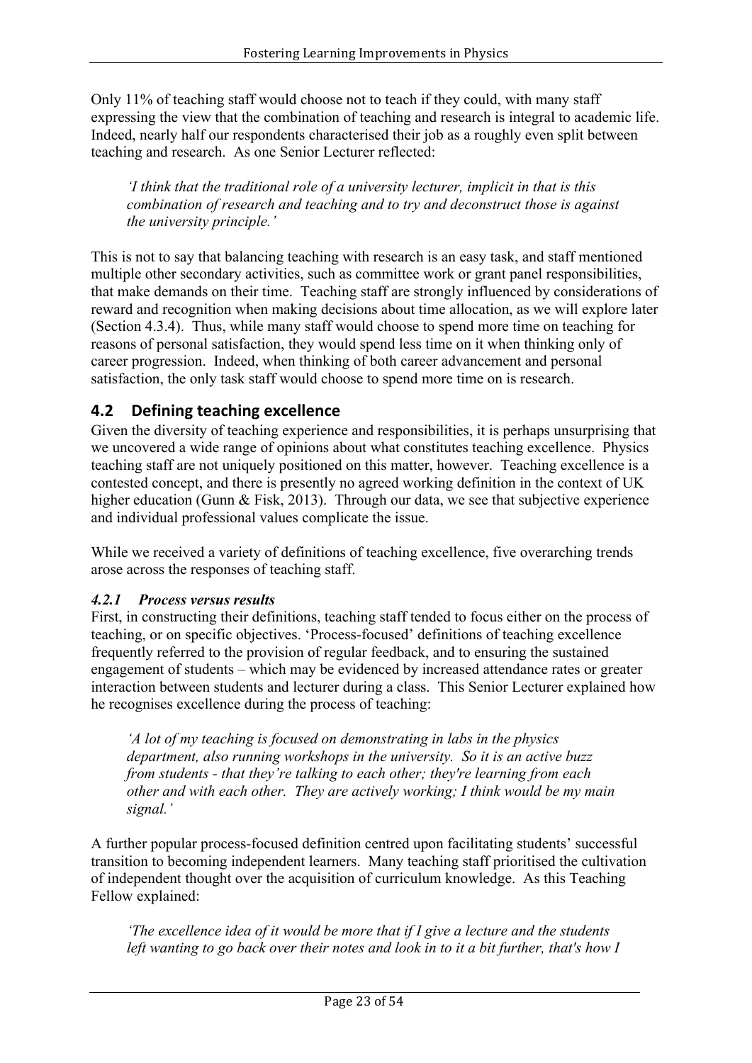Only 11% of teaching staff would choose not to teach if they could, with many staff expressing the view that the combination of teaching and research is integral to academic life. Indeed, nearly half our respondents characterised their job as a roughly even split between teaching and research. As one Senior Lecturer reflected:

> *'I think that the traditional role of a university lecturer, implicit in that is this combination of research and teaching and to try and deconstruct those is against the university principle.'*

This is not to say that balancing teaching with research is an easy task, and staff mentioned multiple other secondary activities, such as committee work or grant panel responsibilities, that make demands on their time. Teaching staff are strongly influenced by considerations of reward and recognition when making decisions about time allocation, as we will explore later (Section 4.3.4). Thus, while many staff would choose to spend more time on teaching for reasons of personal satisfaction, they would spend less time on it when thinking only of career progression. Indeed, when thinking of both career advancement and personal satisfaction, the only task staff would choose to spend more time on is research.

## 4.2 Defining teaching excellence

Given the diversity of teaching experience and responsibilities, it is perhaps unsurprising that we uncovered a wide range of opinions about what constitutes teaching excellence. Physics teaching staff are not uniquely positioned on this matter, however. Teaching excellence is a contested concept, and there is presently no agreed working definition in the context of UK higher education (Gunn & Fisk, 2013). Through our data, we see that subjective experience and individual professional values complicate the issue.

While we received a variety of definitions of teaching excellence, five overarching trends arose across the responses of teaching staff.

### *4.2.1 Process versus results*

First, in constructing their definitions, teaching staff tended to focus either on the process of teaching, or on specific objectives. 'Process-focused' definitions of teaching excellence frequently referred to the provision of regular feedback, and to ensuring the sustained engagement of students – which may be evidenced by increased attendance rates or greater interaction between students and lecturer during a class. This Senior Lecturer explained how he recognises excellence during the process of teaching:

> *'A lot of my teaching is focused on demonstrating in labs in the physics department, also running workshops in the university. So it is an active buzz from students - that they're talking to each other; they're learning from each other and with each other. They are actively working; I think would be my main signal.'*

A further popular process-focused definition centred upon facilitating students' successful transition to becoming independent learners. Many teaching staff prioritised the cultivation of independent thought over the acquisition of curriculum knowledge. As this Teaching Fellow explained:

> *'The excellence idea of it would be more that if I give a lecture and the students left wanting to go back over their notes and look in to it a bit further, that's how I*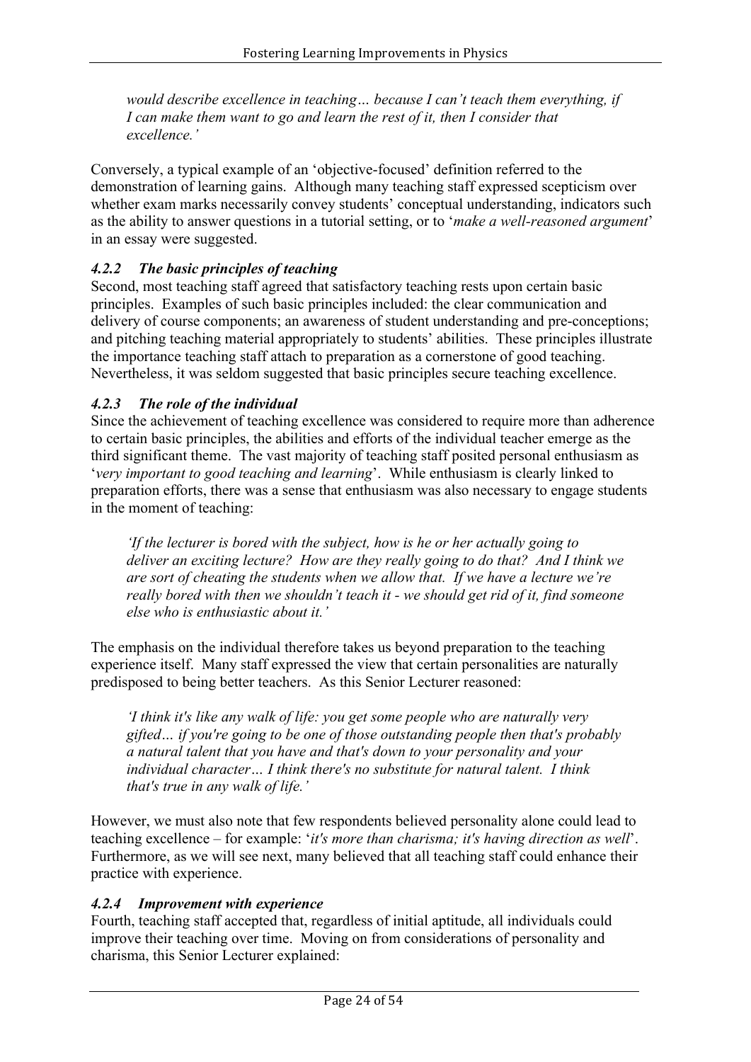> *would describe excellence in teaching… because I can't teach them everything, if I can make them want to go and learn the rest of it, then I consider that excellence.'*

Conversely, a typical example of an 'objective-focused' definition referred to the demonstration of learning gains. Although many teaching staff expressed scepticism over whether exam marks necessarily convey students' conceptual understanding, indicators such as the ability to answer questions in a tutorial setting, or to '*make a well-reasoned argument*' in an essay were suggested.

#### *4.2.2 The basic principles of teaching*

Second, most teaching staff agreed that satisfactory teaching rests upon certain basic principles. Examples of such basic principles included: the clear communication and delivery of course components; an awareness of student understanding and pre-conceptions; and pitching teaching material appropriately to students' abilities. These principles illustrate the importance teaching staff attach to preparation as a cornerstone of good teaching. Nevertheless, it was seldom suggested that basic principles secure teaching excellence.

#### *4.2.3 The role of the individual*

Since the achievement of teaching excellence was considered to require more than adherence to certain basic principles, the abilities and efforts of the individual teacher emerge as the third significant theme. The vast majority of teaching staff posited personal enthusiasm as '*very important to good teaching and learning*'. While enthusiasm is clearly linked to preparation efforts, there was a sense that enthusiasm was also necessary to engage students in the moment of teaching:

> *'If the lecturer is bored with the subject, how is he or her actually going to deliver an exciting lecture? How are they really going to do that? And I think we are sort of cheating the students when we allow that. If we have a lecture we're really bored with then we shouldn't teach it - we should get rid of it, find someone else who is enthusiastic about it.'*

The emphasis on the individual therefore takes us beyond preparation to the teaching experience itself. Many staff expressed the view that certain personalities are naturally predisposed to being better teachers. As this Senior Lecturer reasoned:

> *'I think it's like any walk of life: you get some people who are naturally very gifted… if you're going to be one of those outstanding people then that's probably a natural talent that you have and that's down to your personality and your individual character… I think there's no substitute for natural talent. I think that's true in any walk of life.'*

However, we must also note that few respondents believed personality alone could lead to teaching excellence – for example: '*it's more than charisma; it's having direction as well*'. Furthermore, as we will see next, many believed that all teaching staff could enhance their practice with experience.

#### *4.2.4 Improvement with experience*

Fourth, teaching staff accepted that, regardless of initial aptitude, all individuals could improve their teaching over time. Moving on from considerations of personality and charisma, this Senior Lecturer explained: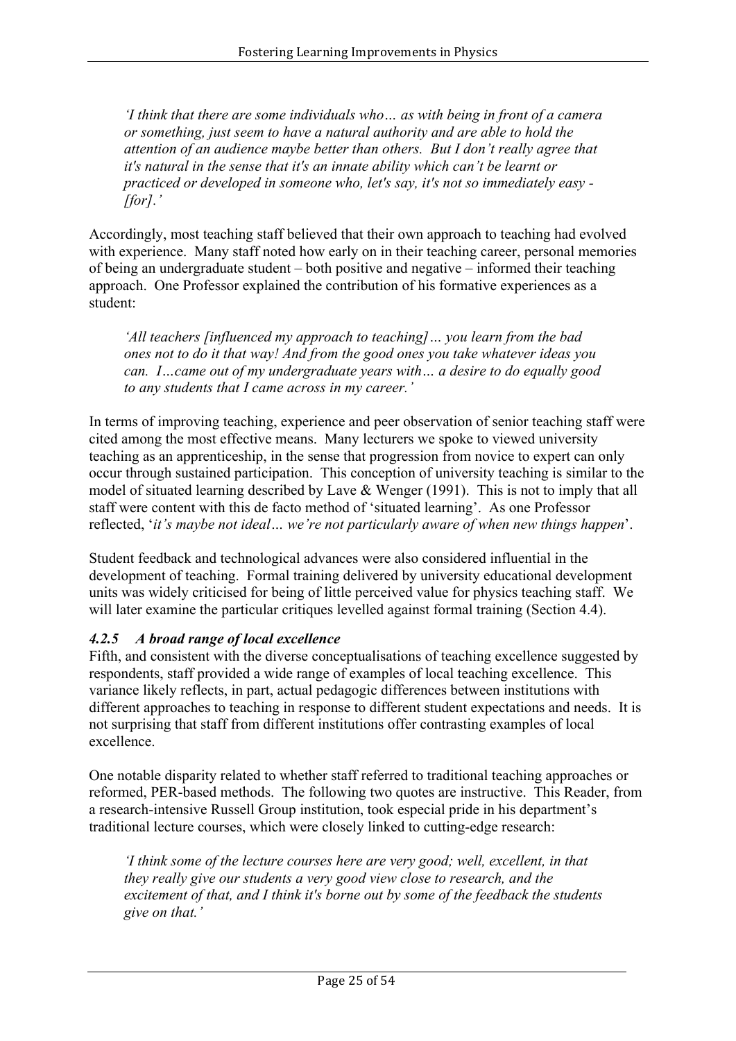*'I think that there are some individuals who… as with being in front of a camera or something, just seem to have a natural authority and are able to hold the attention of an audience maybe better than others. But I don't really agree that it's natural in the sense that it's an innate ability which can't be learnt or practiced or developed in someone who, let's say, it's not so immediately easy - [for].'*

Accordingly, most teaching staff believed that their own approach to teaching had evolved with experience. Many staff noted how early on in their teaching career, personal memories of being an undergraduate student – both positive and negative – informed their teaching approach. One Professor explained the contribution of his formative experiences as a student:

*'All teachers [influenced my approach to teaching]… you learn from the bad ones not to do it that way! And from the good ones you take whatever ideas you can. I…came out of my undergraduate years with… a desire to do equally good to any students that I came across in my career.'*

In terms of improving teaching, experience and peer observation of senior teaching staff were cited among the most effective means. Many lecturers we spoke to viewed university teaching as an apprenticeship, in the sense that progression from novice to expert can only occur through sustained participation. This conception of university teaching is similar to the model of situated learning described by Lave & Wenger (1991). This is not to imply that all staff were content with this de facto method of 'situated learning'. As one Professor reflected, '*it's maybe not ideal… we're not particularly aware of when new things happen*'.

Student feedback and technological advances were also considered influential in the development of teaching. Formal training delivered by university educational development units was widely criticised for being of little perceived value for physics teaching staff. We will later examine the particular critiques levelled against formal training (Section 4.4).

#### *4.2.5 A broad range of local excellence*

Fifth, and consistent with the diverse conceptualisations of teaching excellence suggested by respondents, staff provided a wide range of examples of local teaching excellence. This variance likely reflects, in part, actual pedagogic differences between institutions with different approaches to teaching in response to different student expectations and needs. It is not surprising that staff from different institutions offer contrasting examples of local excellence.

One notable disparity related to whether staff referred to traditional teaching approaches or reformed, PER-based methods. The following two quotes are instructive. This Reader, from a research-intensive Russell Group institution, took especial pride in his department's traditional lecture courses, which were closely linked to cutting-edge research:

*'I think some of the lecture courses here are very good; well, excellent, in that they really give our students a very good view close to research, and the excitement of that, and I think it's borne out by some of the feedback the students give on that.'*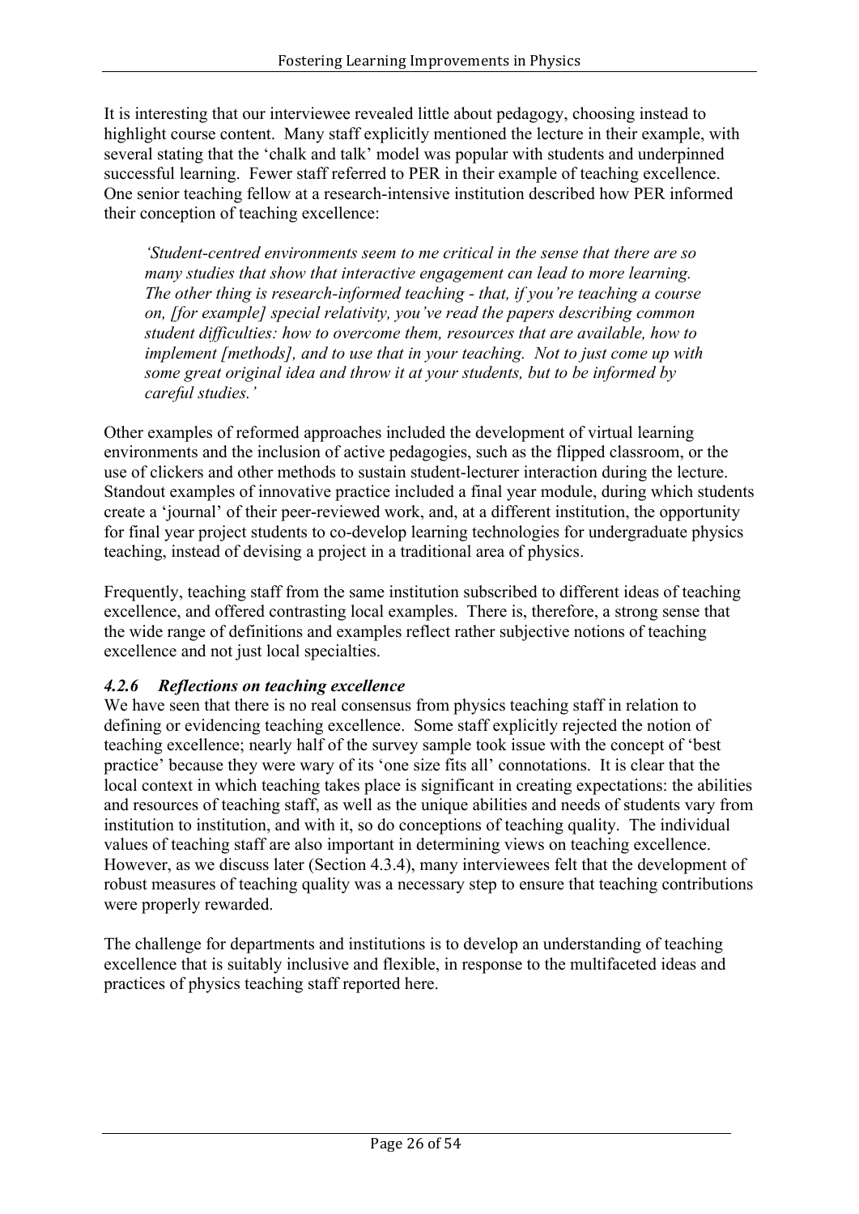It is interesting that our interviewee revealed little about pedagogy, choosing instead to highlight course content. Many staff explicitly mentioned the lecture in their example, with several stating that the 'chalk and talk' model was popular with students and underpinned successful learning. Fewer staff referred to PER in their example of teaching excellence. One senior teaching fellow at a research-intensive institution described how PER informed their conception of teaching excellence:

> *'Student-centred environments seem to me critical in the sense that there are so many studies that show that interactive engagement can lead to more learning. The other thing is research-informed teaching - that, if you're teaching a course on, [for example] special relativity, you've read the papers describing common student difficulties: how to overcome them, resources that are available, how to implement [methods], and to use that in your teaching. Not to just come up with some great original idea and throw it at your students, but to be informed by careful studies.'*

Other examples of reformed approaches included the development of virtual learning environments and the inclusion of active pedagogies, such as the flipped classroom, or the use of clickers and other methods to sustain student-lecturer interaction during the lecture. Standout examples of innovative practice included a final year module, during which students create a 'journal' of their peer-reviewed work, and, at a different institution, the opportunity for final year project students to co-develop learning technologies for undergraduate physics teaching, instead of devising a project in a traditional area of physics.

Frequently, teaching staff from the same institution subscribed to different ideas of teaching excellence, and offered contrasting local examples. There is, therefore, a strong sense that the wide range of definitions and examples reflect rather subjective notions of teaching excellence and not just local specialties.

#### *4.2.6 Reflections on teaching excellence*

We have seen that there is no real consensus from physics teaching staff in relation to defining or evidencing teaching excellence. Some staff explicitly rejected the notion of teaching excellence; nearly half of the survey sample took issue with the concept of 'best practice' because they were wary of its 'one size fits all' connotations. It is clear that the local context in which teaching takes place is significant in creating expectations: the abilities and resources of teaching staff, as well as the unique abilities and needs of students vary from institution to institution, and with it, so do conceptions of teaching quality. The individual values of teaching staff are also important in determining views on teaching excellence. However, as we discuss later (Section 4.3.4), many interviewees felt that the development of robust measures of teaching quality was a necessary step to ensure that teaching contributions were properly rewarded.

The challenge for departments and institutions is to develop an understanding of teaching excellence that is suitably inclusive and flexible, in response to the multifaceted ideas and practices of physics teaching staff reported here.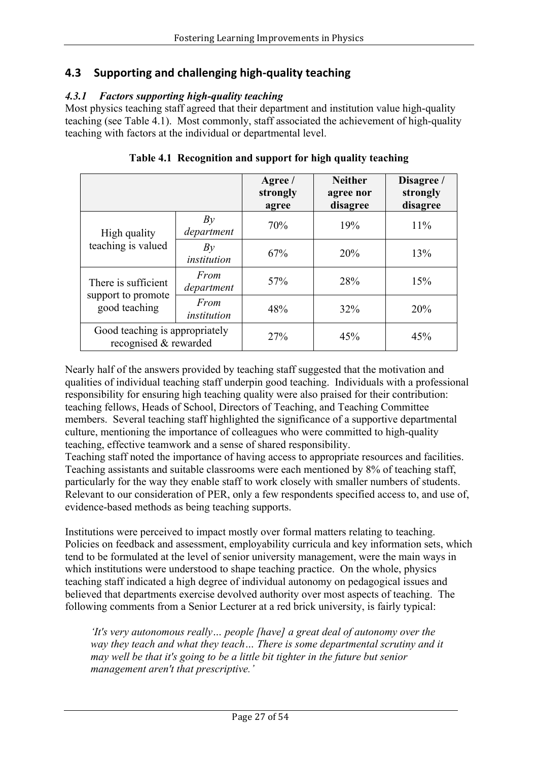## 4.3 Supporting and challenging high-quality teaching

### *4.3.1 Factors supporting high-quality teaching*

Most physics teaching staff agreed that their department and institution value high-quality teaching (see Table 4.1). Most commonly, staff associated the achievement of high-quality teaching with factors at the individual or departmental level.

**Table 4.1 Recognition and support for high quality teaching**

| | | Agree / strongly agree | Neither agree nor disagree | Disagree / strongly disagree |
|---|---|---|---|---|
| High quality teaching is valued | *By department* | 70% | 19% | 11% |
| | *By institution* | 67% | 20% | 13% |
| There is sufficient support to promote good teaching | *From department* | 57% | 28% | 15% |
| | *From institution* | 48% | 32% | 20% |
| Good teaching is appropriately recognised & rewarded | | 27% | 45% | 45% |

Nearly half of the answers provided by teaching staff suggested that the motivation and qualities of individual teaching staff underpin good teaching. Individuals with a professional responsibility for ensuring high teaching quality were also praised for their contribution: teaching fellows, Heads of School, Directors of Teaching, and Teaching Committee members. Several teaching staff highlighted the significance of a supportive departmental culture, mentioning the importance of colleagues who were committed to high-quality teaching, effective teamwork and a sense of shared responsibility.

Teaching staff noted the importance of having access to appropriate resources and facilities. Teaching assistants and suitable classrooms were each mentioned by 8% of teaching staff, particularly for the way they enable staff to work closely with smaller numbers of students. Relevant to our consideration of PER, only a few respondents specified access to, and use of, evidence-based methods as being teaching supports.

Institutions were perceived to impact mostly over formal matters relating to teaching. Policies on feedback and assessment, employability curricula and key information sets, which tend to be formulated at the level of senior university management, were the main ways in which institutions were understood to shape teaching practice. On the whole, physics teaching staff indicated a high degree of individual autonomy on pedagogical issues and believed that departments exercise devolved authority over most aspects of teaching. The following comments from a Senior Lecturer at a red brick university, is fairly typical:

> *'It's very autonomous really… people [have] a great deal of autonomy over the way they teach and what they teach… There is some departmental scrutiny and it may well be that it's going to be a little bit tighter in the future but senior management aren't that prescriptive.'*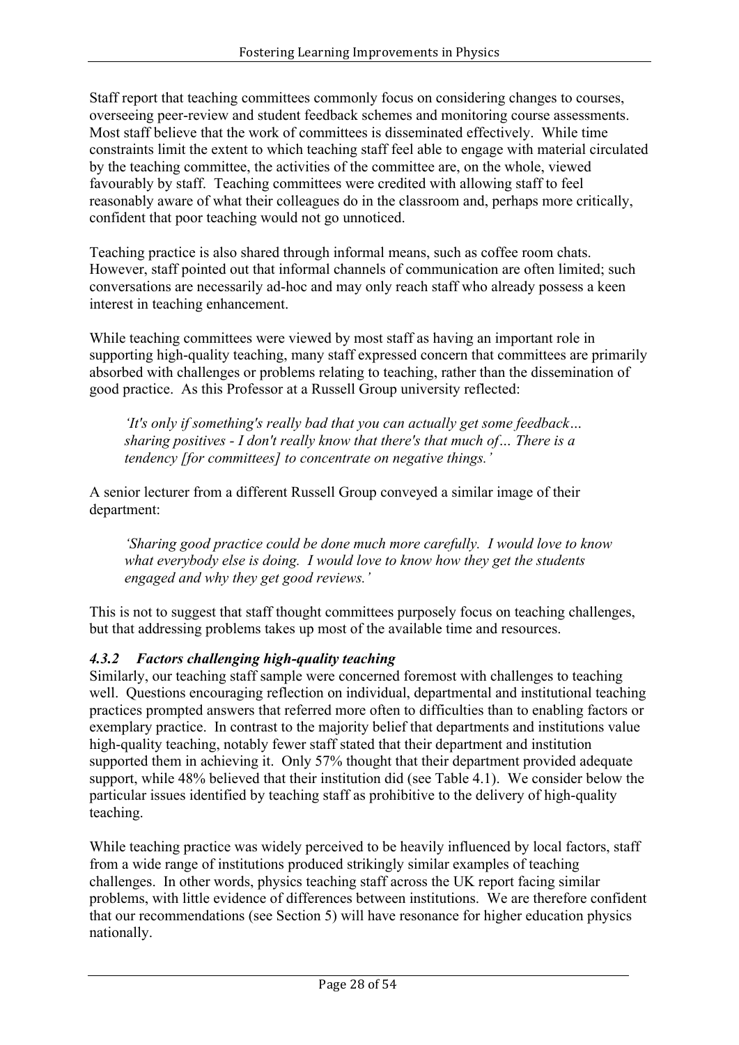Staff report that teaching committees commonly focus on considering changes to courses, overseeing peer-review and student feedback schemes and monitoring course assessments. Most staff believe that the work of committees is disseminated effectively. While time constraints limit the extent to which teaching staff feel able to engage with material circulated by the teaching committee, the activities of the committee are, on the whole, viewed favourably by staff. Teaching committees were credited with allowing staff to feel reasonably aware of what their colleagues do in the classroom and, perhaps more critically, confident that poor teaching would not go unnoticed.

Teaching practice is also shared through informal means, such as coffee room chats. However, staff pointed out that informal channels of communication are often limited; such conversations are necessarily ad-hoc and may only reach staff who already possess a keen interest in teaching enhancement.

While teaching committees were viewed by most staff as having an important role in supporting high-quality teaching, many staff expressed concern that committees are primarily absorbed with challenges or problems relating to teaching, rather than the dissemination of good practice. As this Professor at a Russell Group university reflected:

> *'It's only if something's really bad that you can actually get some feedback… sharing positives - I don't really know that there's that much of… There is a tendency [for committees] to concentrate on negative things.'*

A senior lecturer from a different Russell Group conveyed a similar image of their department:

> *'Sharing good practice could be done much more carefully. I would love to know what everybody else is doing. I would love to know how they get the students engaged and why they get good reviews.'*

This is not to suggest that staff thought committees purposely focus on teaching challenges, but that addressing problems takes up most of the available time and resources.

### *4.3.2 Factors challenging high-quality teaching*

Similarly, our teaching staff sample were concerned foremost with challenges to teaching well. Questions encouraging reflection on individual, departmental and institutional teaching practices prompted answers that referred more often to difficulties than to enabling factors or exemplary practice. In contrast to the majority belief that departments and institutions value high-quality teaching, notably fewer staff stated that their department and institution supported them in achieving it. Only 57% thought that their department provided adequate support, while 48% believed that their institution did (see Table 4.1). We consider below the particular issues identified by teaching staff as prohibitive to the delivery of high-quality teaching.

While teaching practice was widely perceived to be heavily influenced by local factors, staff from a wide range of institutions produced strikingly similar examples of teaching challenges. In other words, physics teaching staff across the UK report facing similar problems, with little evidence of differences between institutions. We are therefore confident that our recommendations (see Section 5) will have resonance for higher education physics nationally.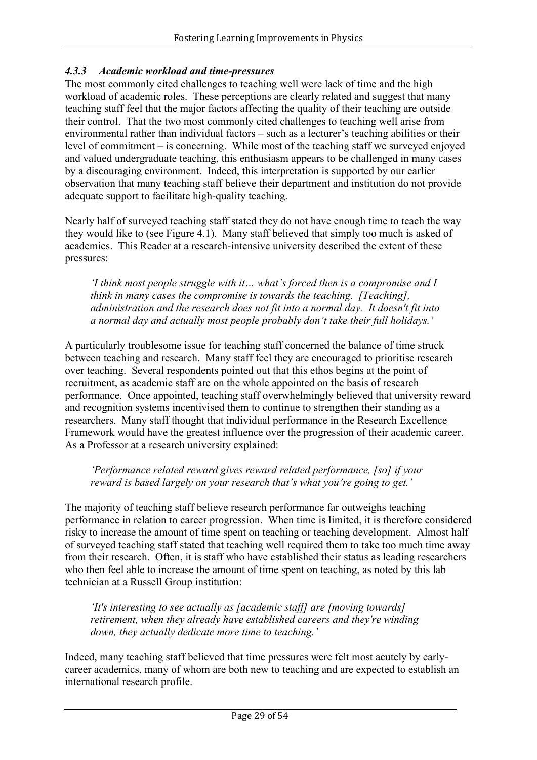### *4.3.3 Academic workload and time-pressures*

The most commonly cited challenges to teaching well were lack of time and the high workload of academic roles. These perceptions are clearly related and suggest that many teaching staff feel that the major factors affecting the quality of their teaching are outside their control. That the two most commonly cited challenges to teaching well arise from environmental rather than individual factors – such as a lecturer's teaching abilities or their level of commitment – is concerning. While most of the teaching staff we surveyed enjoyed and valued undergraduate teaching, this enthusiasm appears to be challenged in many cases by a discouraging environment. Indeed, this interpretation is supported by our earlier observation that many teaching staff believe their department and institution do not provide adequate support to facilitate high-quality teaching.

Nearly half of surveyed teaching staff stated they do not have enough time to teach the way they would like to (see Figure 4.1). Many staff believed that simply too much is asked of academics. This Reader at a research-intensive university described the extent of these pressures:

> *'I think most people struggle with it… what's forced then is a compromise and I think in many cases the compromise is towards the teaching. [Teaching], administration and the research does not fit into a normal day. It doesn't fit into a normal day and actually most people probably don't take their full holidays.'*

A particularly troublesome issue for teaching staff concerned the balance of time struck between teaching and research. Many staff feel they are encouraged to prioritise research over teaching. Several respondents pointed out that this ethos begins at the point of recruitment, as academic staff are on the whole appointed on the basis of research performance. Once appointed, teaching staff overwhelmingly believed that university reward and recognition systems incentivised them to continue to strengthen their standing as a researchers. Many staff thought that individual performance in the Research Excellence Framework would have the greatest influence over the progression of their academic career. As a Professor at a research university explained:

> *'Performance related reward gives reward related performance, [so] if your reward is based largely on your research that's what you're going to get.'*

The majority of teaching staff believe research performance far outweighs teaching performance in relation to career progression. When time is limited, it is therefore considered risky to increase the amount of time spent on teaching or teaching development. Almost half of surveyed teaching staff stated that teaching well required them to take too much time away from their research. Often, it is staff who have established their status as leading researchers who then feel able to increase the amount of time spent on teaching, as noted by this lab technician at a Russell Group institution:

> *'It's interesting to see actually as [academic staff] are [moving towards] retirement, when they already have established careers and they're winding down, they actually dedicate more time to teaching.'*

Indeed, many teaching staff believed that time pressures were felt most acutely by early-career academics, many of whom are both new to teaching and are expected to establish an international research profile.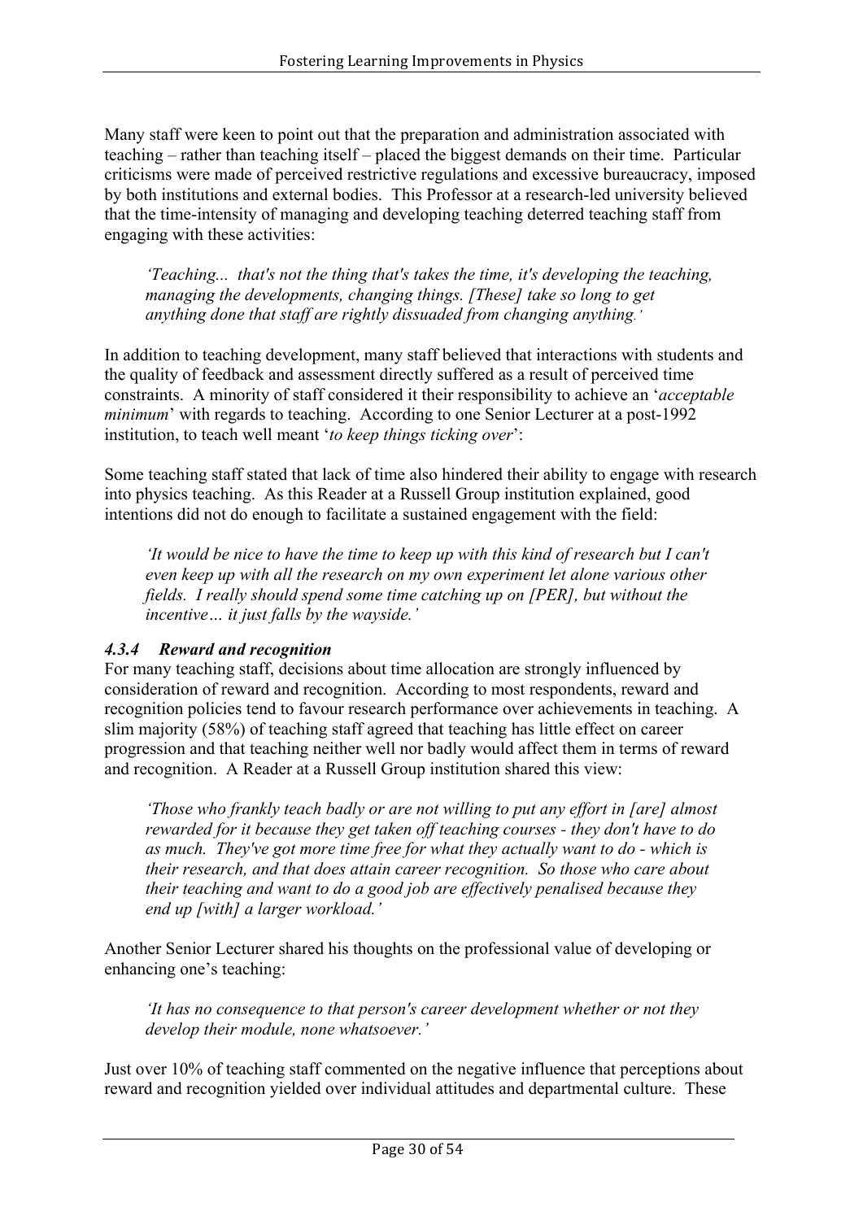Many staff were keen to point out that the preparation and administration associated with teaching – rather than teaching itself – placed the biggest demands on their time. Particular criticisms were made of perceived restrictive regulations and excessive bureaucracy, imposed by both institutions and external bodies. This Professor at a research-led university believed that the time-intensity of managing and developing teaching deterred teaching staff from engaging with these activities:

> *'Teaching... that's not the thing that's takes the time, it's developing the teaching, managing the developments, changing things. [These] take so long to get anything done that staff are rightly dissuaded from changing anything.'*

In addition to teaching development, many staff believed that interactions with students and the quality of feedback and assessment directly suffered as a result of perceived time constraints. A minority of staff considered it their responsibility to achieve an '*acceptable minimum*' with regards to teaching. According to one Senior Lecturer at a post-1992 institution, to teach well meant '*to keep things ticking over*':

Some teaching staff stated that lack of time also hindered their ability to engage with research into physics teaching. As this Reader at a Russell Group institution explained, good intentions did not do enough to facilitate a sustained engagement with the field:

> *'It would be nice to have the time to keep up with this kind of research but I can't even keep up with all the research on my own experiment let alone various other fields. I really should spend some time catching up on [PER], but without the incentive… it just falls by the wayside.'*

### *4.3.4 Reward and recognition*

For many teaching staff, decisions about time allocation are strongly influenced by consideration of reward and recognition. According to most respondents, reward and recognition policies tend to favour research performance over achievements in teaching. A slim majority (58%) of teaching staff agreed that teaching has little effect on career progression and that teaching neither well nor badly would affect them in terms of reward and recognition. A Reader at a Russell Group institution shared this view:

> *'Those who frankly teach badly or are not willing to put any effort in [are] almost rewarded for it because they get taken off teaching courses - they don't have to do as much. They've got more time free for what they actually want to do - which is their research, and that does attain career recognition. So those who care about their teaching and want to do a good job are effectively penalised because they end up [with] a larger workload.'*

Another Senior Lecturer shared his thoughts on the professional value of developing or enhancing one's teaching:

> *'It has no consequence to that person's career development whether or not they develop their module, none whatsoever.'*

Just over 10% of teaching staff commented on the negative influence that perceptions about reward and recognition yielded over individual attitudes and departmental culture. These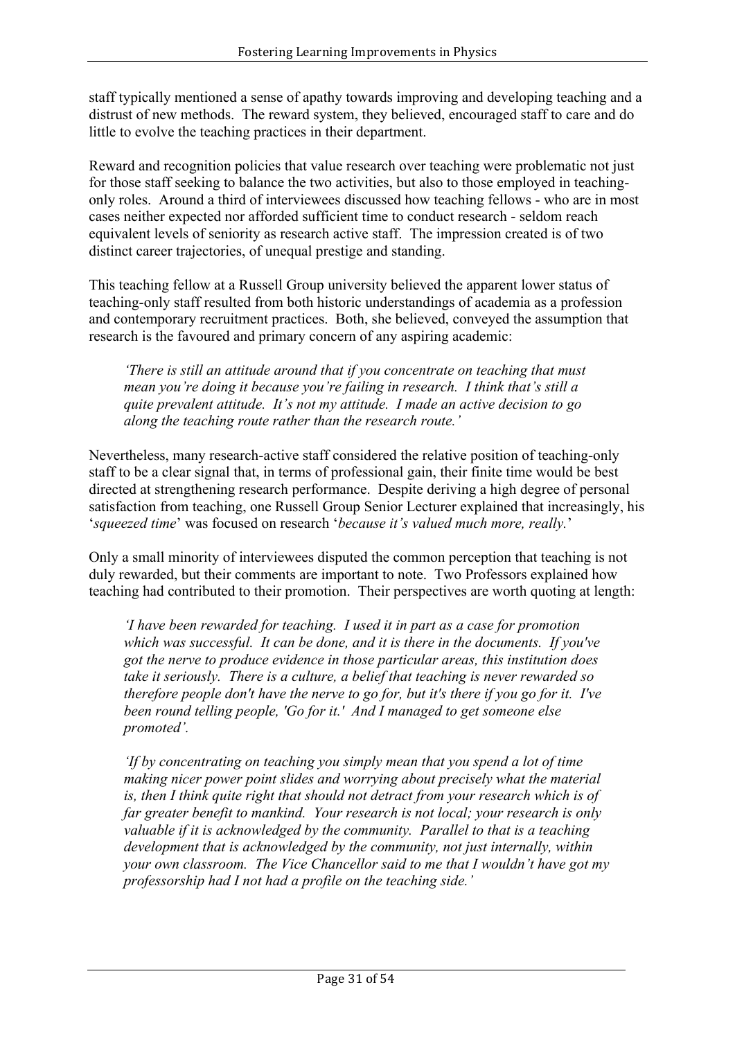staff typically mentioned a sense of apathy towards improving and developing teaching and a distrust of new methods. The reward system, they believed, encouraged staff to care and do little to evolve the teaching practices in their department.

Reward and recognition policies that value research over teaching were problematic not just for those staff seeking to balance the two activities, but also to those employed in teaching-only roles. Around a third of interviewees discussed how teaching fellows - who are in most cases neither expected nor afforded sufficient time to conduct research - seldom reach equivalent levels of seniority as research active staff. The impression created is of two distinct career trajectories, of unequal prestige and standing.

This teaching fellow at a Russell Group university believed the apparent lower status of teaching-only staff resulted from both historic understandings of academia as a profession and contemporary recruitment practices. Both, she believed, conveyed the assumption that research is the favoured and primary concern of any aspiring academic:

> *'There is still an attitude around that if you concentrate on teaching that must mean you're doing it because you're failing in research. I think that's still a quite prevalent attitude. It's not my attitude. I made an active decision to go along the teaching route rather than the research route.'*

Nevertheless, many research-active staff considered the relative position of teaching-only staff to be a clear signal that, in terms of professional gain, their finite time would be best directed at strengthening research performance. Despite deriving a high degree of personal satisfaction from teaching, one Russell Group Senior Lecturer explained that increasingly, his '*squeezed time*' was focused on research '*because it's valued much more, really.*'

Only a small minority of interviewees disputed the common perception that teaching is not duly rewarded, but their comments are important to note. Two Professors explained how teaching had contributed to their promotion. Their perspectives are worth quoting at length:

> *'I have been rewarded for teaching. I used it in part as a case for promotion which was successful. It can be done, and it is there in the documents. If you've got the nerve to produce evidence in those particular areas, this institution does take it seriously. There is a culture, a belief that teaching is never rewarded so therefore people don't have the nerve to go for, but it's there if you go for it. I've been round telling people, 'Go for it.' And I managed to get someone else promoted'.*
>
> *'If by concentrating on teaching you simply mean that you spend a lot of time making nicer power point slides and worrying about precisely what the material is, then I think quite right that should not detract from your research which is of far greater benefit to mankind. Your research is not local; your research is only valuable if it is acknowledged by the community. Parallel to that is a teaching development that is acknowledged by the community, not just internally, within your own classroom. The Vice Chancellor said to me that I wouldn't have got my professorship had I not had a profile on the teaching side.'*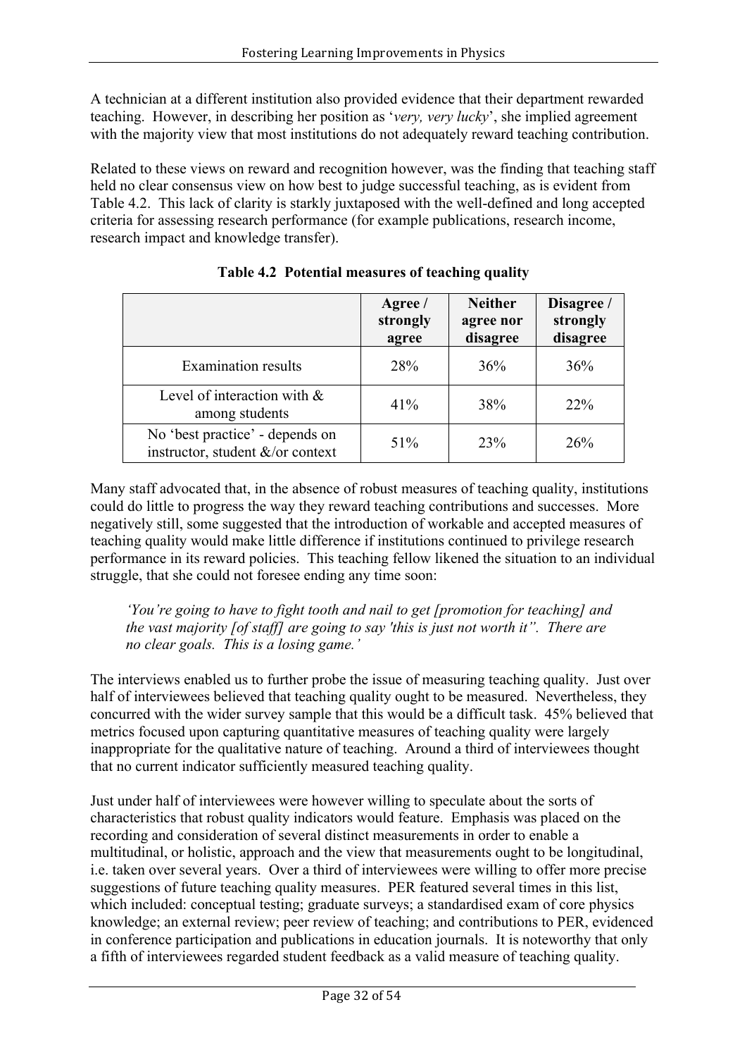A technician at a different institution also provided evidence that their department rewarded teaching. However, in describing her position as '*very, very lucky*', she implied agreement with the majority view that most institutions do not adequately reward teaching contribution.

Related to these views on reward and recognition however, was the finding that teaching staff held no clear consensus view on how best to judge successful teaching, as is evident from Table 4.2. This lack of clarity is starkly juxtaposed with the well-defined and long accepted criteria for assessing research performance (for example publications, research income, research impact and knowledge transfer).

**Table 4.2 Potential measures of teaching quality**

| | Agree / strongly agree | Neither agree nor disagree | Disagree / strongly disagree |
|---|---|---|---|
| Examination results | 28% | 36% | 36% |
| Level of interaction with & among students | 41% | 38% | 22% |
| No 'best practice' - depends on instructor, student &/or context | 51% | 23% | 26% |

Many staff advocated that, in the absence of robust measures of teaching quality, institutions could do little to progress the way they reward teaching contributions and successes. More negatively still, some suggested that the introduction of workable and accepted measures of teaching quality would make little difference if institutions continued to privilege research performance in its reward policies. This teaching fellow likened the situation to an individual struggle, that she could not foresee ending any time soon:

> *'You're going to have to fight tooth and nail to get [promotion for teaching] and the vast majority [of staff] are going to say 'this is just not worth it". There are no clear goals. This is a losing game.'*

The interviews enabled us to further probe the issue of measuring teaching quality. Just over half of interviewees believed that teaching quality ought to be measured. Nevertheless, they concurred with the wider survey sample that this would be a difficult task. 45% believed that metrics focused upon capturing quantitative measures of teaching quality were largely inappropriate for the qualitative nature of teaching. Around a third of interviewees thought that no current indicator sufficiently measured teaching quality.

Just under half of interviewees were however willing to speculate about the sorts of characteristics that robust quality indicators would feature. Emphasis was placed on the recording and consideration of several distinct measurements in order to enable a multitudinal, or holistic, approach and the view that measurements ought to be longitudinal, i.e. taken over several years. Over a third of interviewees were willing to offer more precise suggestions of future teaching quality measures. PER featured several times in this list, which included: conceptual testing; graduate surveys; a standardised exam of core physics knowledge; an external review; peer review of teaching; and contributions to PER, evidenced in conference participation and publications in education journals. It is noteworthy that only a fifth of interviewees regarded student feedback as a valid measure of teaching quality.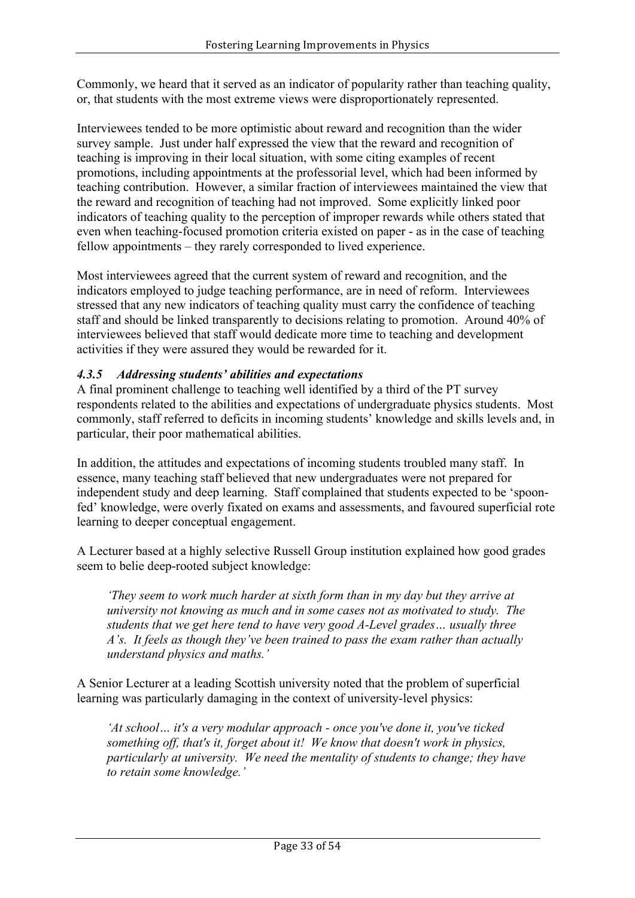Commonly, we heard that it served as an indicator of popularity rather than teaching quality, or, that students with the most extreme views were disproportionately represented.

Interviewees tended to be more optimistic about reward and recognition than the wider survey sample. Just under half expressed the view that the reward and recognition of teaching is improving in their local situation, with some citing examples of recent promotions, including appointments at the professorial level, which had been informed by teaching contribution. However, a similar fraction of interviewees maintained the view that the reward and recognition of teaching had not improved. Some explicitly linked poor indicators of teaching quality to the perception of improper rewards while others stated that even when teaching-focused promotion criteria existed on paper - as in the case of teaching fellow appointments – they rarely corresponded to lived experience.

Most interviewees agreed that the current system of reward and recognition, and the indicators employed to judge teaching performance, are in need of reform. Interviewees stressed that any new indicators of teaching quality must carry the confidence of teaching staff and should be linked transparently to decisions relating to promotion. Around 40% of interviewees believed that staff would dedicate more time to teaching and development activities if they were assured they would be rewarded for it.

#### *4.3.5 Addressing students' abilities and expectations*

A final prominent challenge to teaching well identified by a third of the PT survey respondents related to the abilities and expectations of undergraduate physics students. Most commonly, staff referred to deficits in incoming students' knowledge and skills levels and, in particular, their poor mathematical abilities.

In addition, the attitudes and expectations of incoming students troubled many staff. In essence, many teaching staff believed that new undergraduates were not prepared for independent study and deep learning. Staff complained that students expected to be 'spoon-fed' knowledge, were overly fixated on exams and assessments, and favoured superficial rote learning to deeper conceptual engagement.

A Lecturer based at a highly selective Russell Group institution explained how good grades seem to belie deep-rooted subject knowledge:

> *'They seem to work much harder at sixth form than in my day but they arrive at university not knowing as much and in some cases not as motivated to study. The students that we get here tend to have very good A-Level grades… usually three A's. It feels as though they've been trained to pass the exam rather than actually understand physics and maths.'*

A Senior Lecturer at a leading Scottish university noted that the problem of superficial learning was particularly damaging in the context of university-level physics:

> *'At school… it's a very modular approach - once you've done it, you've ticked something off, that's it, forget about it! We know that doesn't work in physics, particularly at university. We need the mentality of students to change; they have to retain some knowledge.'*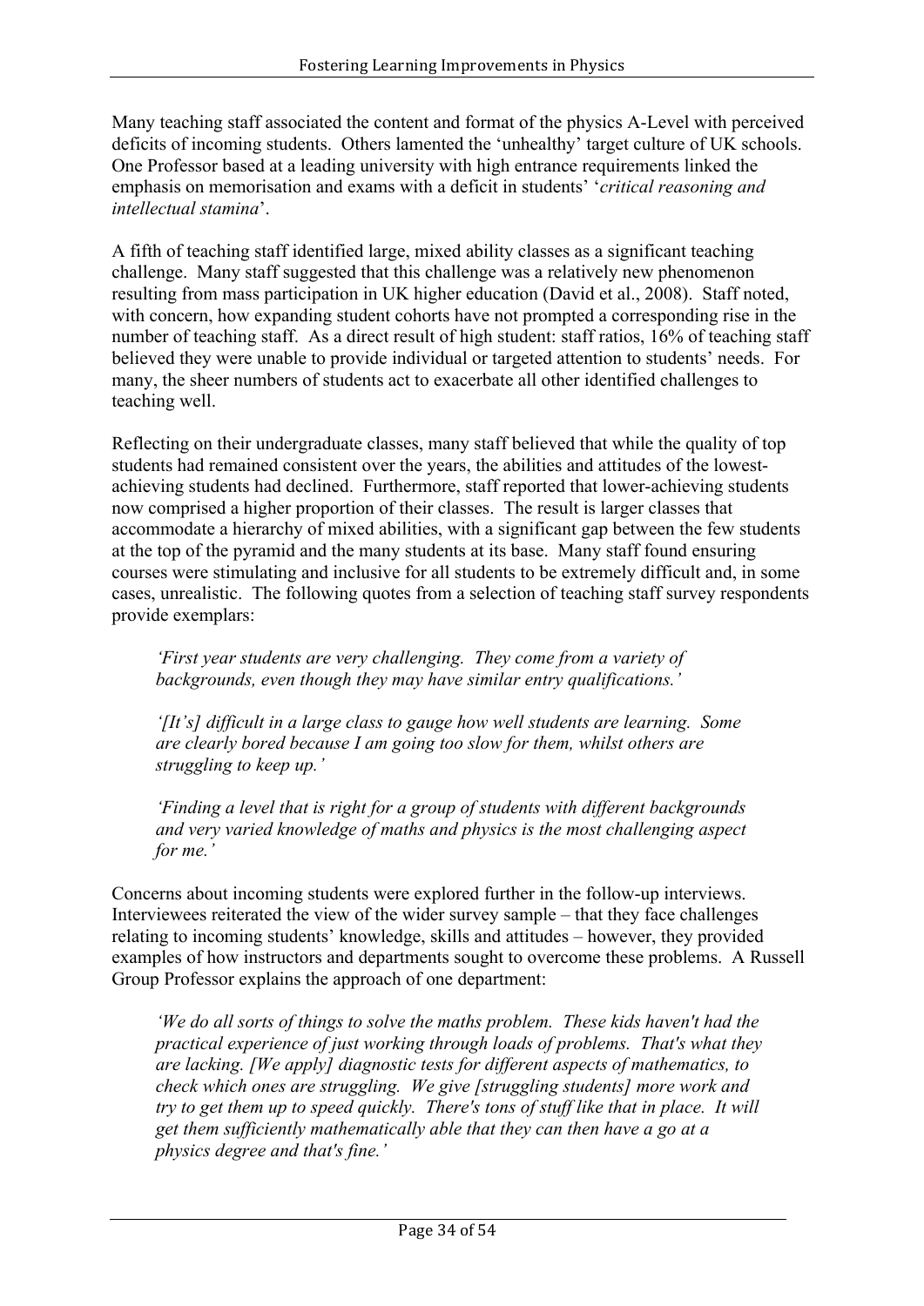Many teaching staff associated the content and format of the physics A-Level with perceived deficits of incoming students. Others lamented the 'unhealthy' target culture of UK schools. One Professor based at a leading university with high entrance requirements linked the emphasis on memorisation and exams with a deficit in students' '*critical reasoning and intellectual stamina*'.

A fifth of teaching staff identified large, mixed ability classes as a significant teaching challenge. Many staff suggested that this challenge was a relatively new phenomenon resulting from mass participation in UK higher education (David et al., 2008). Staff noted, with concern, how expanding student cohorts have not prompted a corresponding rise in the number of teaching staff. As a direct result of high student: staff ratios, 16% of teaching staff believed they were unable to provide individual or targeted attention to students' needs. For many, the sheer numbers of students act to exacerbate all other identified challenges to teaching well.

Reflecting on their undergraduate classes, many staff believed that while the quality of top students had remained consistent over the years, the abilities and attitudes of the lowest-achieving students had declined. Furthermore, staff reported that lower-achieving students now comprised a higher proportion of their classes. The result is larger classes that accommodate a hierarchy of mixed abilities, with a significant gap between the few students at the top of the pyramid and the many students at its base. Many staff found ensuring courses were stimulating and inclusive for all students to be extremely difficult and, in some cases, unrealistic. The following quotes from a selection of teaching staff survey respondents provide exemplars:

> *'First year students are very challenging. They come from a variety of backgrounds, even though they may have similar entry qualifications.'*
>
> *'[It's] difficult in a large class to gauge how well students are learning. Some are clearly bored because I am going too slow for them, whilst others are struggling to keep up.'*
>
> *'Finding a level that is right for a group of students with different backgrounds and very varied knowledge of maths and physics is the most challenging aspect for me.'*

Concerns about incoming students were explored further in the follow-up interviews. Interviewees reiterated the view of the wider survey sample – that they face challenges relating to incoming students' knowledge, skills and attitudes – however, they provided examples of how instructors and departments sought to overcome these problems. A Russell Group Professor explains the approach of one department:

> *'We do all sorts of things to solve the maths problem. These kids haven't had the practical experience of just working through loads of problems. That's what they are lacking. [We apply] diagnostic tests for different aspects of mathematics, to check which ones are struggling. We give [struggling students] more work and try to get them up to speed quickly. There's tons of stuff like that in place. It will get them sufficiently mathematically able that they can then have a go at a physics degree and that's fine.'*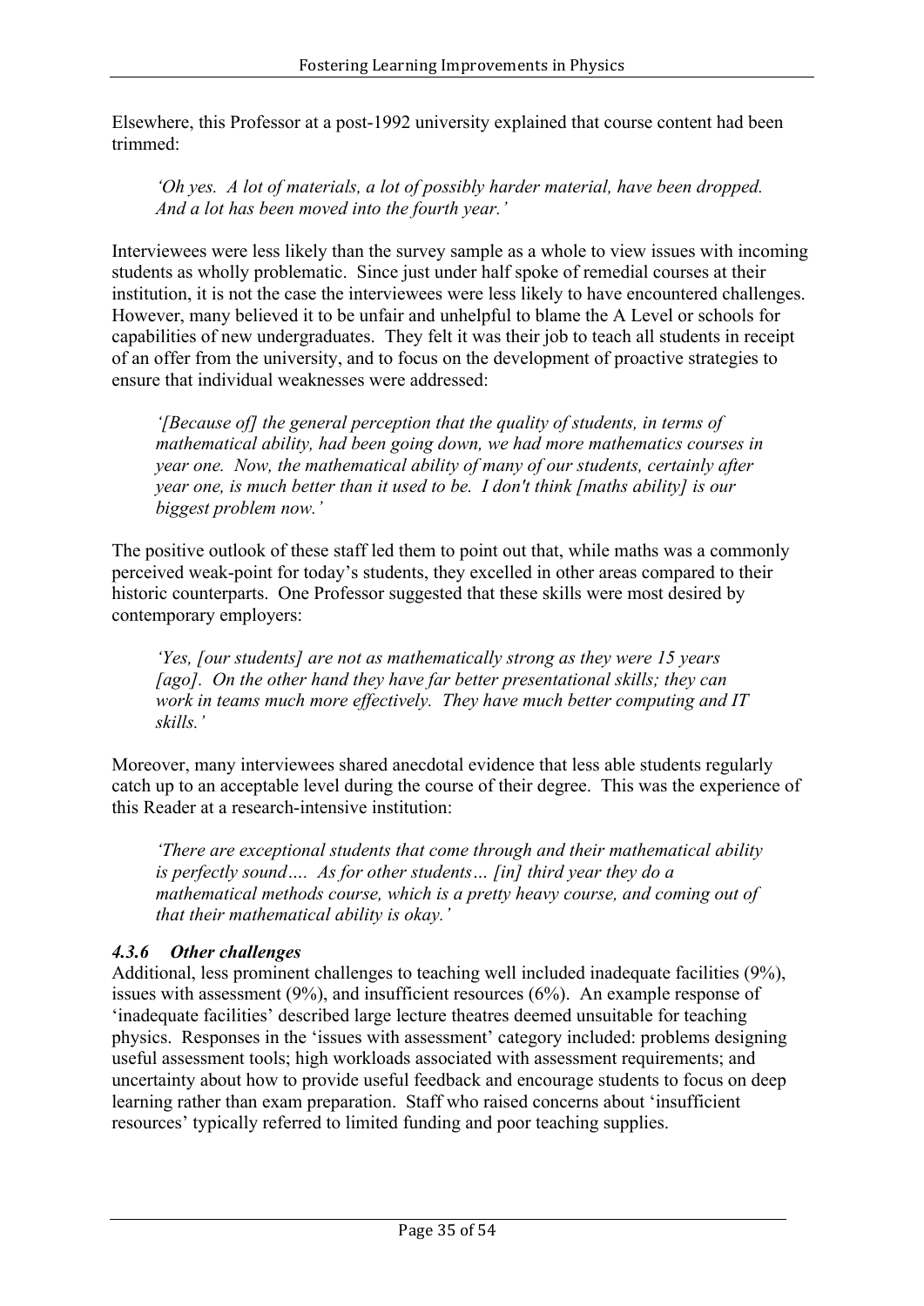Elsewhere, this Professor at a post-1992 university explained that course content had been trimmed:

> *'Oh yes. A lot of materials, a lot of possibly harder material, have been dropped. And a lot has been moved into the fourth year.'*

Interviewees were less likely than the survey sample as a whole to view issues with incoming students as wholly problematic. Since just under half spoke of remedial courses at their institution, it is not the case the interviewees were less likely to have encountered challenges. However, many believed it to be unfair and unhelpful to blame the A Level or schools for capabilities of new undergraduates. They felt it was their job to teach all students in receipt of an offer from the university, and to focus on the development of proactive strategies to ensure that individual weaknesses were addressed:

> *'[Because of] the general perception that the quality of students, in terms of mathematical ability, had been going down, we had more mathematics courses in year one. Now, the mathematical ability of many of our students, certainly after year one, is much better than it used to be. I don't think [maths ability] is our biggest problem now.'*

The positive outlook of these staff led them to point out that, while maths was a commonly perceived weak-point for today's students, they excelled in other areas compared to their historic counterparts. One Professor suggested that these skills were most desired by contemporary employers:

> *'Yes, [our students] are not as mathematically strong as they were 15 years [ago]. On the other hand they have far better presentational skills; they can work in teams much more effectively. They have much better computing and IT skills.'*

Moreover, many interviewees shared anecdotal evidence that less able students regularly catch up to an acceptable level during the course of their degree. This was the experience of this Reader at a research-intensive institution:

> *'There are exceptional students that come through and their mathematical ability is perfectly sound…. As for other students… [in] third year they do a mathematical methods course, which is a pretty heavy course, and coming out of that their mathematical ability is okay.'*

### *4.3.6 Other challenges*

Additional, less prominent challenges to teaching well included inadequate facilities (9%), issues with assessment (9%), and insufficient resources (6%). An example response of 'inadequate facilities' described large lecture theatres deemed unsuitable for teaching physics. Responses in the 'issues with assessment' category included: problems designing useful assessment tools; high workloads associated with assessment requirements; and uncertainty about how to provide useful feedback and encourage students to focus on deep learning rather than exam preparation. Staff who raised concerns about 'insufficient resources' typically referred to limited funding and poor teaching supplies.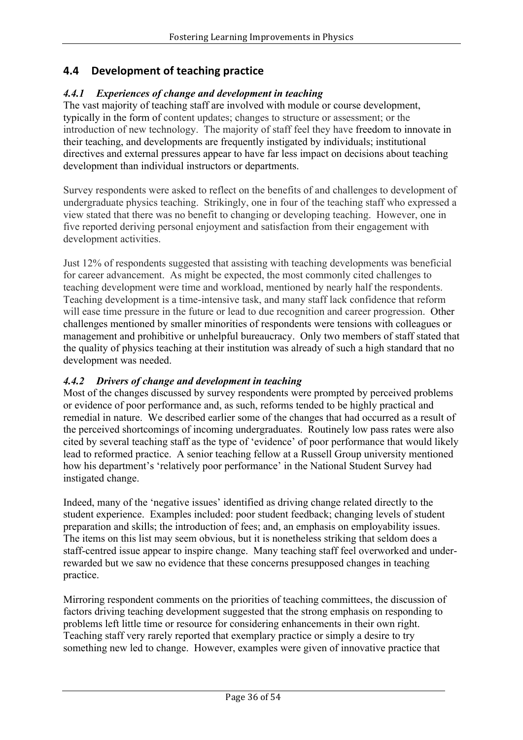## 4.4 Development of teaching practice

### *4.4.1 Experiences of change and development in teaching*

The vast majority of teaching staff are involved with module or course development, typically in the form of content updates; changes to structure or assessment; or the introduction of new technology. The majority of staff feel they have freedom to innovate in their teaching, and developments are frequently instigated by individuals; institutional directives and external pressures appear to have far less impact on decisions about teaching development than individual instructors or departments.

Survey respondents were asked to reflect on the benefits of and challenges to development of undergraduate physics teaching. Strikingly, one in four of the teaching staff who expressed a view stated that there was no benefit to changing or developing teaching. However, one in five reported deriving personal enjoyment and satisfaction from their engagement with development activities.

Just 12% of respondents suggested that assisting with teaching developments was beneficial for career advancement. As might be expected, the most commonly cited challenges to teaching development were time and workload, mentioned by nearly half the respondents. Teaching development is a time-intensive task, and many staff lack confidence that reform will ease time pressure in the future or lead to due recognition and career progression. Other challenges mentioned by smaller minorities of respondents were tensions with colleagues or management and prohibitive or unhelpful bureaucracy. Only two members of staff stated that the quality of physics teaching at their institution was already of such a high standard that no development was needed.

### *4.4.2 Drivers of change and development in teaching*

Most of the changes discussed by survey respondents were prompted by perceived problems or evidence of poor performance and, as such, reforms tended to be highly practical and remedial in nature. We described earlier some of the changes that had occurred as a result of the perceived shortcomings of incoming undergraduates. Routinely low pass rates were also cited by several teaching staff as the type of 'evidence' of poor performance that would likely lead to reformed practice. A senior teaching fellow at a Russell Group university mentioned how his department's 'relatively poor performance' in the National Student Survey had instigated change.

Indeed, many of the 'negative issues' identified as driving change related directly to the student experience. Examples included: poor student feedback; changing levels of student preparation and skills; the introduction of fees; and, an emphasis on employability issues. The items on this list may seem obvious, but it is nonetheless striking that seldom does a staff-centred issue appear to inspire change. Many teaching staff feel overworked and under-rewarded but we saw no evidence that these concerns presupposed changes in teaching practice.

Mirroring respondent comments on the priorities of teaching committees, the discussion of factors driving teaching development suggested that the strong emphasis on responding to problems left little time or resource for considering enhancements in their own right. Teaching staff very rarely reported that exemplary practice or simply a desire to try something new led to change. However, examples were given of innovative practice that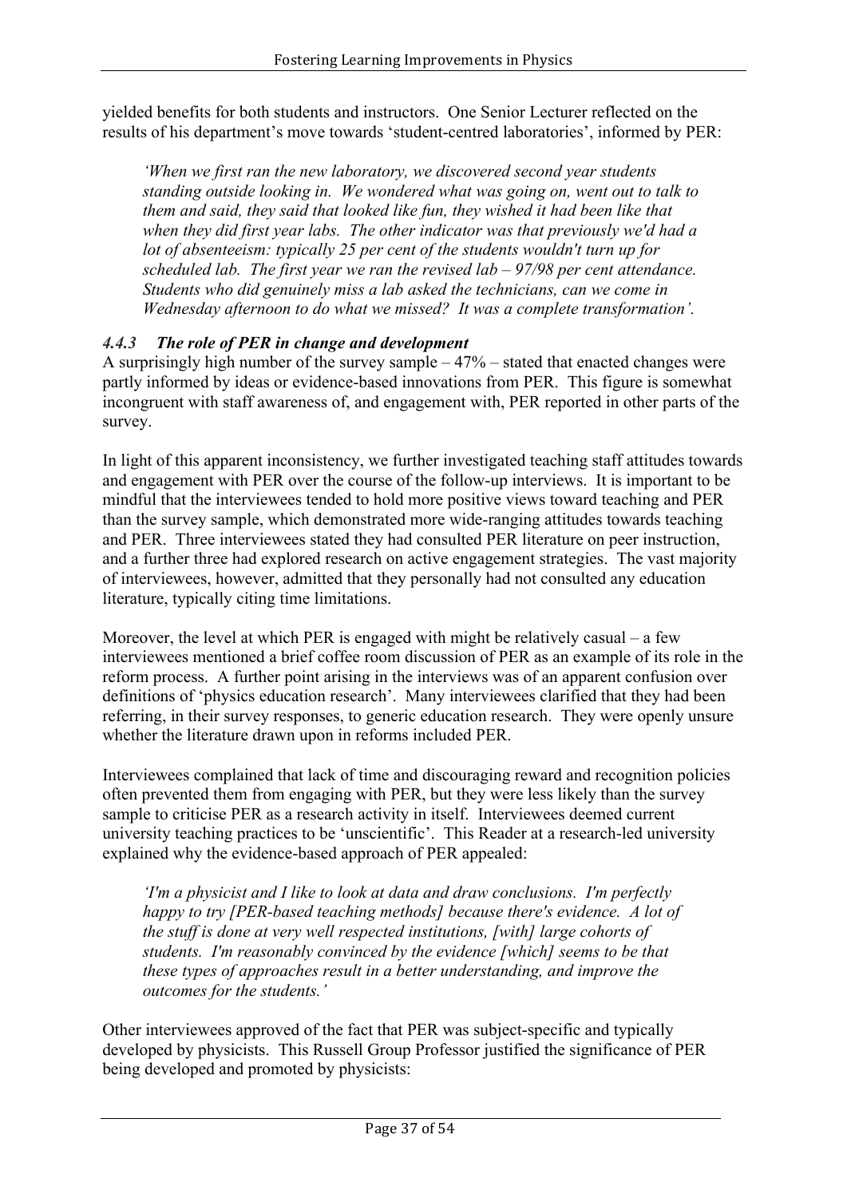yielded benefits for both students and instructors. One Senior Lecturer reflected on the results of his department's move towards 'student-centred laboratories', informed by PER:

> *'When we first ran the new laboratory, we discovered second year students standing outside looking in. We wondered what was going on, went out to talk to them and said, they said that looked like fun, they wished it had been like that when they did first year labs. The other indicator was that previously we'd had a lot of absenteeism: typically 25 per cent of the students wouldn't turn up for scheduled lab. The first year we ran the revised lab – 97/98 per cent attendance. Students who did genuinely miss a lab asked the technicians, can we come in Wednesday afternoon to do what we missed? It was a complete transformation'.*

#### *4.4.3 The role of PER in change and development*

A surprisingly high number of the survey sample – 47% – stated that enacted changes were partly informed by ideas or evidence-based innovations from PER. This figure is somewhat incongruent with staff awareness of, and engagement with, PER reported in other parts of the survey.

In light of this apparent inconsistency, we further investigated teaching staff attitudes towards and engagement with PER over the course of the follow-up interviews. It is important to be mindful that the interviewees tended to hold more positive views toward teaching and PER than the survey sample, which demonstrated more wide-ranging attitudes towards teaching and PER. Three interviewees stated they had consulted PER literature on peer instruction, and a further three had explored research on active engagement strategies. The vast majority of interviewees, however, admitted that they personally had not consulted any education literature, typically citing time limitations.

Moreover, the level at which PER is engaged with might be relatively casual – a few interviewees mentioned a brief coffee room discussion of PER as an example of its role in the reform process. A further point arising in the interviews was of an apparent confusion over definitions of 'physics education research'. Many interviewees clarified that they had been referring, in their survey responses, to generic education research. They were openly unsure whether the literature drawn upon in reforms included PER.

Interviewees complained that lack of time and discouraging reward and recognition policies often prevented them from engaging with PER, but they were less likely than the survey sample to criticise PER as a research activity in itself. Interviewees deemed current university teaching practices to be 'unscientific'. This Reader at a research-led university explained why the evidence-based approach of PER appealed:

> *'I'm a physicist and I like to look at data and draw conclusions. I'm perfectly happy to try [PER-based teaching methods] because there's evidence. A lot of the stuff is done at very well respected institutions, [with] large cohorts of students. I'm reasonably convinced by the evidence [which] seems to be that these types of approaches result in a better understanding, and improve the outcomes for the students.'*

Other interviewees approved of the fact that PER was subject-specific and typically developed by physicists. This Russell Group Professor justified the significance of PER being developed and promoted by physicists: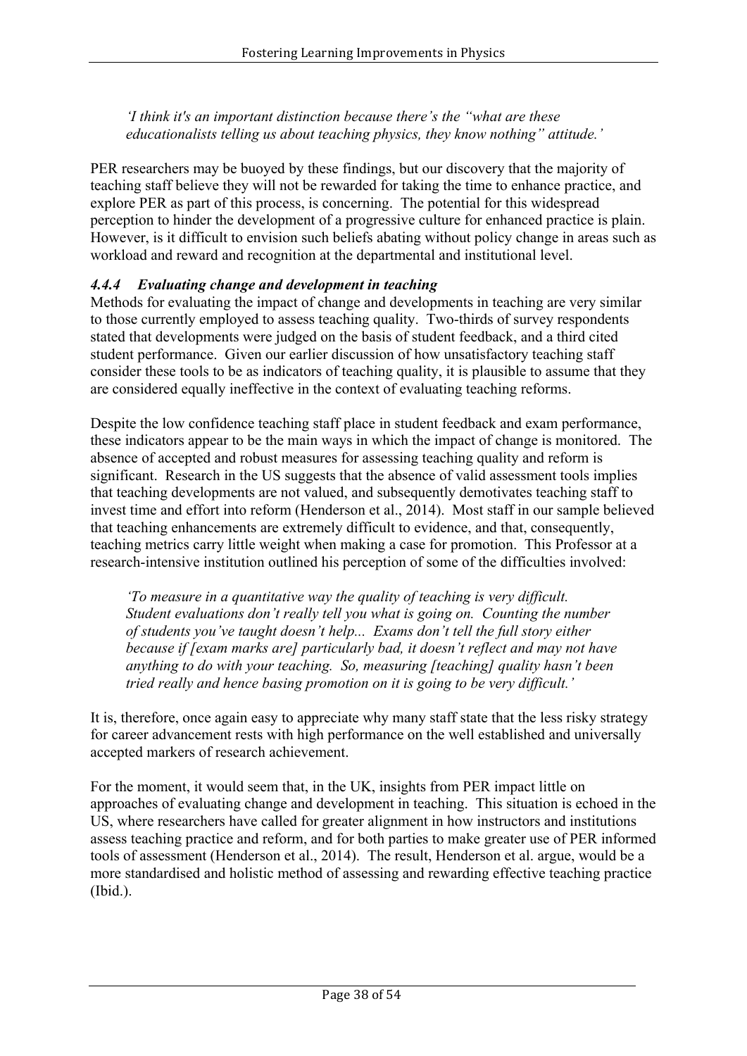*'I think it's an important distinction because there's the "what are these educationalists telling us about teaching physics, they know nothing" attitude.'*

PER researchers may be buoyed by these findings, but our discovery that the majority of teaching staff believe they will not be rewarded for taking the time to enhance practice, and explore PER as part of this process, is concerning. The potential for this widespread perception to hinder the development of a progressive culture for enhanced practice is plain. However, is it difficult to envision such beliefs abating without policy change in areas such as workload and reward and recognition at the departmental and institutional level.

#### *4.4.4 Evaluating change and development in teaching*

Methods for evaluating the impact of change and developments in teaching are very similar to those currently employed to assess teaching quality. Two-thirds of survey respondents stated that developments were judged on the basis of student feedback, and a third cited student performance. Given our earlier discussion of how unsatisfactory teaching staff consider these tools to be as indicators of teaching quality, it is plausible to assume that they are considered equally ineffective in the context of evaluating teaching reforms.

Despite the low confidence teaching staff place in student feedback and exam performance, these indicators appear to be the main ways in which the impact of change is monitored. The absence of accepted and robust measures for assessing teaching quality and reform is significant. Research in the US suggests that the absence of valid assessment tools implies that teaching developments are not valued, and subsequently demotivates teaching staff to invest time and effort into reform (Henderson et al., 2014). Most staff in our sample believed that teaching enhancements are extremely difficult to evidence, and that, consequently, teaching metrics carry little weight when making a case for promotion. This Professor at a research-intensive institution outlined his perception of some of the difficulties involved:

*'To measure in a quantitative way the quality of teaching is very difficult. Student evaluations don't really tell you what is going on. Counting the number of students you've taught doesn't help... Exams don't tell the full story either because if [exam marks are] particularly bad, it doesn't reflect and may not have anything to do with your teaching. So, measuring [teaching] quality hasn't been tried really and hence basing promotion on it is going to be very difficult.'*

It is, therefore, once again easy to appreciate why many staff state that the less risky strategy for career advancement rests with high performance on the well established and universally accepted markers of research achievement.

For the moment, it would seem that, in the UK, insights from PER impact little on approaches of evaluating change and development in teaching. This situation is echoed in the US, where researchers have called for greater alignment in how instructors and institutions assess teaching practice and reform, and for both parties to make greater use of PER informed tools of assessment (Henderson et al., 2014). The result, Henderson et al. argue, would be a more standardised and holistic method of assessing and rewarding effective teaching practice (Ibid.).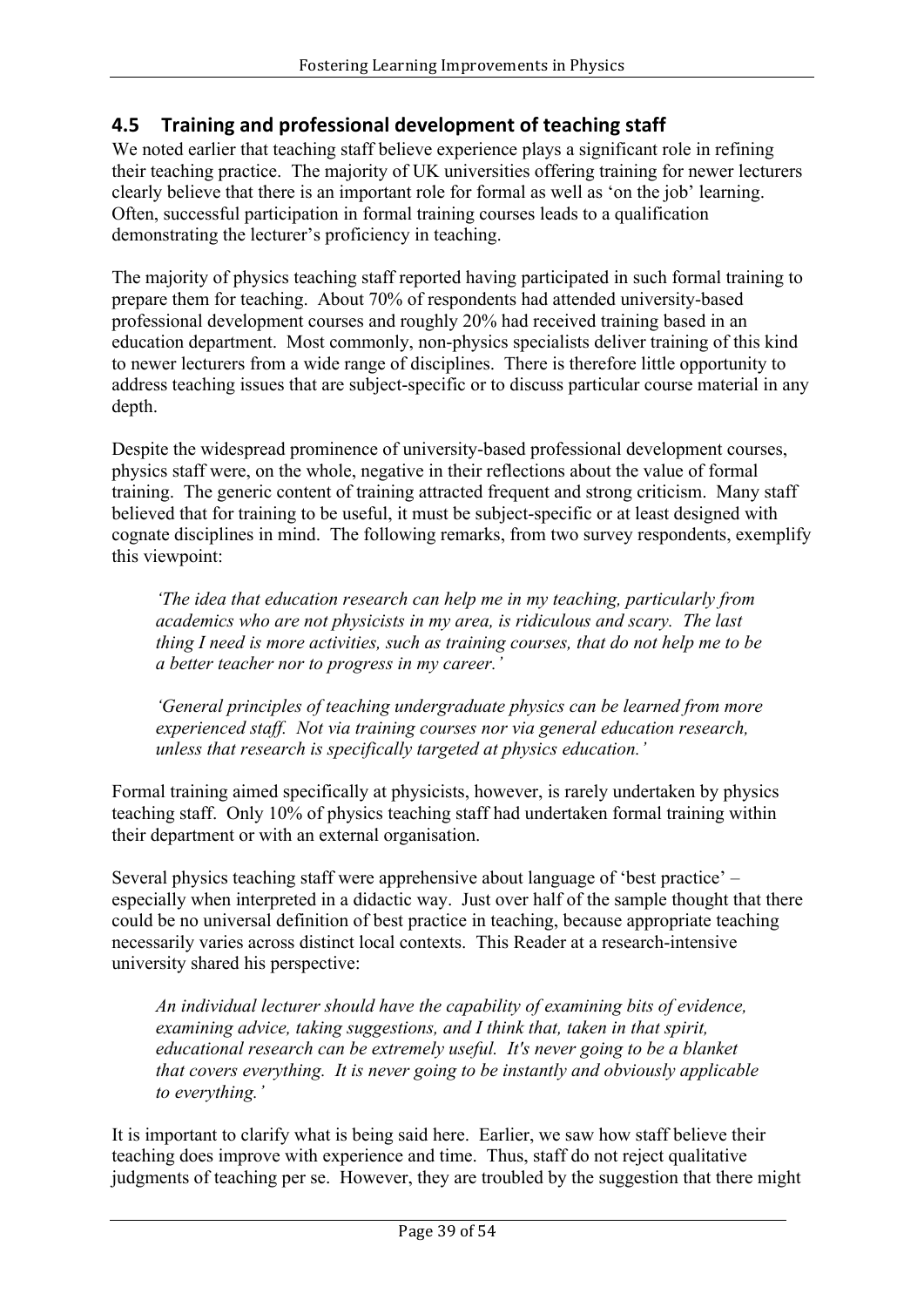## 4.5 Training and professional development of teaching staff

We noted earlier that teaching staff believe experience plays a significant role in refining their teaching practice. The majority of UK universities offering training for newer lecturers clearly believe that there is an important role for formal as well as 'on the job' learning. Often, successful participation in formal training courses leads to a qualification demonstrating the lecturer's proficiency in teaching.

The majority of physics teaching staff reported having participated in such formal training to prepare them for teaching. About 70% of respondents had attended university-based professional development courses and roughly 20% had received training based in an education department. Most commonly, non-physics specialists deliver training of this kind to newer lecturers from a wide range of disciplines. There is therefore little opportunity to address teaching issues that are subject-specific or to discuss particular course material in any depth.

Despite the widespread prominence of university-based professional development courses, physics staff were, on the whole, negative in their reflections about the value of formal training. The generic content of training attracted frequent and strong criticism. Many staff believed that for training to be useful, it must be subject-specific or at least designed with cognate disciplines in mind. The following remarks, from two survey respondents, exemplify this viewpoint:

> *'The idea that education research can help me in my teaching, particularly from academics who are not physicists in my area, is ridiculous and scary. The last thing I need is more activities, such as training courses, that do not help me to be a better teacher nor to progress in my career.'*

> *'General principles of teaching undergraduate physics can be learned from more experienced staff. Not via training courses nor via general education research, unless that research is specifically targeted at physics education.'*

Formal training aimed specifically at physicists, however, is rarely undertaken by physics teaching staff. Only 10% of physics teaching staff had undertaken formal training within their department or with an external organisation.

Several physics teaching staff were apprehensive about language of 'best practice' – especially when interpreted in a didactic way. Just over half of the sample thought that there could be no universal definition of best practice in teaching, because appropriate teaching necessarily varies across distinct local contexts. This Reader at a research-intensive university shared his perspective:

> *An individual lecturer should have the capability of examining bits of evidence, examining advice, taking suggestions, and I think that, taken in that spirit, educational research can be extremely useful. It's never going to be a blanket that covers everything. It is never going to be instantly and obviously applicable to everything.'*

It is important to clarify what is being said here. Earlier, we saw how staff believe their teaching does improve with experience and time. Thus, staff do not reject qualitative judgments of teaching per se. However, they are troubled by the suggestion that there might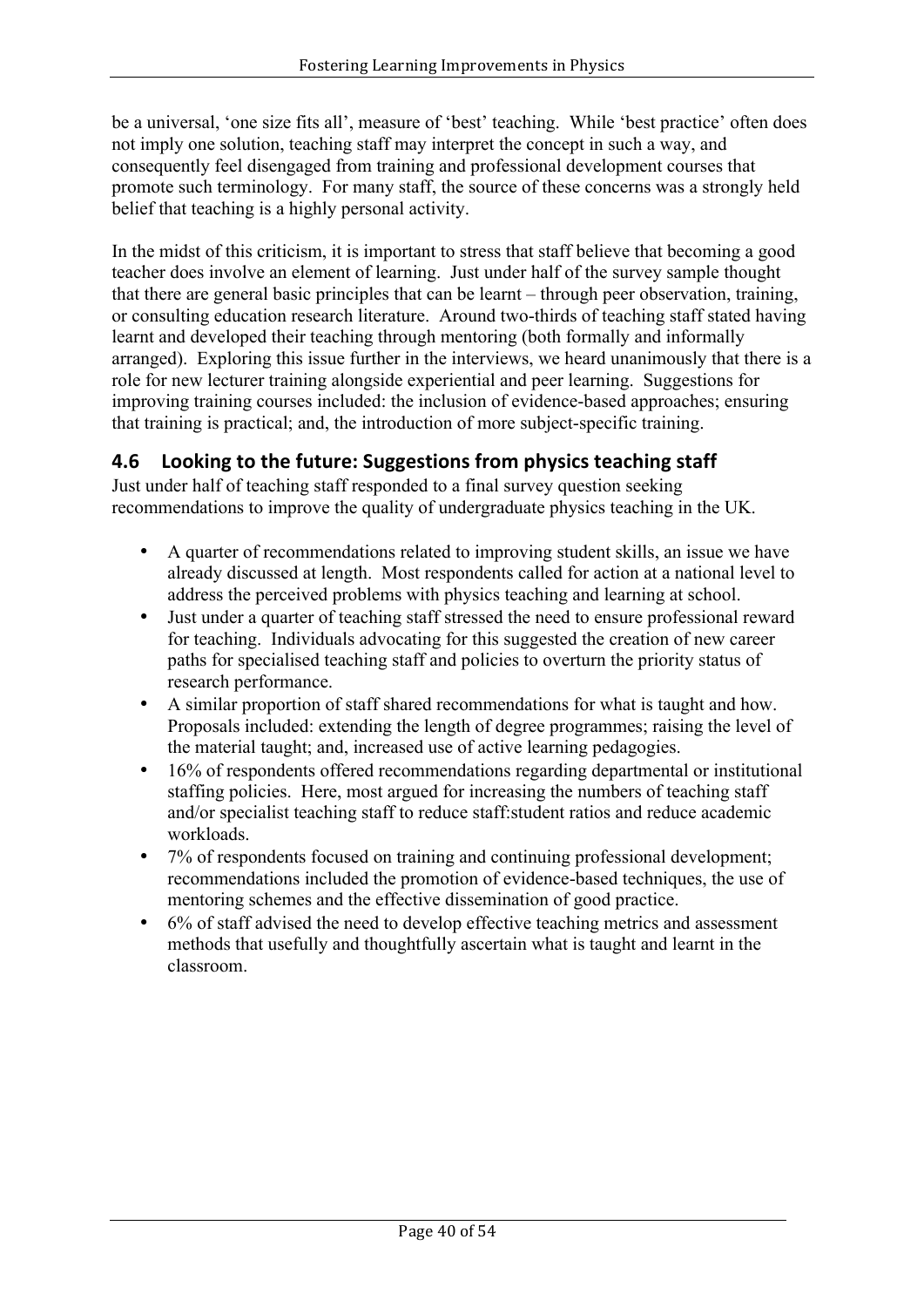be a universal, 'one size fits all', measure of 'best' teaching. While 'best practice' often does not imply one solution, teaching staff may interpret the concept in such a way, and consequently feel disengaged from training and professional development courses that promote such terminology. For many staff, the source of these concerns was a strongly held belief that teaching is a highly personal activity.

In the midst of this criticism, it is important to stress that staff believe that becoming a good teacher does involve an element of learning. Just under half of the survey sample thought that there are general basic principles that can be learnt – through peer observation, training, or consulting education research literature. Around two-thirds of teaching staff stated having learnt and developed their teaching through mentoring (both formally and informally arranged). Exploring this issue further in the interviews, we heard unanimously that there is a role for new lecturer training alongside experiential and peer learning. Suggestions for improving training courses included: the inclusion of evidence-based approaches; ensuring that training is practical; and, the introduction of more subject-specific training.

## 4.6 Looking to the future: Suggestions from physics teaching staff

Just under half of teaching staff responded to a final survey question seeking recommendations to improve the quality of undergraduate physics teaching in the UK.

- A quarter of recommendations related to improving student skills, an issue we have already discussed at length. Most respondents called for action at a national level to address the perceived problems with physics teaching and learning at school.
- Just under a quarter of teaching staff stressed the need to ensure professional reward for teaching. Individuals advocating for this suggested the creation of new career paths for specialised teaching staff and policies to overturn the priority status of research performance.
- A similar proportion of staff shared recommendations for what is taught and how. Proposals included: extending the length of degree programmes; raising the level of the material taught; and, increased use of active learning pedagogies.
- 16% of respondents offered recommendations regarding departmental or institutional staffing policies. Here, most argued for increasing the numbers of teaching staff and/or specialist teaching staff to reduce staff:student ratios and reduce academic workloads.
- 7% of respondents focused on training and continuing professional development; recommendations included the promotion of evidence-based techniques, the use of mentoring schemes and the effective dissemination of good practice.
- 6% of staff advised the need to develop effective teaching metrics and assessment methods that usefully and thoughtfully ascertain what is taught and learnt in the classroom.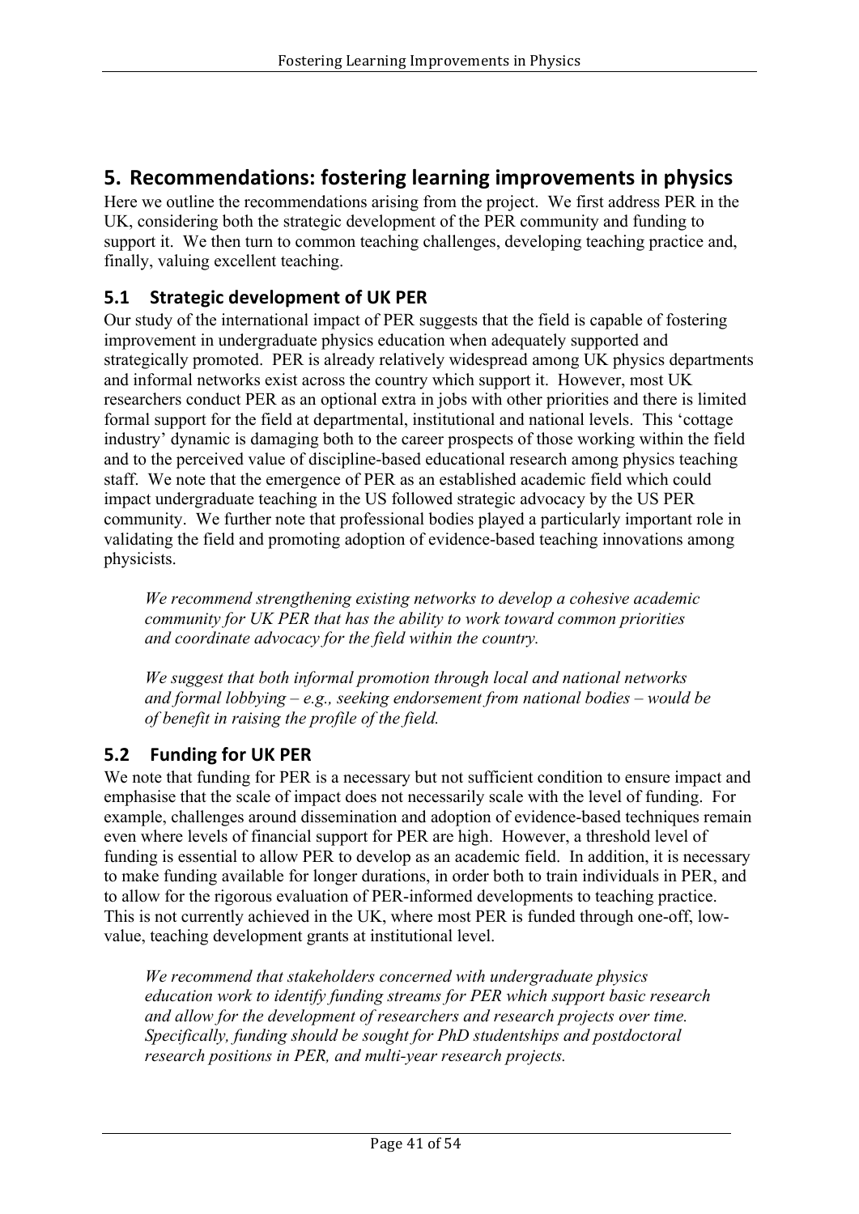# 5. Recommendations: fostering learning improvements in physics

Here we outline the recommendations arising from the project. We first address PER in the UK, considering both the strategic development of the PER community and funding to support it. We then turn to common teaching challenges, developing teaching practice and, finally, valuing excellent teaching.

## 5.1 Strategic development of UK PER

Our study of the international impact of PER suggests that the field is capable of fostering improvement in undergraduate physics education when adequately supported and strategically promoted. PER is already relatively widespread among UK physics departments and informal networks exist across the country which support it. However, most UK researchers conduct PER as an optional extra in jobs with other priorities and there is limited formal support for the field at departmental, institutional and national levels. This 'cottage industry' dynamic is damaging both to the career prospects of those working within the field and to the perceived value of discipline-based educational research among physics teaching staff. We note that the emergence of PER as an established academic field which could impact undergraduate teaching in the US followed strategic advocacy by the US PER community. We further note that professional bodies played a particularly important role in validating the field and promoting adoption of evidence-based teaching innovations among physicists.

> *We recommend strengthening existing networks to develop a cohesive academic community for UK PER that has the ability to work toward common priorities and coordinate advocacy for the field within the country.*
>
> *We suggest that both informal promotion through local and national networks and formal lobbying – e.g., seeking endorsement from national bodies – would be of benefit in raising the profile of the field.*

## 5.2 Funding for UK PER

We note that funding for PER is a necessary but not sufficient condition to ensure impact and emphasise that the scale of impact does not necessarily scale with the level of funding. For example, challenges around dissemination and adoption of evidence-based techniques remain even where levels of financial support for PER are high. However, a threshold level of funding is essential to allow PER to develop as an academic field. In addition, it is necessary to make funding available for longer durations, in order both to train individuals in PER, and to allow for the rigorous evaluation of PER-informed developments to teaching practice. This is not currently achieved in the UK, where most PER is funded through one-off, low-value, teaching development grants at institutional level.

> *We recommend that stakeholders concerned with undergraduate physics education work to identify funding streams for PER which support basic research and allow for the development of researchers and research projects over time. Specifically, funding should be sought for PhD studentships and postdoctoral research positions in PER, and multi-year research projects.*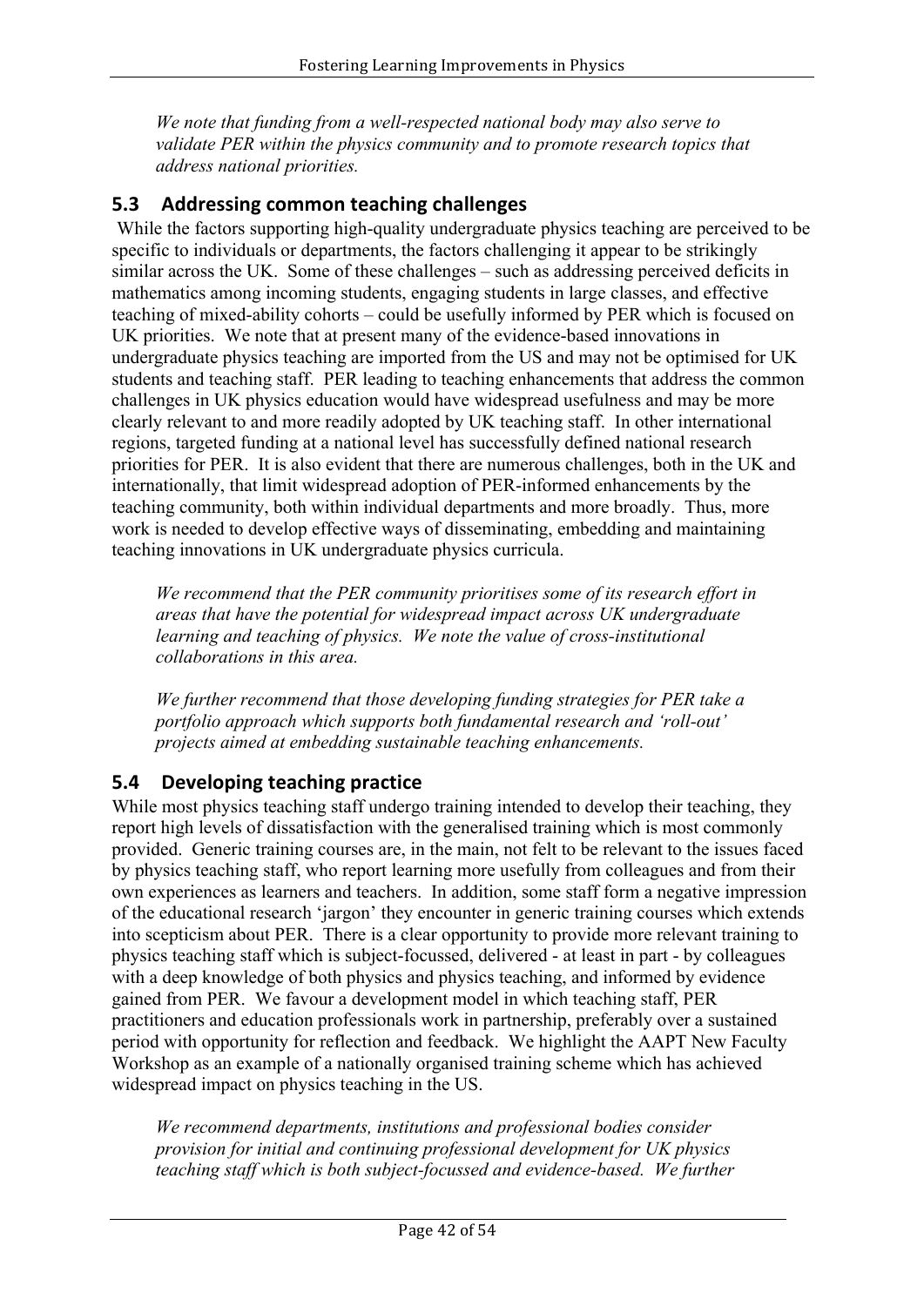*We note that funding from a well-respected national body may also serve to validate PER within the physics community and to promote research topics that address national priorities.*

## 5.3 Addressing common teaching challenges

While the factors supporting high-quality undergraduate physics teaching are perceived to be specific to individuals or departments, the factors challenging it appear to be strikingly similar across the UK. Some of these challenges – such as addressing perceived deficits in mathematics among incoming students, engaging students in large classes, and effective teaching of mixed-ability cohorts – could be usefully informed by PER which is focused on UK priorities. We note that at present many of the evidence-based innovations in undergraduate physics teaching are imported from the US and may not be optimised for UK students and teaching staff. PER leading to teaching enhancements that address the common challenges in UK physics education would have widespread usefulness and may be more clearly relevant to and more readily adopted by UK teaching staff. In other international regions, targeted funding at a national level has successfully defined national research priorities for PER. It is also evident that there are numerous challenges, both in the UK and internationally, that limit widespread adoption of PER-informed enhancements by the teaching community, both within individual departments and more broadly. Thus, more work is needed to develop effective ways of disseminating, embedding and maintaining teaching innovations in UK undergraduate physics curricula.

*We recommend that the PER community prioritises some of its research effort in areas that have the potential for widespread impact across UK undergraduate learning and teaching of physics. We note the value of cross-institutional collaborations in this area.*

*We further recommend that those developing funding strategies for PER take a portfolio approach which supports both fundamental research and 'roll-out' projects aimed at embedding sustainable teaching enhancements.*

## 5.4 Developing teaching practice

While most physics teaching staff undergo training intended to develop their teaching, they report high levels of dissatisfaction with the generalised training which is most commonly provided. Generic training courses are, in the main, not felt to be relevant to the issues faced by physics teaching staff, who report learning more usefully from colleagues and from their own experiences as learners and teachers. In addition, some staff form a negative impression of the educational research 'jargon' they encounter in generic training courses which extends into scepticism about PER. There is a clear opportunity to provide more relevant training to physics teaching staff which is subject-focussed, delivered - at least in part - by colleagues with a deep knowledge of both physics and physics teaching, and informed by evidence gained from PER. We favour a development model in which teaching staff, PER practitioners and education professionals work in partnership, preferably over a sustained period with opportunity for reflection and feedback. We highlight the AAPT New Faculty Workshop as an example of a nationally organised training scheme which has achieved widespread impact on physics teaching in the US.

*We recommend departments, institutions and professional bodies consider provision for initial and continuing professional development for UK physics teaching staff which is both subject-focussed and evidence-based. We further*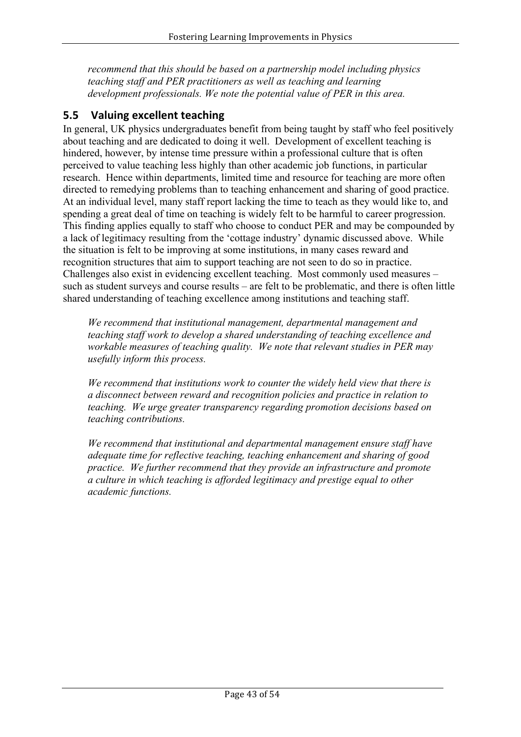*recommend that this should be based on a partnership model including physics teaching staff and PER practitioners as well as teaching and learning development professionals. We note the potential value of PER in this area.*

## 5.5 Valuing excellent teaching

In general, UK physics undergraduates benefit from being taught by staff who feel positively about teaching and are dedicated to doing it well. Development of excellent teaching is hindered, however, by intense time pressure within a professional culture that is often perceived to value teaching less highly than other academic job functions, in particular research. Hence within departments, limited time and resource for teaching are more often directed to remedying problems than to teaching enhancement and sharing of good practice. At an individual level, many staff report lacking the time to teach as they would like to, and spending a great deal of time on teaching is widely felt to be harmful to career progression. This finding applies equally to staff who choose to conduct PER and may be compounded by a lack of legitimacy resulting from the 'cottage industry' dynamic discussed above. While the situation is felt to be improving at some institutions, in many cases reward and recognition structures that aim to support teaching are not seen to do so in practice. Challenges also exist in evidencing excellent teaching. Most commonly used measures – such as student surveys and course results – are felt to be problematic, and there is often little shared understanding of teaching excellence among institutions and teaching staff.

*We recommend that institutional management, departmental management and teaching staff work to develop a shared understanding of teaching excellence and workable measures of teaching quality. We note that relevant studies in PER may usefully inform this process.*

*We recommend that institutions work to counter the widely held view that there is a disconnect between reward and recognition policies and practice in relation to teaching. We urge greater transparency regarding promotion decisions based on teaching contributions.*

*We recommend that institutional and departmental management ensure staff have adequate time for reflective teaching, teaching enhancement and sharing of good practice. We further recommend that they provide an infrastructure and promote a culture in which teaching is afforded legitimacy and prestige equal to other academic functions.*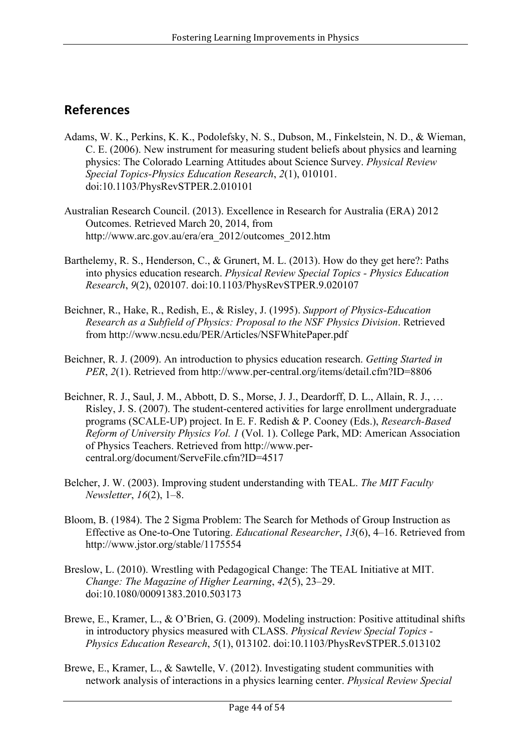## References

Adams, W. K., Perkins, K. K., Podolefsky, N. S., Dubson, M., Finkelstein, N. D., & Wieman, C. E. (2006). New instrument for measuring student beliefs about physics and learning physics: The Colorado Learning Attitudes about Science Survey. *Physical Review Special Topics-Physics Education Research*, *2*(1), 010101. doi:10.1103/PhysRevSTPER.2.010101

Australian Research Council. (2013). Excellence in Research for Australia (ERA) 2012 Outcomes. Retrieved March 20, 2014, from http://www.arc.gov.au/era/era_2012/outcomes_2012.htm

Barthelemy, R. S., Henderson, C., & Grunert, M. L. (2013). How do they get here?: Paths into physics education research. *Physical Review Special Topics - Physics Education Research*, *9*(2), 020107. doi:10.1103/PhysRevSTPER.9.020107

Beichner, R., Hake, R., Redish, E., & Risley, J. (1995). *Support of Physics-Education Research as a Subfield of Physics: Proposal to the NSF Physics Division*. Retrieved from http://www.ncsu.edu/PER/Articles/NSFWhitePaper.pdf

Beichner, R. J. (2009). An introduction to physics education research. *Getting Started in PER*, *2*(1). Retrieved from http://www.per-central.org/items/detail.cfm?ID=8806

Beichner, R. J., Saul, J. M., Abbott, D. S., Morse, J. J., Deardorff, D. L., Allain, R. J., … Risley, J. S. (2007). The student-centered activities for large enrollment undergraduate programs (SCALE-UP) project. In E. F. Redish & P. Cooney (Eds.), *Research-Based Reform of University Physics Vol. 1* (Vol. 1). College Park, MD: American Association of Physics Teachers. Retrieved from http://www.per-central.org/document/ServeFile.cfm?ID=4517

Belcher, J. W. (2003). Improving student understanding with TEAL. *The MIT Faculty Newsletter*, *16*(2), 1–8.

Bloom, B. (1984). The 2 Sigma Problem: The Search for Methods of Group Instruction as Effective as One-to-One Tutoring. *Educational Researcher*, *13*(6), 4–16. Retrieved from http://www.jstor.org/stable/1175554

Breslow, L. (2010). Wrestling with Pedagogical Change: The TEAL Initiative at MIT. *Change: The Magazine of Higher Learning*, *42*(5), 23–29. doi:10.1080/00091383.2010.503173

Brewe, E., Kramer, L., & O'Brien, G. (2009). Modeling instruction: Positive attitudinal shifts in introductory physics measured with CLASS. *Physical Review Special Topics - Physics Education Research*, *5*(1), 013102. doi:10.1103/PhysRevSTPER.5.013102

Brewe, E., Kramer, L., & Sawtelle, V. (2012). Investigating student communities with network analysis of interactions in a physics learning center. *Physical Review Special*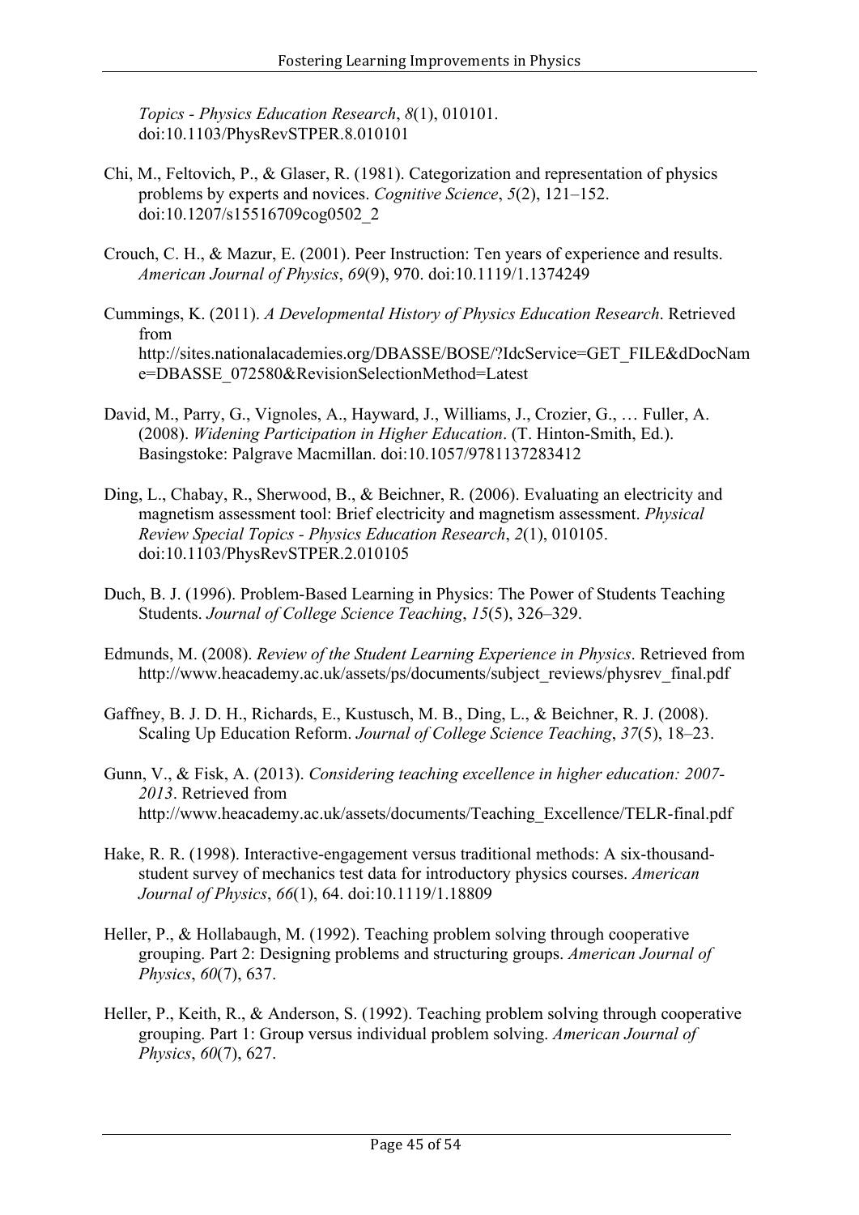*Topics - Physics Education Research*, *8*(1), 010101. doi:10.1103/PhysRevSTPER.8.010101

Chi, M., Feltovich, P., & Glaser, R. (1981). Categorization and representation of physics problems by experts and novices. *Cognitive Science*, *5*(2), 121–152. doi:10.1207/s15516709cog0502_2

Crouch, C. H., & Mazur, E. (2001). Peer Instruction: Ten years of experience and results. *American Journal of Physics*, *69*(9), 970. doi:10.1119/1.1374249

Cummings, K. (2011). *A Developmental History of Physics Education Research*. Retrieved from http://sites.nationalacademies.org/DBASSE/BOSE/?IdcService=GET_FILE&dDocName=DBASSE_072580&RevisionSelectionMethod=Latest

David, M., Parry, G., Vignoles, A., Hayward, J., Williams, J., Crozier, G., … Fuller, A. (2008). *Widening Participation in Higher Education*. (T. Hinton-Smith, Ed.). Basingstoke: Palgrave Macmillan. doi:10.1057/9781137283412

Ding, L., Chabay, R., Sherwood, B., & Beichner, R. (2006). Evaluating an electricity and magnetism assessment tool: Brief electricity and magnetism assessment. *Physical Review Special Topics - Physics Education Research*, *2*(1), 010105. doi:10.1103/PhysRevSTPER.2.010105

Duch, B. J. (1996). Problem-Based Learning in Physics: The Power of Students Teaching Students. *Journal of College Science Teaching*, *15*(5), 326–329.

Edmunds, M. (2008). *Review of the Student Learning Experience in Physics*. Retrieved from http://www.heacademy.ac.uk/assets/ps/documents/subject_reviews/physrev_final.pdf

Gaffney, B. J. D. H., Richards, E., Kustusch, M. B., Ding, L., & Beichner, R. J. (2008). Scaling Up Education Reform. *Journal of College Science Teaching*, *37*(5), 18–23.

Gunn, V., & Fisk, A. (2013). *Considering teaching excellence in higher education: 2007-2013*. Retrieved from http://www.heacademy.ac.uk/assets/documents/Teaching_Excellence/TELR-final.pdf

Hake, R. R. (1998). Interactive-engagement versus traditional methods: A six-thousand-student survey of mechanics test data for introductory physics courses. *American Journal of Physics*, *66*(1), 64. doi:10.1119/1.18809

Heller, P., & Hollabaugh, M. (1992). Teaching problem solving through cooperative grouping. Part 2: Designing problems and structuring groups. *American Journal of Physics*, *60*(7), 637.

Heller, P., Keith, R., & Anderson, S. (1992). Teaching problem solving through cooperative grouping. Part 1: Group versus individual problem solving. *American Journal of Physics*, *60*(7), 627.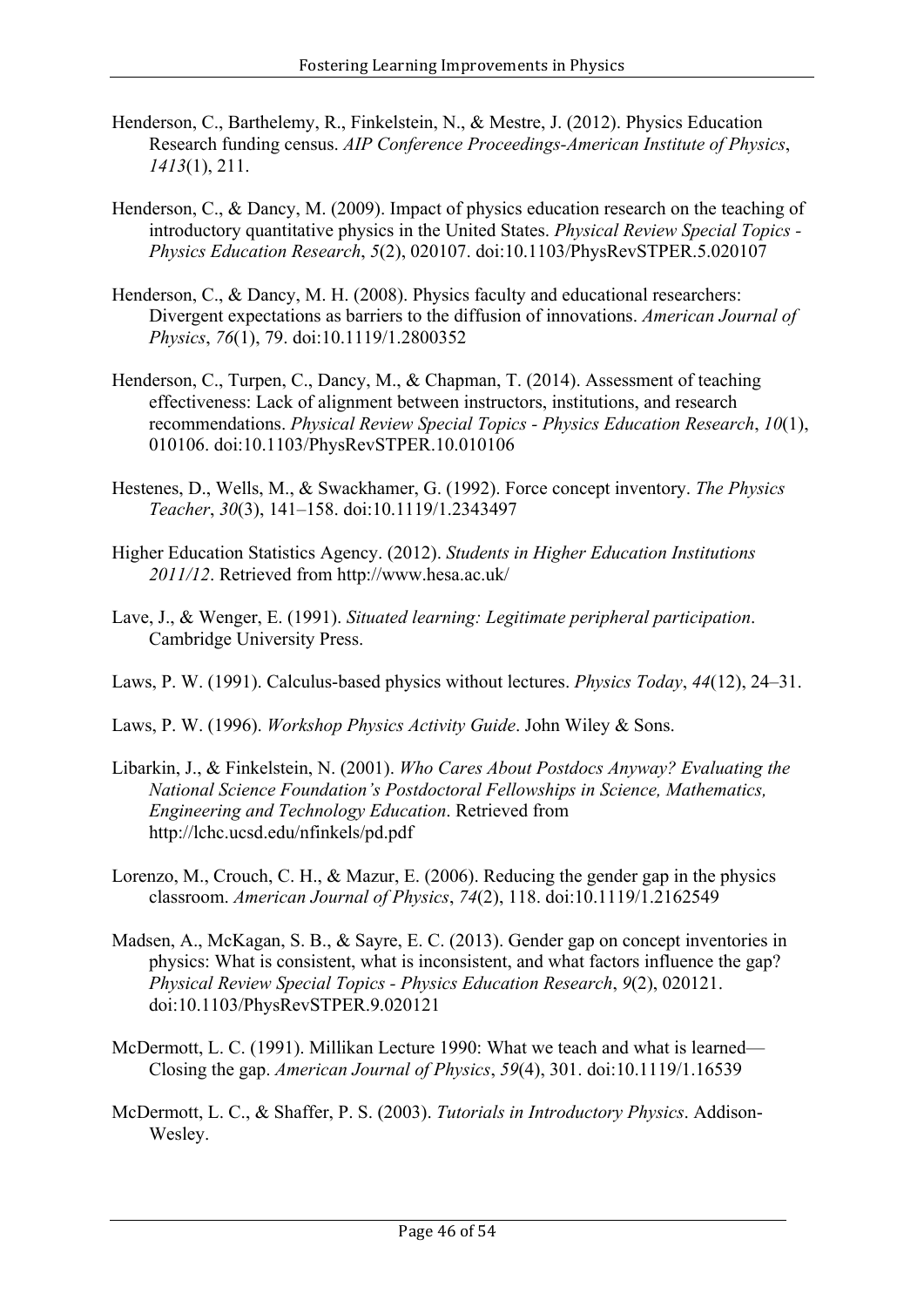Henderson, C., Barthelemy, R., Finkelstein, N., & Mestre, J. (2012). Physics Education Research funding census. *AIP Conference Proceedings-American Institute of Physics*, *1413*(1), 211.

Henderson, C., & Dancy, M. (2009). Impact of physics education research on the teaching of introductory quantitative physics in the United States. *Physical Review Special Topics - Physics Education Research*, *5*(2), 020107. doi:10.1103/PhysRevSTPER.5.020107

Henderson, C., & Dancy, M. H. (2008). Physics faculty and educational researchers: Divergent expectations as barriers to the diffusion of innovations. *American Journal of Physics*, *76*(1), 79. doi:10.1119/1.2800352

Henderson, C., Turpen, C., Dancy, M., & Chapman, T. (2014). Assessment of teaching effectiveness: Lack of alignment between instructors, institutions, and research recommendations. *Physical Review Special Topics - Physics Education Research*, *10*(1), 010106. doi:10.1103/PhysRevSTPER.10.010106

Hestenes, D., Wells, M., & Swackhamer, G. (1992). Force concept inventory. *The Physics Teacher*, *30*(3), 141–158. doi:10.1119/1.2343497

Higher Education Statistics Agency. (2012). *Students in Higher Education Institutions 2011/12*. Retrieved from http://www.hesa.ac.uk/

Lave, J., & Wenger, E. (1991). *Situated learning: Legitimate peripheral participation*. Cambridge University Press.

Laws, P. W. (1991). Calculus-based physics without lectures. *Physics Today*, *44*(12), 24–31.

Laws, P. W. (1996). *Workshop Physics Activity Guide*. John Wiley & Sons.

Libarkin, J., & Finkelstein, N. (2001). *Who Cares About Postdocs Anyway? Evaluating the National Science Foundation's Postdoctoral Fellowships in Science, Mathematics, Engineering and Technology Education*. Retrieved from http://lchc.ucsd.edu/nfinkels/pd.pdf

Lorenzo, M., Crouch, C. H., & Mazur, E. (2006). Reducing the gender gap in the physics classroom. *American Journal of Physics*, *74*(2), 118. doi:10.1119/1.2162549

Madsen, A., McKagan, S. B., & Sayre, E. C. (2013). Gender gap on concept inventories in physics: What is consistent, what is inconsistent, and what factors influence the gap? *Physical Review Special Topics - Physics Education Research*, *9*(2), 020121. doi:10.1103/PhysRevSTPER.9.020121

McDermott, L. C. (1991). Millikan Lecture 1990: What we teach and what is learned—Closing the gap. *American Journal of Physics*, *59*(4), 301. doi:10.1119/1.16539

McDermott, L. C., & Shaffer, P. S. (2003). *Tutorials in Introductory Physics*. Addison-Wesley.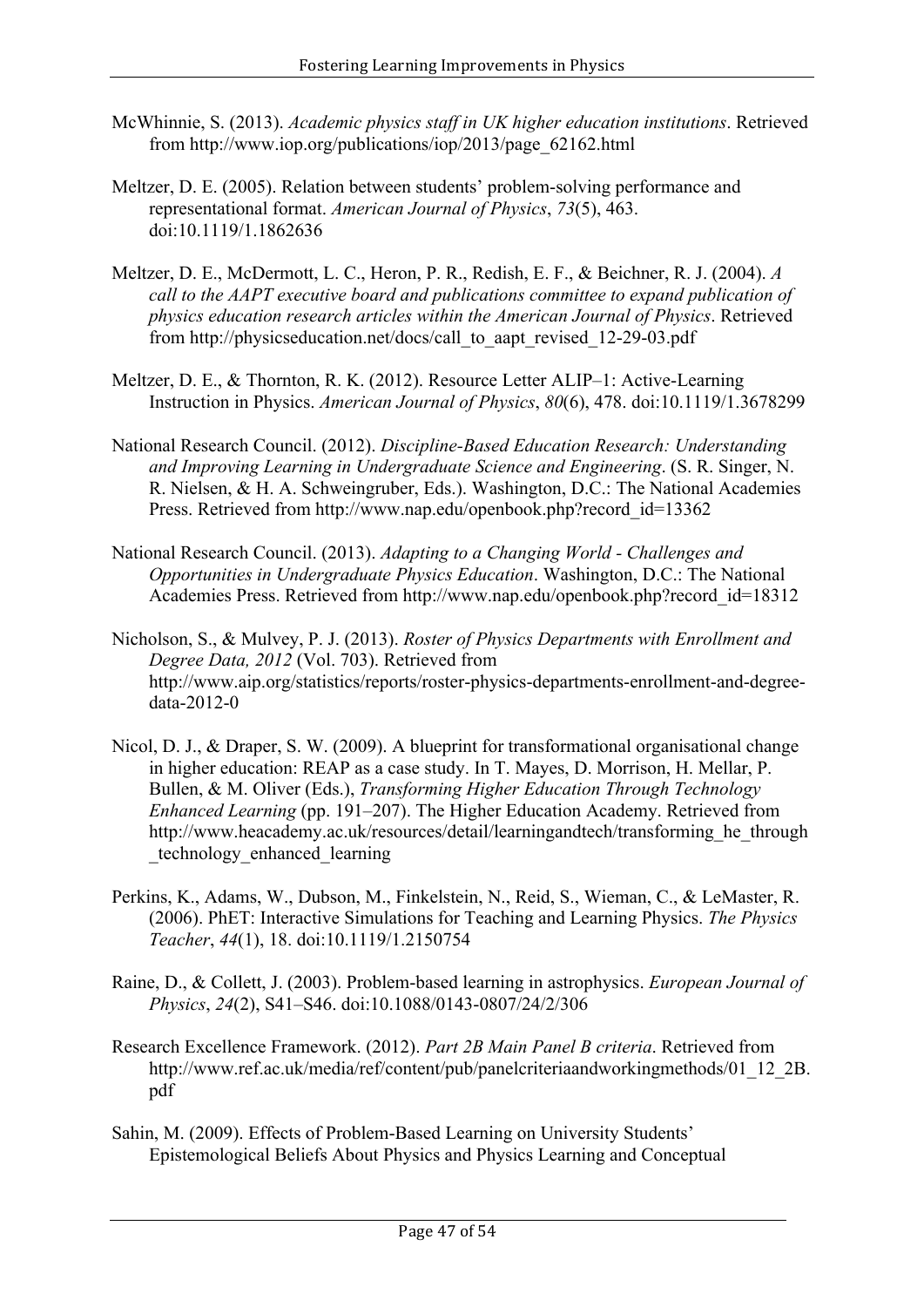McWhinnie, S. (2013). *Academic physics staff in UK higher education institutions*. Retrieved from http://www.iop.org/publications/iop/2013/page_62162.html

Meltzer, D. E. (2005). Relation between students' problem-solving performance and representational format. *American Journal of Physics*, *73*(5), 463. doi:10.1119/1.1862636

Meltzer, D. E., McDermott, L. C., Heron, P. R., Redish, E. F., & Beichner, R. J. (2004). *A call to the AAPT executive board and publications committee to expand publication of physics education research articles within the American Journal of Physics*. Retrieved from http://physicseducation.net/docs/call_to_aapt_revised_12-29-03.pdf

Meltzer, D. E., & Thornton, R. K. (2012). Resource Letter ALIP–1: Active-Learning Instruction in Physics. *American Journal of Physics*, *80*(6), 478. doi:10.1119/1.3678299

National Research Council. (2012). *Discipline-Based Education Research: Understanding and Improving Learning in Undergraduate Science and Engineering*. (S. R. Singer, N. R. Nielsen, & H. A. Schweingruber, Eds.). Washington, D.C.: The National Academies Press. Retrieved from http://www.nap.edu/openbook.php?record_id=13362

National Research Council. (2013). *Adapting to a Changing World - Challenges and Opportunities in Undergraduate Physics Education*. Washington, D.C.: The National Academies Press. Retrieved from http://www.nap.edu/openbook.php?record_id=18312

Nicholson, S., & Mulvey, P. J. (2013). *Roster of Physics Departments with Enrollment and Degree Data, 2012* (Vol. 703). Retrieved from http://www.aip.org/statistics/reports/roster-physics-departments-enrollment-and-degree-data-2012-0

Nicol, D. J., & Draper, S. W. (2009). A blueprint for transformational organisational change in higher education: REAP as a case study. In T. Mayes, D. Morrison, H. Mellar, P. Bullen, & M. Oliver (Eds.), *Transforming Higher Education Through Technology Enhanced Learning* (pp. 191–207). The Higher Education Academy. Retrieved from http://www.heacademy.ac.uk/resources/detail/learningandtech/transforming_he_through_technology_enhanced_learning

Perkins, K., Adams, W., Dubson, M., Finkelstein, N., Reid, S., Wieman, C., & LeMaster, R. (2006). PhET: Interactive Simulations for Teaching and Learning Physics. *The Physics Teacher*, *44*(1), 18. doi:10.1119/1.2150754

Raine, D., & Collett, J. (2003). Problem-based learning in astrophysics. *European Journal of Physics*, *24*(2), S41–S46. doi:10.1088/0143-0807/24/2/306

Research Excellence Framework. (2012). *Part 2B Main Panel B criteria*. Retrieved from http://www.ref.ac.uk/media/ref/content/pub/panelcriteriaandworkingmethods/01_12_2B.pdf

Sahin, M. (2009). Effects of Problem-Based Learning on University Students' Epistemological Beliefs About Physics and Physics Learning and Conceptual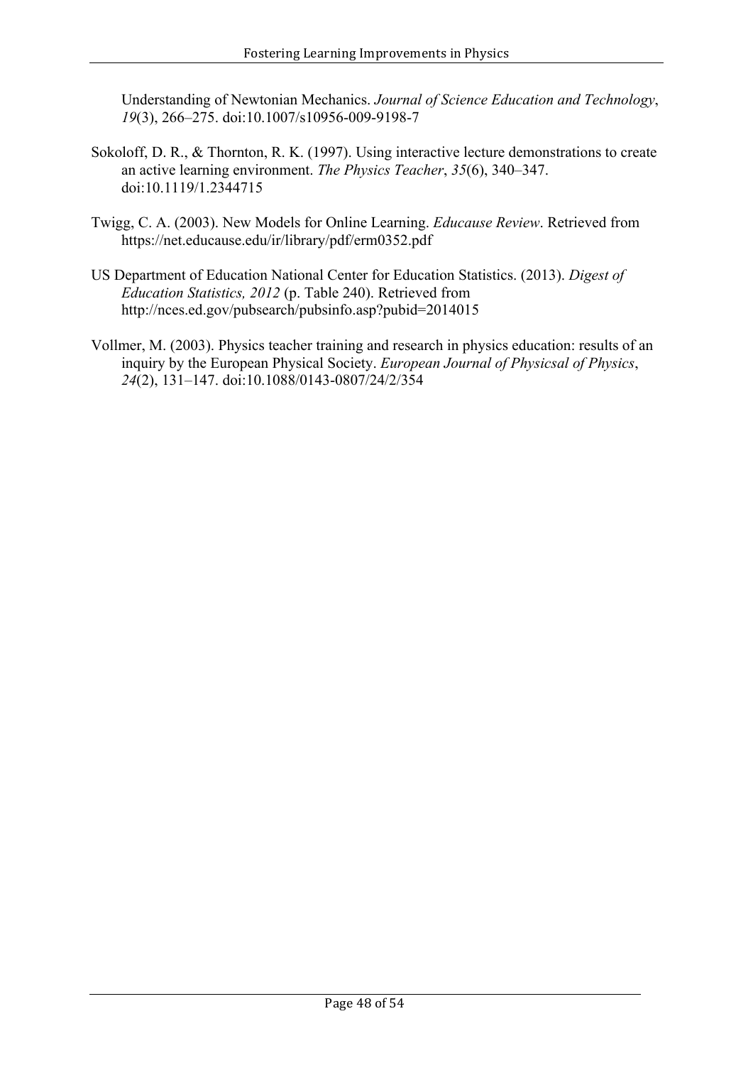Understanding of Newtonian Mechanics. *Journal of Science Education and Technology*, *19*(3), 266–275. doi:10.1007/s10956-009-9198-7

Sokoloff, D. R., & Thornton, R. K. (1997). Using interactive lecture demonstrations to create an active learning environment. *The Physics Teacher*, *35*(6), 340–347. doi:10.1119/1.2344715

Twigg, C. A. (2003). New Models for Online Learning. *Educause Review*. Retrieved from https://net.educause.edu/ir/library/pdf/erm0352.pdf

US Department of Education National Center for Education Statistics. (2013). *Digest of Education Statistics, 2012* (p. Table 240). Retrieved from http://nces.ed.gov/pubsearch/pubsinfo.asp?pubid=2014015

Vollmer, M. (2003). Physics teacher training and research in physics education: results of an inquiry by the European Physical Society. *European Journal of Physicsal of Physics*, *24*(2), 131–147. doi:10.1088/0143-0807/24/2/354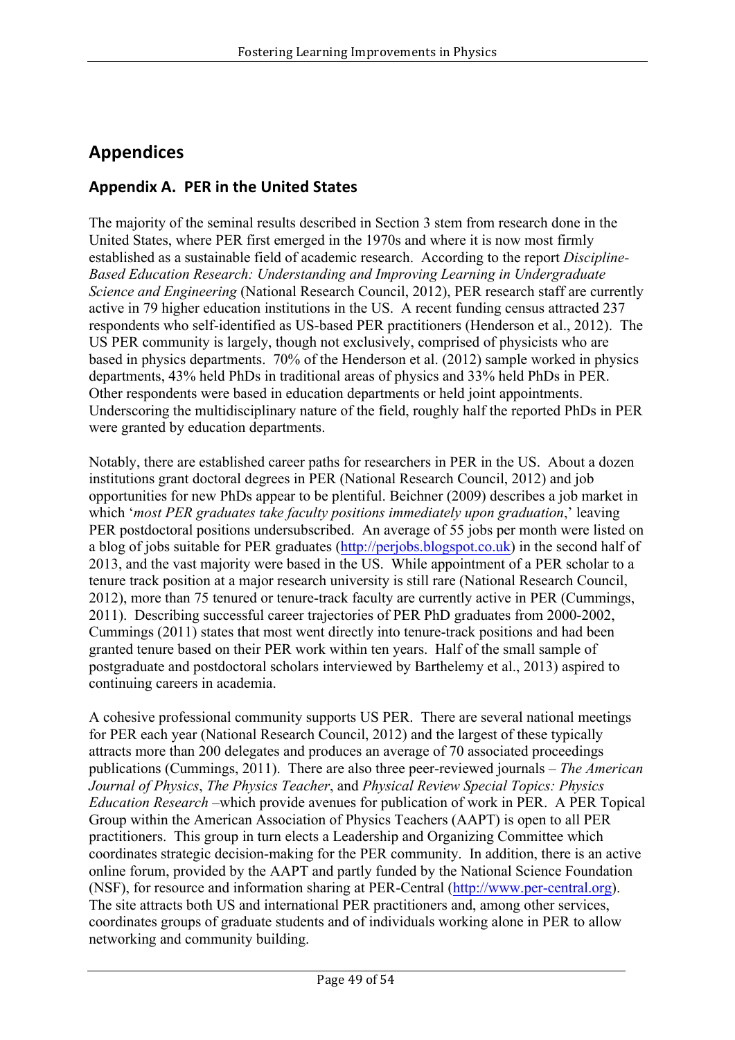# Appendices

## Appendix A. PER in the United States

The majority of the seminal results described in Section 3 stem from research done in the United States, where PER first emerged in the 1970s and where it is now most firmly established as a sustainable field of academic research. According to the report *Discipline-Based Education Research: Understanding and Improving Learning in Undergraduate Science and Engineering* (National Research Council, 2012), PER research staff are currently active in 79 higher education institutions in the US. A recent funding census attracted 237 respondents who self-identified as US-based PER practitioners (Henderson et al., 2012). The US PER community is largely, though not exclusively, comprised of physicists who are based in physics departments. 70% of the Henderson et al. (2012) sample worked in physics departments, 43% held PhDs in traditional areas of physics and 33% held PhDs in PER. Other respondents were based in education departments or held joint appointments. Underscoring the multidisciplinary nature of the field, roughly half the reported PhDs in PER were granted by education departments.

Notably, there are established career paths for researchers in PER in the US. About a dozen institutions grant doctoral degrees in PER (National Research Council, 2012) and job opportunities for new PhDs appear to be plentiful. Beichner (2009) describes a job market in which '*most PER graduates take faculty positions immediately upon graduation*,' leaving PER postdoctoral positions undersubscribed. An average of 55 jobs per month were listed on a blog of jobs suitable for PER graduates (http://perjobs.blogspot.co.uk) in the second half of 2013, and the vast majority were based in the US. While appointment of a PER scholar to a tenure track position at a major research university is still rare (National Research Council, 2012), more than 75 tenured or tenure-track faculty are currently active in PER (Cummings, 2011). Describing successful career trajectories of PER PhD graduates from 2000-2002, Cummings (2011) states that most went directly into tenure-track positions and had been granted tenure based on their PER work within ten years. Half of the small sample of postgraduate and postdoctoral scholars interviewed by Barthelemy et al., 2013) aspired to continuing careers in academia.

A cohesive professional community supports US PER. There are several national meetings for PER each year (National Research Council, 2012) and the largest of these typically attracts more than 200 delegates and produces an average of 70 associated proceedings publications (Cummings, 2011). There are also three peer-reviewed journals – *The American Journal of Physics*, *The Physics Teacher*, and *Physical Review Special Topics: Physics Education Research* –which provide avenues for publication of work in PER. A PER Topical Group within the American Association of Physics Teachers (AAPT) is open to all PER practitioners. This group in turn elects a Leadership and Organizing Committee which coordinates strategic decision-making for the PER community. In addition, there is an active online forum, provided by the AAPT and partly funded by the National Science Foundation (NSF), for resource and information sharing at PER-Central (http://www.per-central.org). The site attracts both US and international PER practitioners and, among other services, coordinates groups of graduate students and of individuals working alone in PER to allow networking and community building.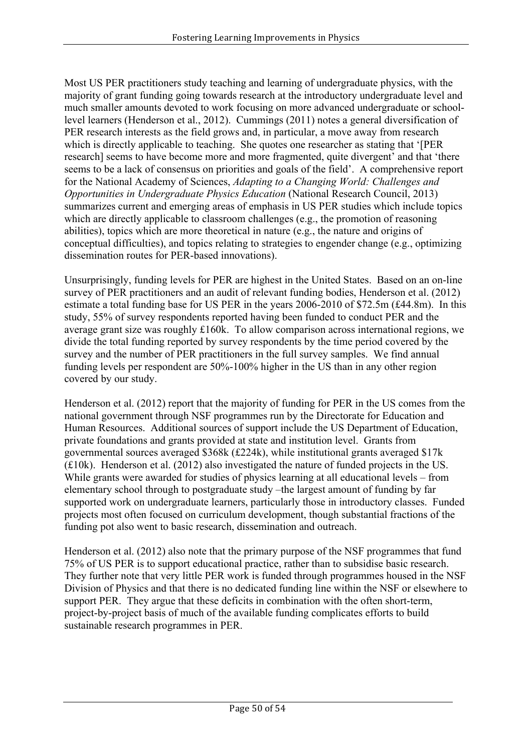Most US PER practitioners study teaching and learning of undergraduate physics, with the majority of grant funding going towards research at the introductory undergraduate level and much smaller amounts devoted to work focusing on more advanced undergraduate or school-level learners (Henderson et al., 2012). Cummings (2011) notes a general diversification of PER research interests as the field grows and, in particular, a move away from research which is directly applicable to teaching. She quotes one researcher as stating that '[PER research] seems to have become more and more fragmented, quite divergent' and that 'there seems to be a lack of consensus on priorities and goals of the field'. A comprehensive report for the National Academy of Sciences, *Adapting to a Changing World: Challenges and Opportunities in Undergraduate Physics Education* (National Research Council, 2013) summarizes current and emerging areas of emphasis in US PER studies which include topics which are directly applicable to classroom challenges (e.g., the promotion of reasoning abilities), topics which are more theoretical in nature (e.g., the nature and origins of conceptual difficulties), and topics relating to strategies to engender change (e.g., optimizing dissemination routes for PER-based innovations).

Unsurprisingly, funding levels for PER are highest in the United States. Based on an on-line survey of PER practitioners and an audit of relevant funding bodies, Henderson et al. (2012) estimate a total funding base for US PER in the years 2006-2010 of $72.5m (£44.8m). In this study, 55% of survey respondents reported having been funded to conduct PER and the average grant size was roughly £160k. To allow comparison across international regions, we divide the total funding reported by survey respondents by the time period covered by the survey and the number of PER practitioners in the full survey samples. We find annual funding levels per respondent are 50%-100% higher in the US than in any other region covered by our study.

Henderson et al. (2012) report that the majority of funding for PER in the US comes from the national government through NSF programmes run by the Directorate for Education and Human Resources. Additional sources of support include the US Department of Education, private foundations and grants provided at state and institution level. Grants from governmental sources averaged $368k (£224k), while institutional grants averaged $17k (£10k). Henderson et al. (2012) also investigated the nature of funded projects in the US. While grants were awarded for studies of physics learning at all educational levels – from elementary school through to postgraduate study –the largest amount of funding by far supported work on undergraduate learners, particularly those in introductory classes. Funded projects most often focused on curriculum development, though substantial fractions of the funding pot also went to basic research, dissemination and outreach.

Henderson et al. (2012) also note that the primary purpose of the NSF programmes that fund 75% of US PER is to support educational practice, rather than to subsidise basic research. They further note that very little PER work is funded through programmes housed in the NSF Division of Physics and that there is no dedicated funding line within the NSF or elsewhere to support PER. They argue that these deficits in combination with the often short-term, project-by-project basis of much of the available funding complicates efforts to build sustainable research programmes in PER.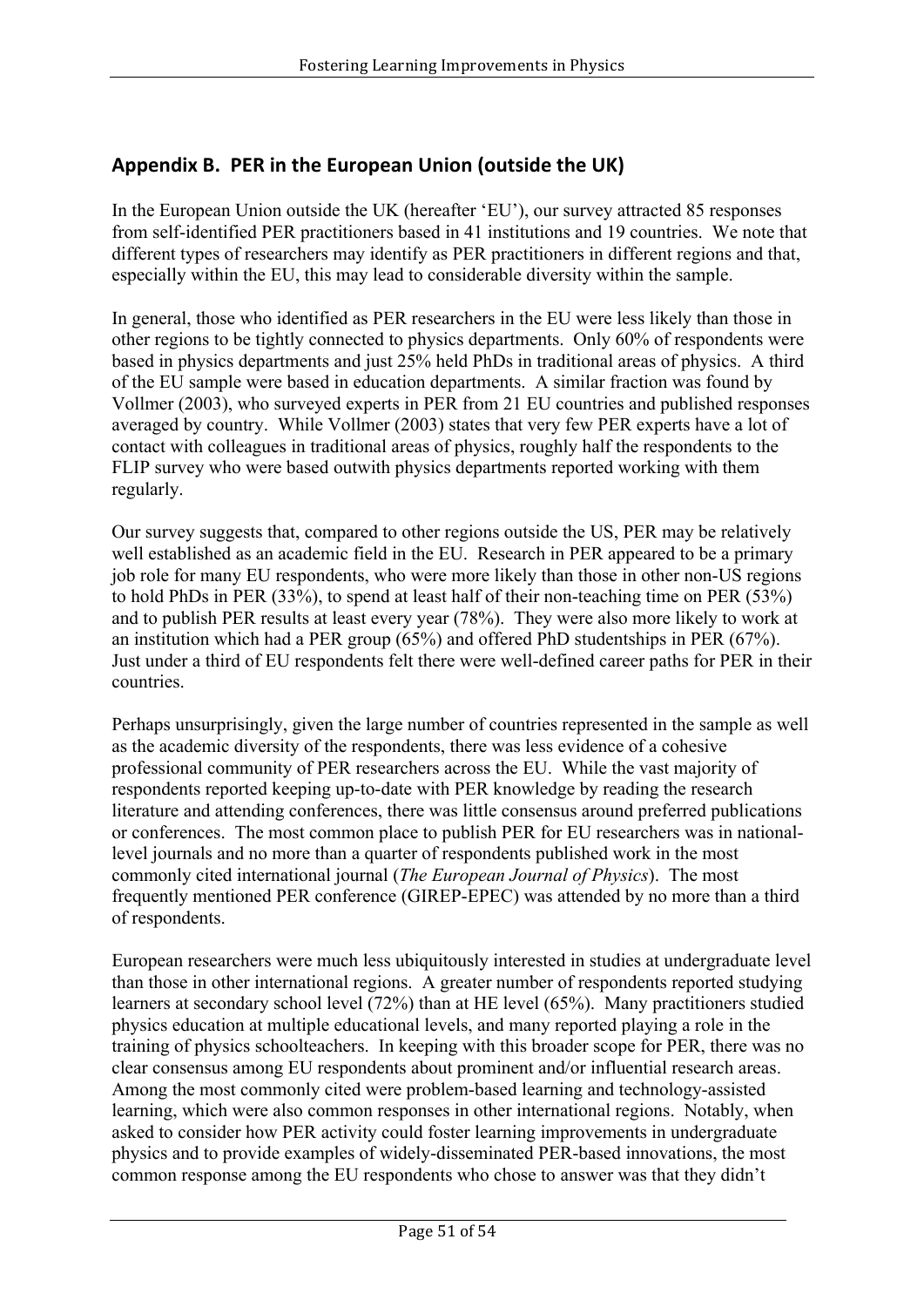## Appendix B. PER in the European Union (outside the UK)

In the European Union outside the UK (hereafter 'EU'), our survey attracted 85 responses from self-identified PER practitioners based in 41 institutions and 19 countries. We note that different types of researchers may identify as PER practitioners in different regions and that, especially within the EU, this may lead to considerable diversity within the sample.

In general, those who identified as PER researchers in the EU were less likely than those in other regions to be tightly connected to physics departments. Only 60% of respondents were based in physics departments and just 25% held PhDs in traditional areas of physics. A third of the EU sample were based in education departments. A similar fraction was found by Vollmer (2003), who surveyed experts in PER from 21 EU countries and published responses averaged by country. While Vollmer (2003) states that very few PER experts have a lot of contact with colleagues in traditional areas of physics, roughly half the respondents to the FLIP survey who were based outwith physics departments reported working with them regularly.

Our survey suggests that, compared to other regions outside the US, PER may be relatively well established as an academic field in the EU. Research in PER appeared to be a primary job role for many EU respondents, who were more likely than those in other non-US regions to hold PhDs in PER (33%), to spend at least half of their non-teaching time on PER (53%) and to publish PER results at least every year (78%). They were also more likely to work at an institution which had a PER group (65%) and offered PhD studentships in PER (67%). Just under a third of EU respondents felt there were well-defined career paths for PER in their countries.

Perhaps unsurprisingly, given the large number of countries represented in the sample as well as the academic diversity of the respondents, there was less evidence of a cohesive professional community of PER researchers across the EU. While the vast majority of respondents reported keeping up-to-date with PER knowledge by reading the research literature and attending conferences, there was little consensus around preferred publications or conferences. The most common place to publish PER for EU researchers was in national-level journals and no more than a quarter of respondents published work in the most commonly cited international journal (*The European Journal of Physics*). The most frequently mentioned PER conference (GIREP-EPEC) was attended by no more than a third of respondents.

European researchers were much less ubiquitously interested in studies at undergraduate level than those in other international regions. A greater number of respondents reported studying learners at secondary school level (72%) than at HE level (65%). Many practitioners studied physics education at multiple educational levels, and many reported playing a role in the training of physics schoolteachers. In keeping with this broader scope for PER, there was no clear consensus among EU respondents about prominent and/or influential research areas. Among the most commonly cited were problem-based learning and technology-assisted learning, which were also common responses in other international regions. Notably, when asked to consider how PER activity could foster learning improvements in undergraduate physics and to provide examples of widely-disseminated PER-based innovations, the most common response among the EU respondents who chose to answer was that they didn't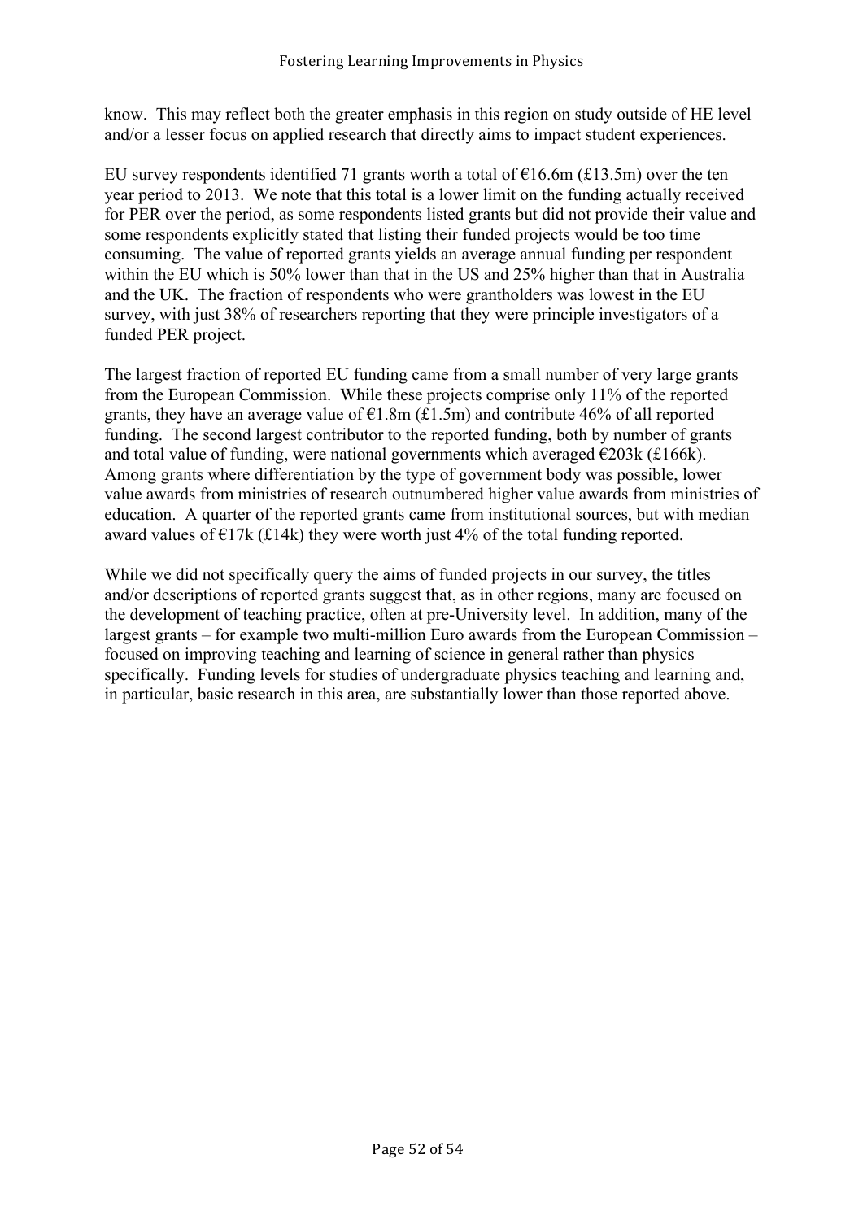know. This may reflect both the greater emphasis in this region on study outside of HE level and/or a lesser focus on applied research that directly aims to impact student experiences.

EU survey respondents identified 71 grants worth a total of €16.6m (£13.5m) over the ten year period to 2013. We note that this total is a lower limit on the funding actually received for PER over the period, as some respondents listed grants but did not provide their value and some respondents explicitly stated that listing their funded projects would be too time consuming. The value of reported grants yields an average annual funding per respondent within the EU which is 50% lower than that in the US and 25% higher than that in Australia and the UK. The fraction of respondents who were grantholders was lowest in the EU survey, with just 38% of researchers reporting that they were principle investigators of a funded PER project.

The largest fraction of reported EU funding came from a small number of very large grants from the European Commission. While these projects comprise only 11% of the reported grants, they have an average value of €1.8m (£1.5m) and contribute 46% of all reported funding. The second largest contributor to the reported funding, both by number of grants and total value of funding, were national governments which averaged €203k (£166k). Among grants where differentiation by the type of government body was possible, lower value awards from ministries of research outnumbered higher value awards from ministries of education. A quarter of the reported grants came from institutional sources, but with median award values of €17k (£14k) they were worth just 4% of the total funding reported.

While we did not specifically query the aims of funded projects in our survey, the titles and/or descriptions of reported grants suggest that, as in other regions, many are focused on the development of teaching practice, often at pre-University level. In addition, many of the largest grants – for example two multi-million Euro awards from the European Commission – focused on improving teaching and learning of science in general rather than physics specifically. Funding levels for studies of undergraduate physics teaching and learning and, in particular, basic research in this area, are substantially lower than those reported above.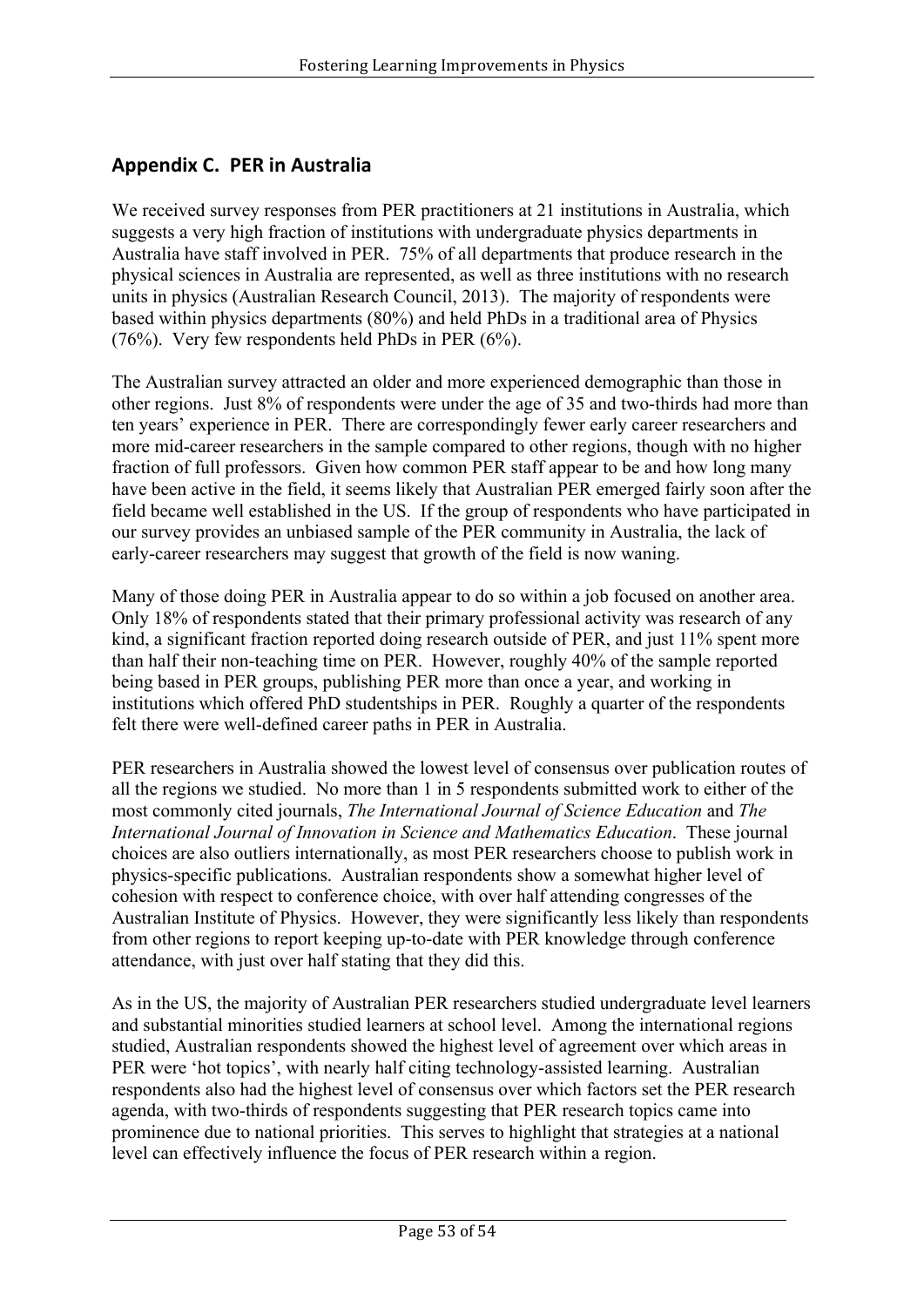## Appendix C. PER in Australia

We received survey responses from PER practitioners at 21 institutions in Australia, which suggests a very high fraction of institutions with undergraduate physics departments in Australia have staff involved in PER. 75% of all departments that produce research in the physical sciences in Australia are represented, as well as three institutions with no research units in physics (Australian Research Council, 2013). The majority of respondents were based within physics departments (80%) and held PhDs in a traditional area of Physics (76%). Very few respondents held PhDs in PER (6%).

The Australian survey attracted an older and more experienced demographic than those in other regions. Just 8% of respondents were under the age of 35 and two-thirds had more than ten years' experience in PER. There are correspondingly fewer early career researchers and more mid-career researchers in the sample compared to other regions, though with no higher fraction of full professors. Given how common PER staff appear to be and how long many have been active in the field, it seems likely that Australian PER emerged fairly soon after the field became well established in the US. If the group of respondents who have participated in our survey provides an unbiased sample of the PER community in Australia, the lack of early-career researchers may suggest that growth of the field is now waning.

Many of those doing PER in Australia appear to do so within a job focused on another area. Only 18% of respondents stated that their primary professional activity was research of any kind, a significant fraction reported doing research outside of PER, and just 11% spent more than half their non-teaching time on PER. However, roughly 40% of the sample reported being based in PER groups, publishing PER more than once a year, and working in institutions which offered PhD studentships in PER. Roughly a quarter of the respondents felt there were well-defined career paths in PER in Australia.

PER researchers in Australia showed the lowest level of consensus over publication routes of all the regions we studied. No more than 1 in 5 respondents submitted work to either of the most commonly cited journals, *The International Journal of Science Education* and *The International Journal of Innovation in Science and Mathematics Education*. These journal choices are also outliers internationally, as most PER researchers choose to publish work in physics-specific publications. Australian respondents show a somewhat higher level of cohesion with respect to conference choice, with over half attending congresses of the Australian Institute of Physics. However, they were significantly less likely than respondents from other regions to report keeping up-to-date with PER knowledge through conference attendance, with just over half stating that they did this.

As in the US, the majority of Australian PER researchers studied undergraduate level learners and substantial minorities studied learners at school level. Among the international regions studied, Australian respondents showed the highest level of agreement over which areas in PER were 'hot topics', with nearly half citing technology-assisted learning. Australian respondents also had the highest level of consensus over which factors set the PER research agenda, with two-thirds of respondents suggesting that PER research topics came into prominence due to national priorities. This serves to highlight that strategies at a national level can effectively influence the focus of PER research within a region.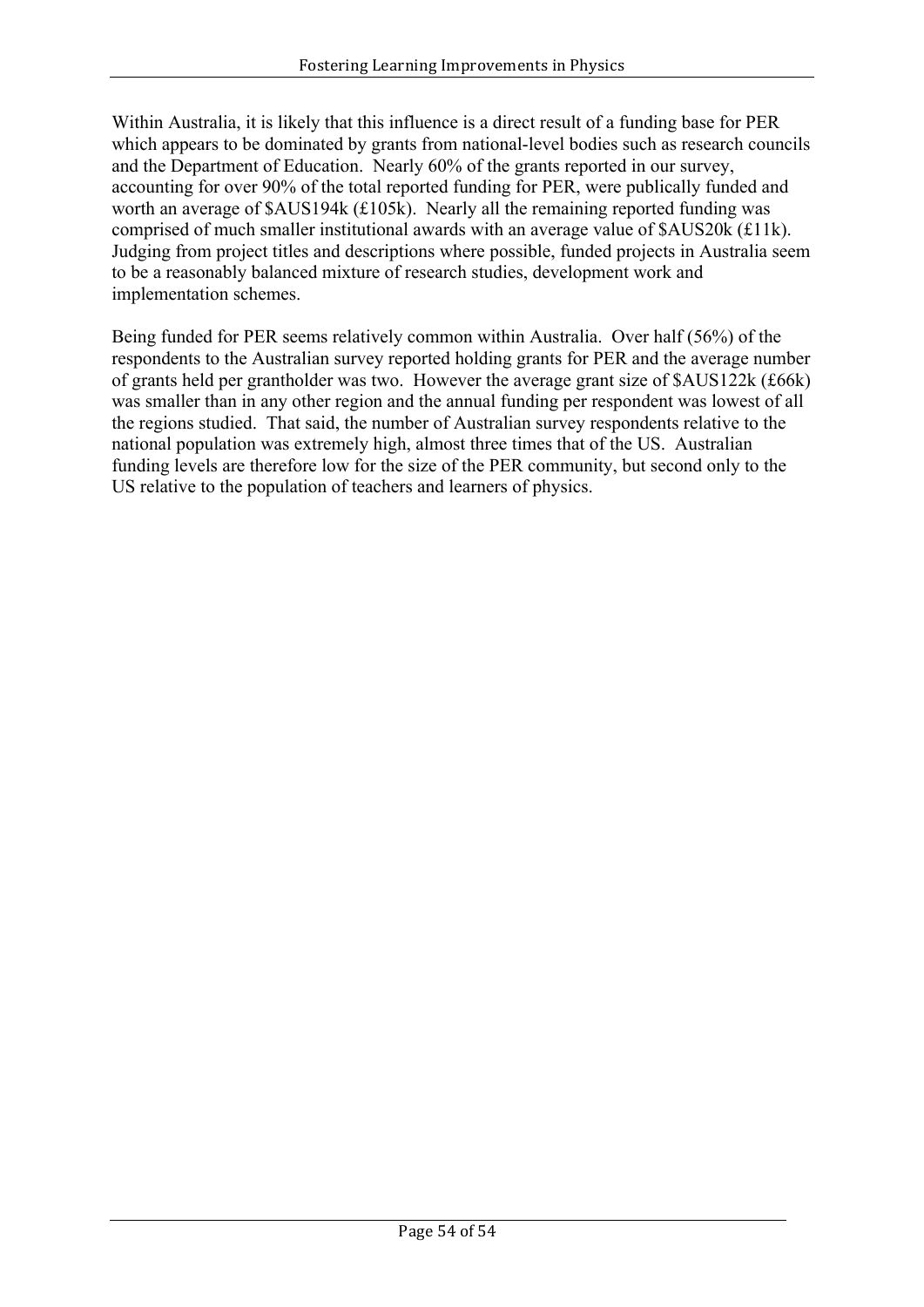Within Australia, it is likely that this influence is a direct result of a funding base for PER which appears to be dominated by grants from national-level bodies such as research councils and the Department of Education. Nearly 60% of the grants reported in our survey, accounting for over 90% of the total reported funding for PER, were publically funded and worth an average of $AUS194k (£105k). Nearly all the remaining reported funding was comprised of much smaller institutional awards with an average value of $AUS20k (£11k). Judging from project titles and descriptions where possible, funded projects in Australia seem to be a reasonably balanced mixture of research studies, development work and implementation schemes.

Being funded for PER seems relatively common within Australia. Over half (56%) of the respondents to the Australian survey reported holding grants for PER and the average number of grants held per grantholder was two. However the average grant size of $AUS122k (£66k) was smaller than in any other region and the annual funding per respondent was lowest of all the regions studied. That said, the number of Australian survey respondents relative to the national population was extremely high, almost three times that of the US. Australian funding levels are therefore low for the size of the PER community, but second only to the US relative to the population of teachers and learners of physics.